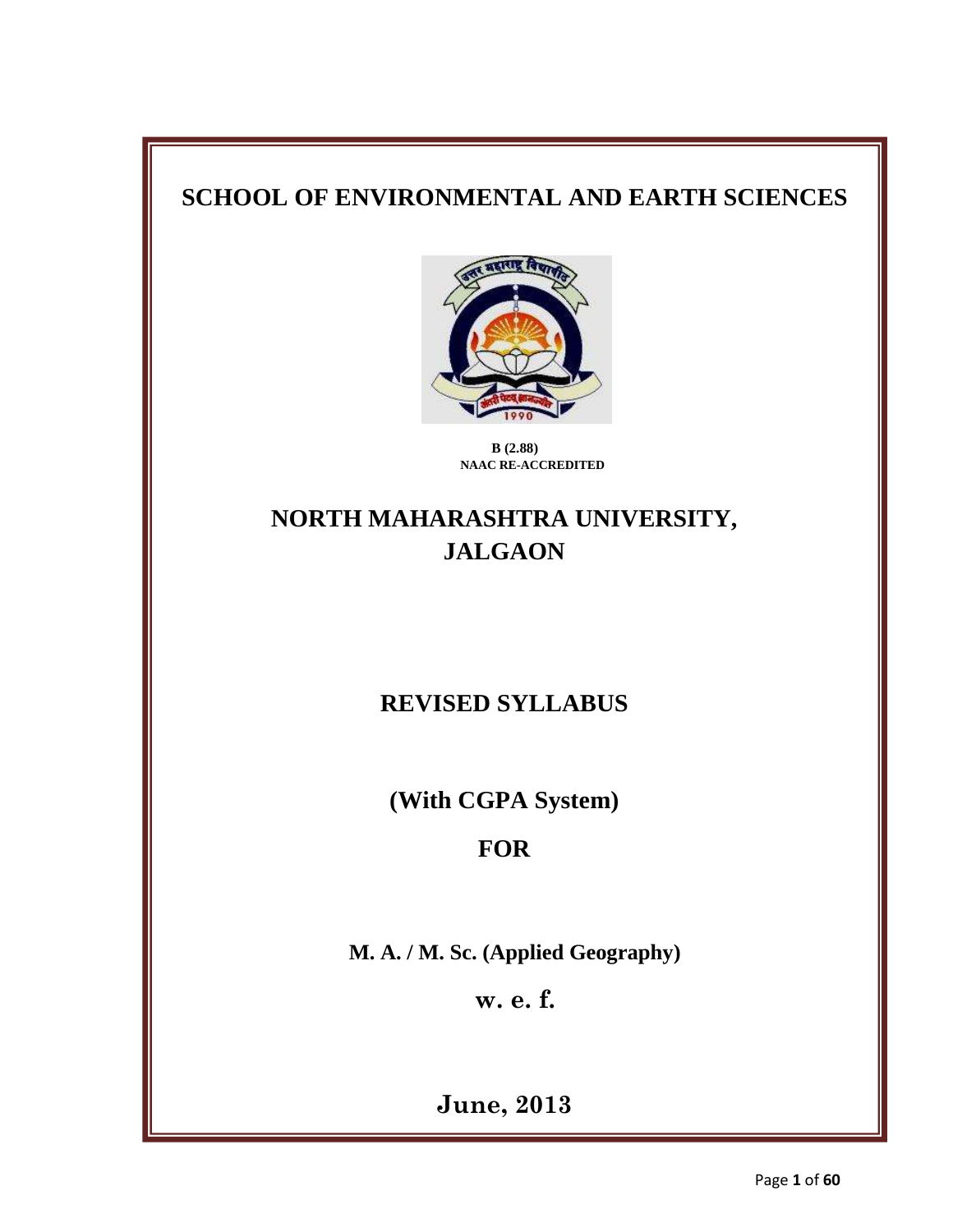# SCHOOL OF ENVIRONMENTAL AND EARTH SCIENCES

**B (2.88)**
**NAAC RE-ACCREDITED**

## NORTH MAHARASHTRA UNIVERSITY, JALGAON

## REVISED SYLLABUS

## (With CGPA System)

## FOR

**M. A. / M. Sc. (Applied Geography)**

**w. e. f.**

**June, 2013**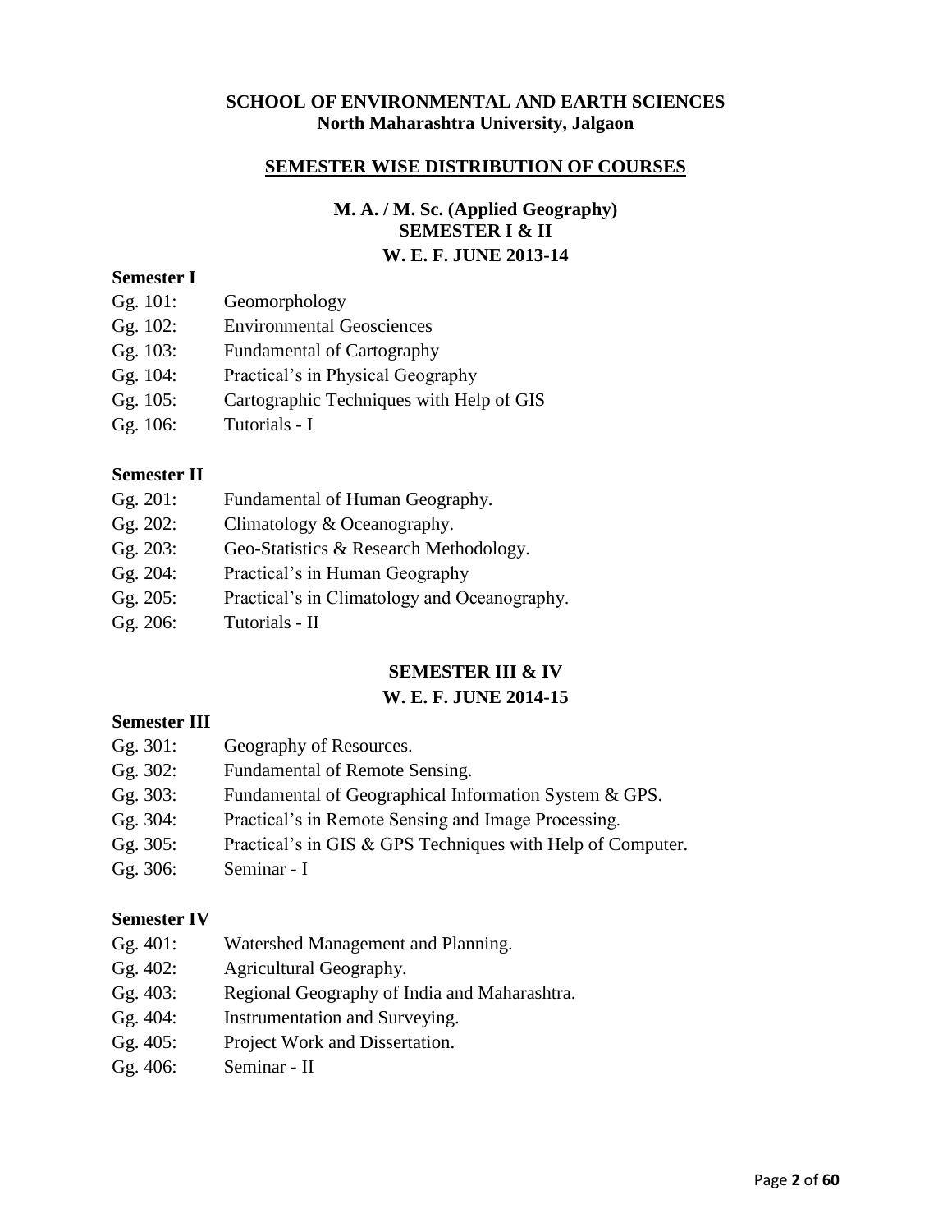**SCHOOL OF ENVIRONMENTAL AND EARTH SCIENCES**
**North Maharashtra University, Jalgaon**

## SEMESTER WISE DISTRIBUTION OF COURSES

### M. A. / M. Sc. (Applied Geography)
### SEMESTER I & II
### W. E. F. JUNE 2013-14

**Semester I**

Gg. 101: Geomorphology
Gg. 102: Environmental Geosciences
Gg. 103: Fundamental of Cartography
Gg. 104: Practical's in Physical Geography
Gg. 105: Cartographic Techniques with Help of GIS
Gg. 106: Tutorials - I

**Semester II**

Gg. 201: Fundamental of Human Geography.
Gg. 202: Climatology & Oceanography.
Gg. 203: Geo-Statistics & Research Methodology.
Gg. 204: Practical's in Human Geography
Gg. 205: Practical's in Climatology and Oceanography.
Gg. 206: Tutorials - II

### SEMESTER III & IV
### W. E. F. JUNE 2014-15

**Semester III**

Gg. 301: Geography of Resources.
Gg. 302: Fundamental of Remote Sensing.
Gg. 303: Fundamental of Geographical Information System & GPS.
Gg. 304: Practical's in Remote Sensing and Image Processing.
Gg. 305: Practical's in GIS & GPS Techniques with Help of Computer.
Gg. 306: Seminar - I

**Semester IV**

Gg. 401: Watershed Management and Planning.
Gg. 402: Agricultural Geography.
Gg. 403: Regional Geography of India and Maharashtra.
Gg. 404: Instrumentation and Surveying.
Gg. 405: Project Work and Dissertation.
Gg. 406: Seminar - II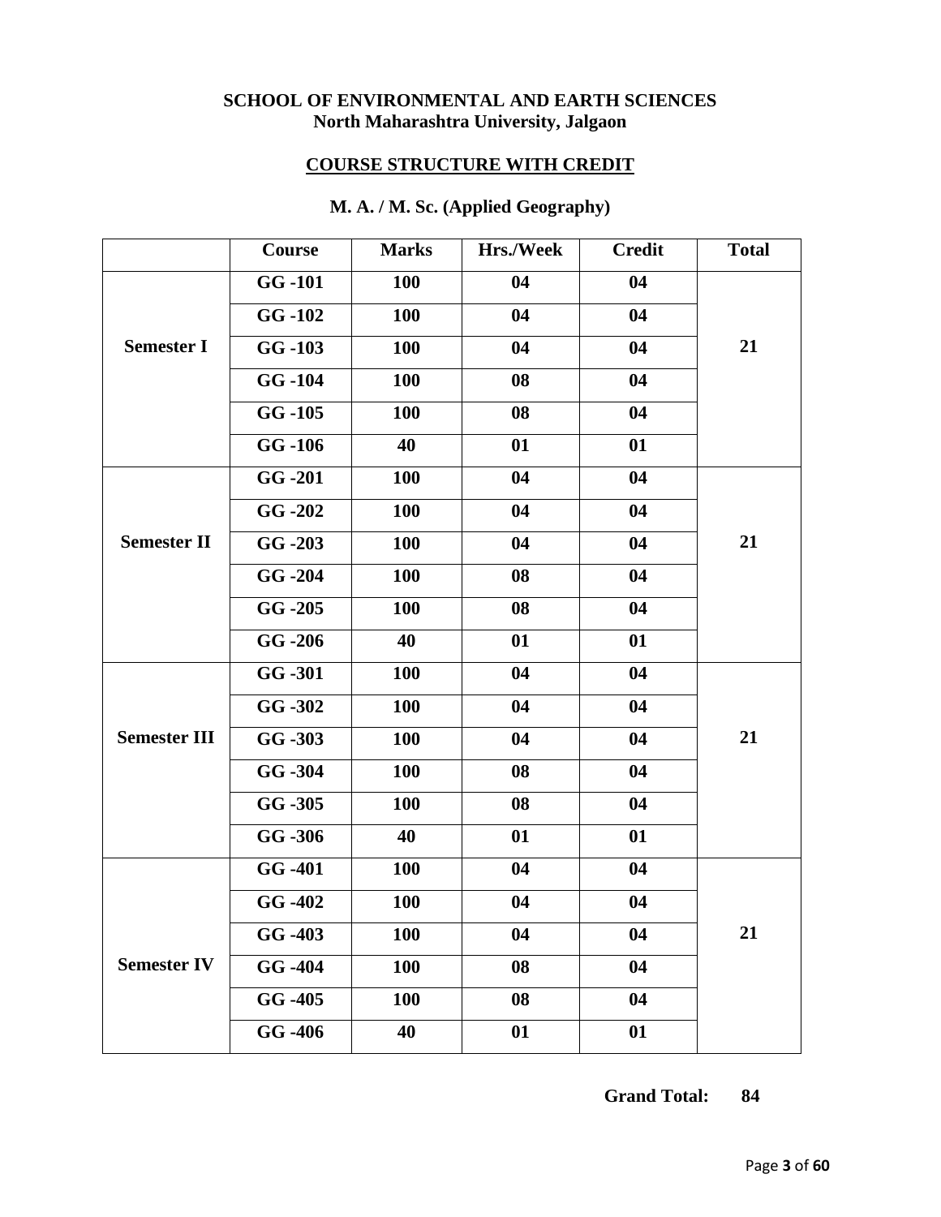**SCHOOL OF ENVIRONMENTAL AND EARTH SCIENCES**
**North Maharashtra University, Jalgaon**

## COURSE STRUCTURE WITH CREDIT

### M. A. / M. Sc. (Applied Geography)

| | Course | Marks | Hrs./Week | Credit | Total |
|---|---|---|---|---|---|
| Semester I | GG -101 | 100 | 04 | 04 | 21 |
| | GG -102 | 100 | 04 | 04 | |
| | GG -103 | 100 | 04 | 04 | |
| | GG -104 | 100 | 08 | 04 | |
| | GG -105 | 100 | 08 | 04 | |
| | GG -106 | 40 | 01 | 01 | |
| Semester II | GG -201 | 100 | 04 | 04 | 21 |
| | GG -202 | 100 | 04 | 04 | |
| | GG -203 | 100 | 04 | 04 | |
| | GG -204 | 100 | 08 | 04 | |
| | GG -205 | 100 | 08 | 04 | |
| | GG -206 | 40 | 01 | 01 | |
| Semester III | GG -301 | 100 | 04 | 04 | 21 |
| | GG -302 | 100 | 04 | 04 | |
| | GG -303 | 100 | 04 | 04 | |
| | GG -304 | 100 | 08 | 04 | |
| | GG -305 | 100 | 08 | 04 | |
| | GG -306 | 40 | 01 | 01 | |
| Semester IV | GG -401 | 100 | 04 | 04 | 21 |
| | GG -402 | 100 | 04 | 04 | |
| | GG -403 | 100 | 04 | 04 | |
| | GG -404 | 100 | 08 | 04 | |
| | GG -405 | 100 | 08 | 04 | |
| | GG -406 | 40 | 01 | 01 | |

**Grand Total: 84**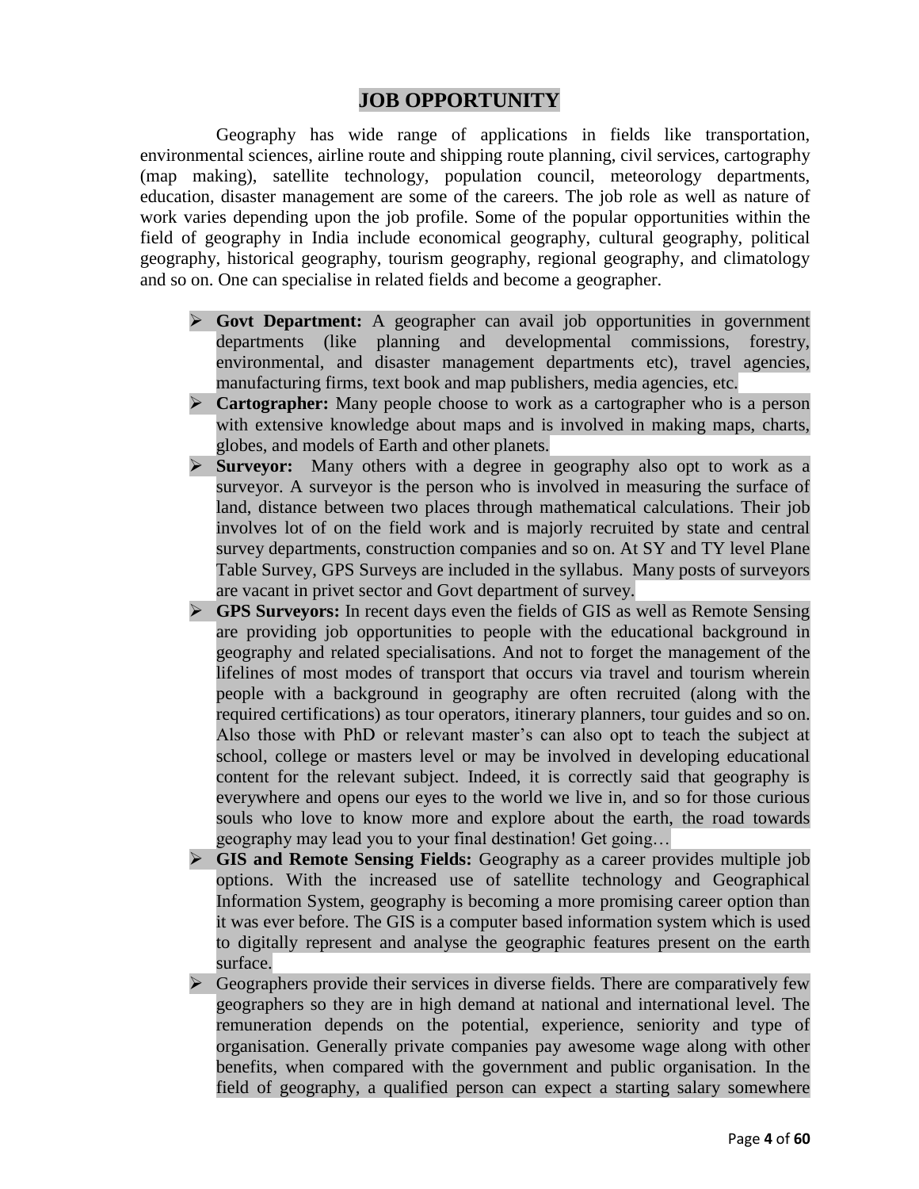# JOB OPPORTUNITY

Geography has wide range of applications in fields like transportation, environmental sciences, airline route and shipping route planning, civil services, cartography (map making), satellite technology, population council, meteorology departments, education, disaster management are some of the careers. The job role as well as nature of work varies depending upon the job profile. Some of the popular opportunities within the field of geography in India include economical geography, cultural geography, political geography, historical geography, tourism geography, regional geography, and climatology and so on. One can specialise in related fields and become a geographer.

- **Govt Department:** A geographer can avail job opportunities in government departments (like planning and developmental commissions, forestry, environmental, and disaster management departments etc), travel agencies, manufacturing firms, text book and map publishers, media agencies, etc.
- **Cartographer:** Many people choose to work as a cartographer who is a person with extensive knowledge about maps and is involved in making maps, charts, globes, and models of Earth and other planets.
- **Surveyor:** Many others with a degree in geography also opt to work as a surveyor. A surveyor is the person who is involved in measuring the surface of land, distance between two places through mathematical calculations. Their job involves lot of on the field work and is majorly recruited by state and central survey departments, construction companies and so on. At SY and TY level Plane Table Survey, GPS Surveys are included in the syllabus. Many posts of surveyors are vacant in privet sector and Govt department of survey.
- **GPS Surveyors:** In recent days even the fields of GIS as well as Remote Sensing are providing job opportunities to people with the educational background in geography and related specialisations. And not to forget the management of the lifelines of most modes of transport that occurs via travel and tourism wherein people with a background in geography are often recruited (along with the required certifications) as tour operators, itinerary planners, tour guides and so on. Also those with PhD or relevant master's can also opt to teach the subject at school, college or masters level or may be involved in developing educational content for the relevant subject. Indeed, it is correctly said that geography is everywhere and opens our eyes to the world we live in, and so for those curious souls who love to know more and explore about the earth, the road towards geography may lead you to your final destination! Get going…
- **GIS and Remote Sensing Fields:** Geography as a career provides multiple job options. With the increased use of satellite technology and Geographical Information System, geography is becoming a more promising career option than it was ever before. The GIS is a computer based information system which is used to digitally represent and analyse the geographic features present on the earth surface.
- Geographers provide their services in diverse fields. There are comparatively few geographers so they are in high demand at national and international level. The remuneration depends on the potential, experience, seniority and type of organisation. Generally private companies pay awesome wage along with other benefits, when compared with the government and public organisation. In the field of geography, a qualified person can expect a starting salary somewhere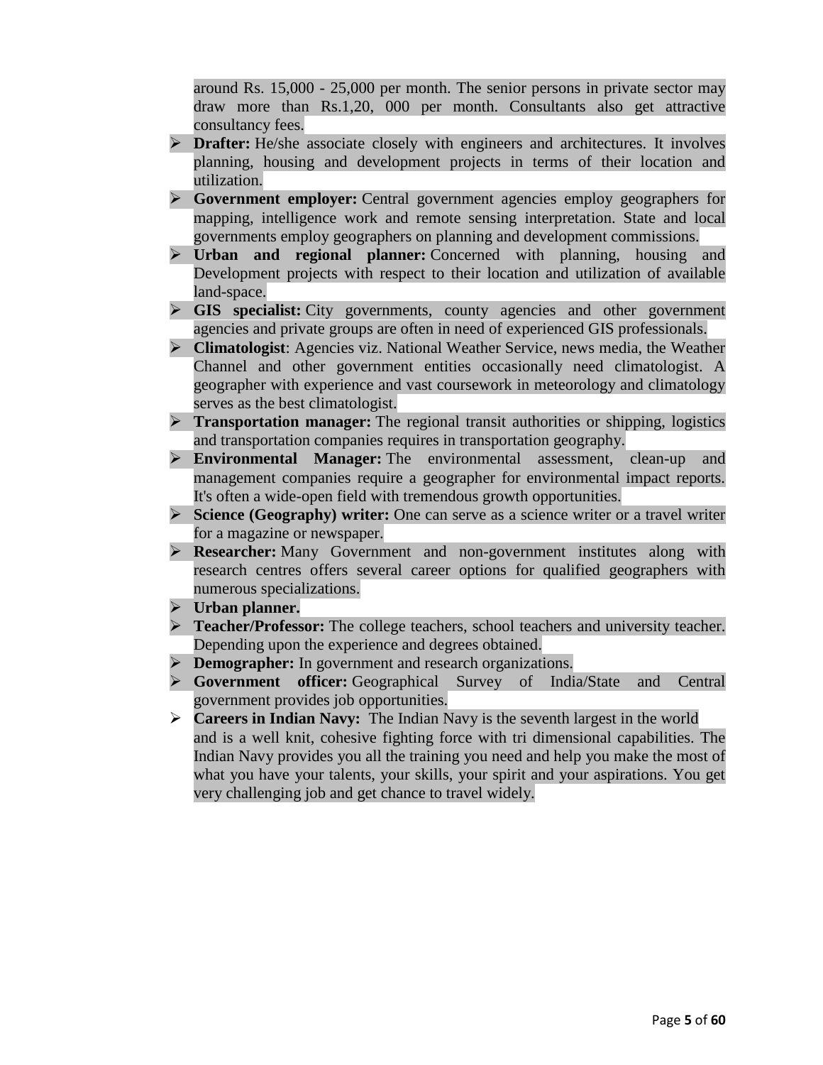around Rs. 15,000 - 25,000 per month. The senior persons in private sector may draw more than Rs.1,20, 000 per month. Consultants also get attractive consultancy fees.

- **Drafter:** He/she associate closely with engineers and architectures. It involves planning, housing and development projects in terms of their location and utilization.
- **Government employer:** Central government agencies employ geographers for mapping, intelligence work and remote sensing interpretation. State and local governments employ geographers on planning and development commissions.
- **Urban and regional planner:** Concerned with planning, housing and Development projects with respect to their location and utilization of available land-space.
- **GIS specialist:** City governments, county agencies and other government agencies and private groups are often in need of experienced GIS professionals.
- **Climatologist**: Agencies viz. National Weather Service, news media, the Weather Channel and other government entities occasionally need climatologist. A geographer with experience and vast coursework in meteorology and climatology serves as the best climatologist.
- **Transportation manager:** The regional transit authorities or shipping, logistics and transportation companies requires in transportation geography.
- **Environmental Manager:** The environmental assessment, clean-up and management companies require a geographer for environmental impact reports. It's often a wide-open field with tremendous growth opportunities.
- **Science (Geography) writer:** One can serve as a science writer or a travel writer for a magazine or newspaper.
- **Researcher:** Many Government and non-government institutes along with research centres offers several career options for qualified geographers with numerous specializations.
- **Urban planner.**
- **Teacher/Professor:** The college teachers, school teachers and university teacher. Depending upon the experience and degrees obtained.
- **Demographer:** In government and research organizations.
- **Government officer:** Geographical Survey of India/State and Central government provides job opportunities.
- **Careers in Indian Navy:** The Indian Navy is the seventh largest in the world and is a well knit, cohesive fighting force with tri dimensional capabilities. The Indian Navy provides you all the training you need and help you make the most of what you have your talents, your skills, your spirit and your aspirations. You get very challenging job and get chance to travel widely.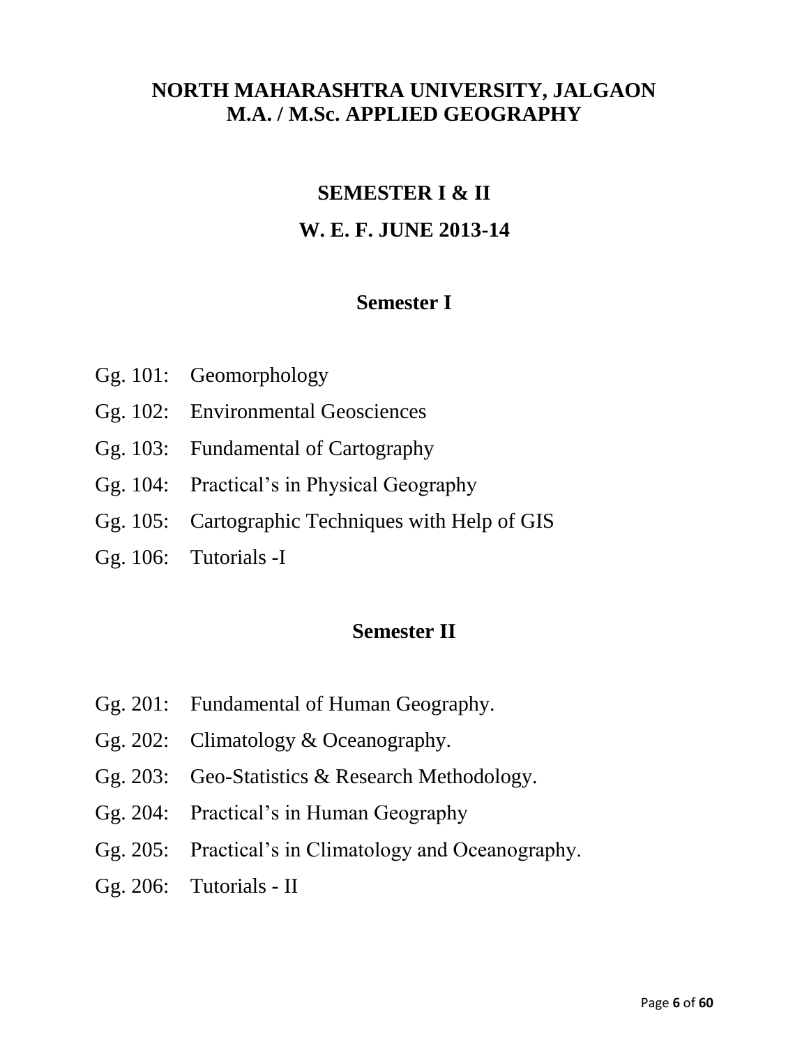# NORTH MAHARASHTRA UNIVERSITY, JALGAON
# M.A. / M.Sc. APPLIED GEOGRAPHY

## SEMESTER I & II

## W. E. F. JUNE 2013-14

### Semester I

- Gg. 101: Geomorphology
- Gg. 102: Environmental Geosciences
- Gg. 103: Fundamental of Cartography
- Gg. 104: Practical's in Physical Geography
- Gg. 105: Cartographic Techniques with Help of GIS
- Gg. 106: Tutorials -I

### Semester II

- Gg. 201: Fundamental of Human Geography.
- Gg. 202: Climatology & Oceanography.
- Gg. 203: Geo-Statistics & Research Methodology.
- Gg. 204: Practical's in Human Geography
- Gg. 205: Practical's in Climatology and Oceanography.
- Gg. 206: Tutorials - II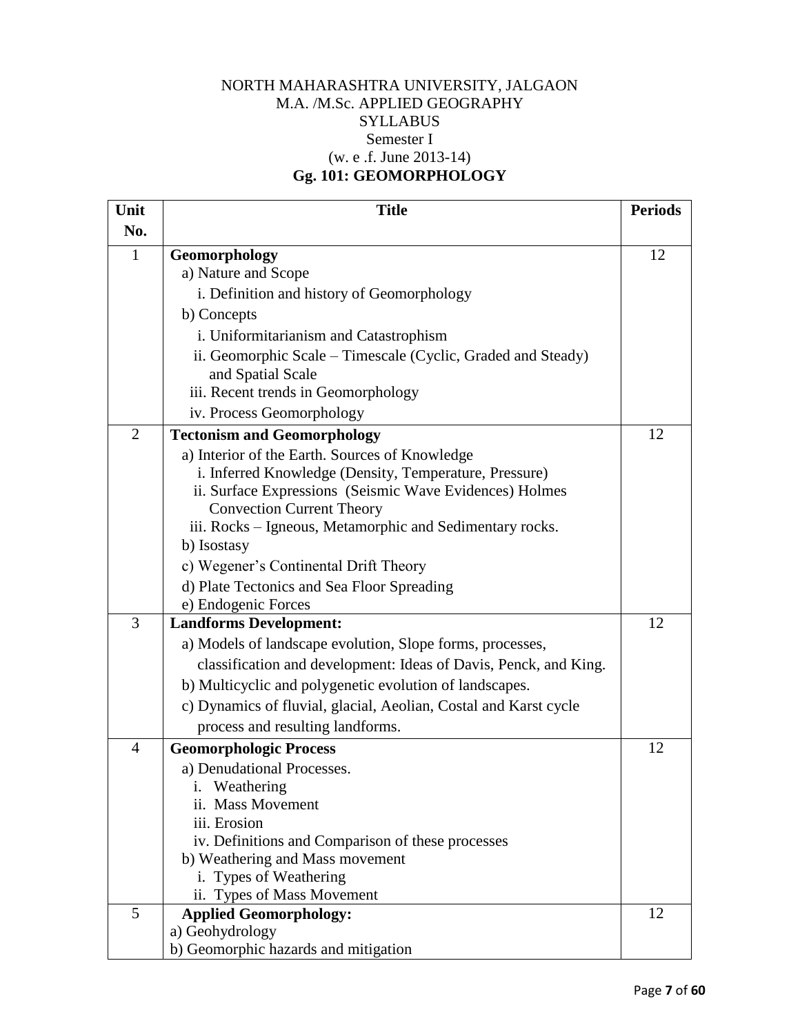NORTH MAHARASHTRA UNIVERSITY, JALGAON
M.A. /M.Sc. APPLIED GEOGRAPHY
SYLLABUS
Semester I
(w. e .f. June 2013-14)

## Gg. 101: GEOMORPHOLOGY

| Unit No. | Title | Periods |
|---|---|---|
| 1 | **Geomorphology**<br>a) Nature and Scope<br>i. Definition and history of Geomorphology<br>b) Concepts<br>i. Uniformitarianism and Catastrophism<br>ii. Geomorphic Scale – Timescale (Cyclic, Graded and Steady) and Spatial Scale<br>iii. Recent trends in Geomorphology<br>iv. Process Geomorphology | 12 |
| 2 | **Tectonism and Geomorphology**<br>a) Interior of the Earth. Sources of Knowledge<br>i. Inferred Knowledge (Density, Temperature, Pressure)<br>ii. Surface Expressions (Seismic Wave Evidences) Holmes Convection Current Theory<br>iii. Rocks – Igneous, Metamorphic and Sedimentary rocks.<br>b) Isostasy<br>c) Wegener's Continental Drift Theory<br>d) Plate Tectonics and Sea Floor Spreading<br>e) Endogenic Forces | 12 |
| 3 | **Landforms Development:**<br>a) Models of landscape evolution, Slope forms, processes, classification and development: Ideas of Davis, Penck, and King.<br>b) Multicyclic and polygenetic evolution of landscapes.<br>c) Dynamics of fluvial, glacial, Aeolian, Costal and Karst cycle process and resulting landforms. | 12 |
| 4 | **Geomorphologic Process**<br>a) Denudational Processes.<br>i. Weathering<br>ii. Mass Movement<br>iii. Erosion<br>iv. Definitions and Comparison of these processes<br>b) Weathering and Mass movement<br>i. Types of Weathering<br>ii. Types of Mass Movement | 12 |
| 5 | **Applied Geomorphology:**<br>a) Geohydrology<br>b) Geomorphic hazards and mitigation | 12 |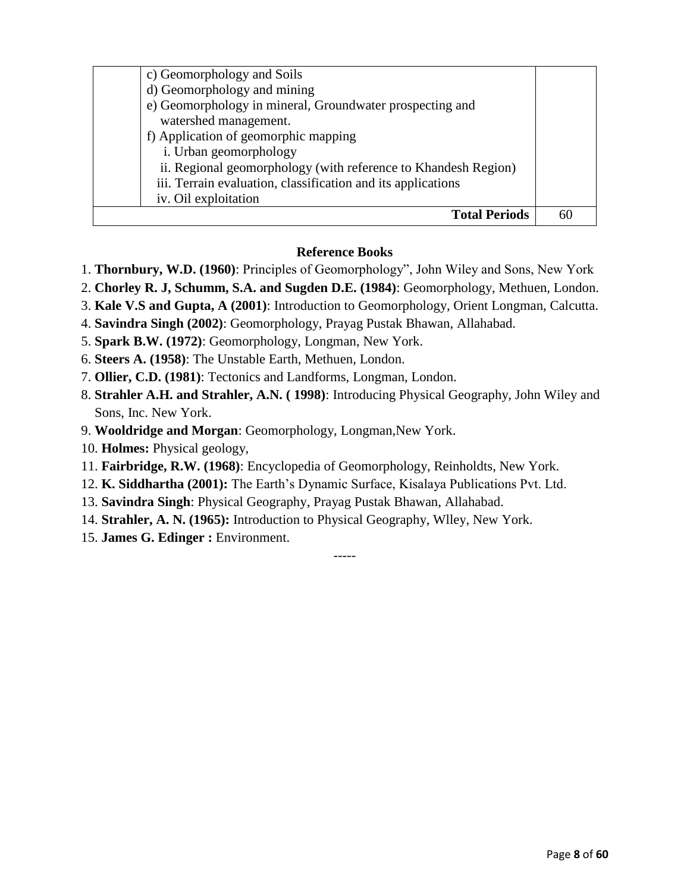| | | |
|---|---|---|
| | c) Geomorphology and Soils<br>d) Geomorphology and mining<br>e) Geomorphology in mineral, Groundwater prospecting and watershed management.<br>f) Application of geomorphic mapping<br>i. Urban geomorphology<br>ii. Regional geomorphology (with reference to Khandesh Region)<br>iii. Terrain evaluation, classification and its applications<br>iv. Oil exploitation | |
| | **Total Periods** | 60 |

**Reference Books**

1. **Thornbury, W.D. (1960)**: Principles of Geomorphology", John Wiley and Sons, New York
2. **Chorley R. J, Schumm, S.A. and Sugden D.E. (1984)**: Geomorphology, Methuen, London.
3. **Kale V.S and Gupta, A (2001)**: Introduction to Geomorphology, Orient Longman, Calcutta.
4. **Savindra Singh (2002)**: Geomorphology, Prayag Pustak Bhawan, Allahabad.
5. **Spark B.W. (1972)**: Geomorphology, Longman, New York.
6. **Steers A. (1958)**: The Unstable Earth, Methuen, London.
7. **Ollier, C.D. (1981)**: Tectonics and Landforms, Longman, London.
8. **Strahler A.H. and Strahler, A.N. ( 1998)**: Introducing Physical Geography, John Wiley and Sons, Inc. New York.
9. **Wooldridge and Morgan**: Geomorphology, Longman,New York.
10. **Holmes:** Physical geology,
11. **Fairbridge, R.W. (1968)**: Encyclopedia of Geomorphology, Reinholdts, New York.
12. **K. Siddhartha (2001):** The Earth's Dynamic Surface, Kisalaya Publications Pvt. Ltd.
13. **Savindra Singh**: Physical Geography, Prayag Pustak Bhawan, Allahabad.
14. **Strahler, A. N. (1965):** Introduction to Physical Geography, Wlley, New York.
15. **James G. Edinger :** Environment.

-----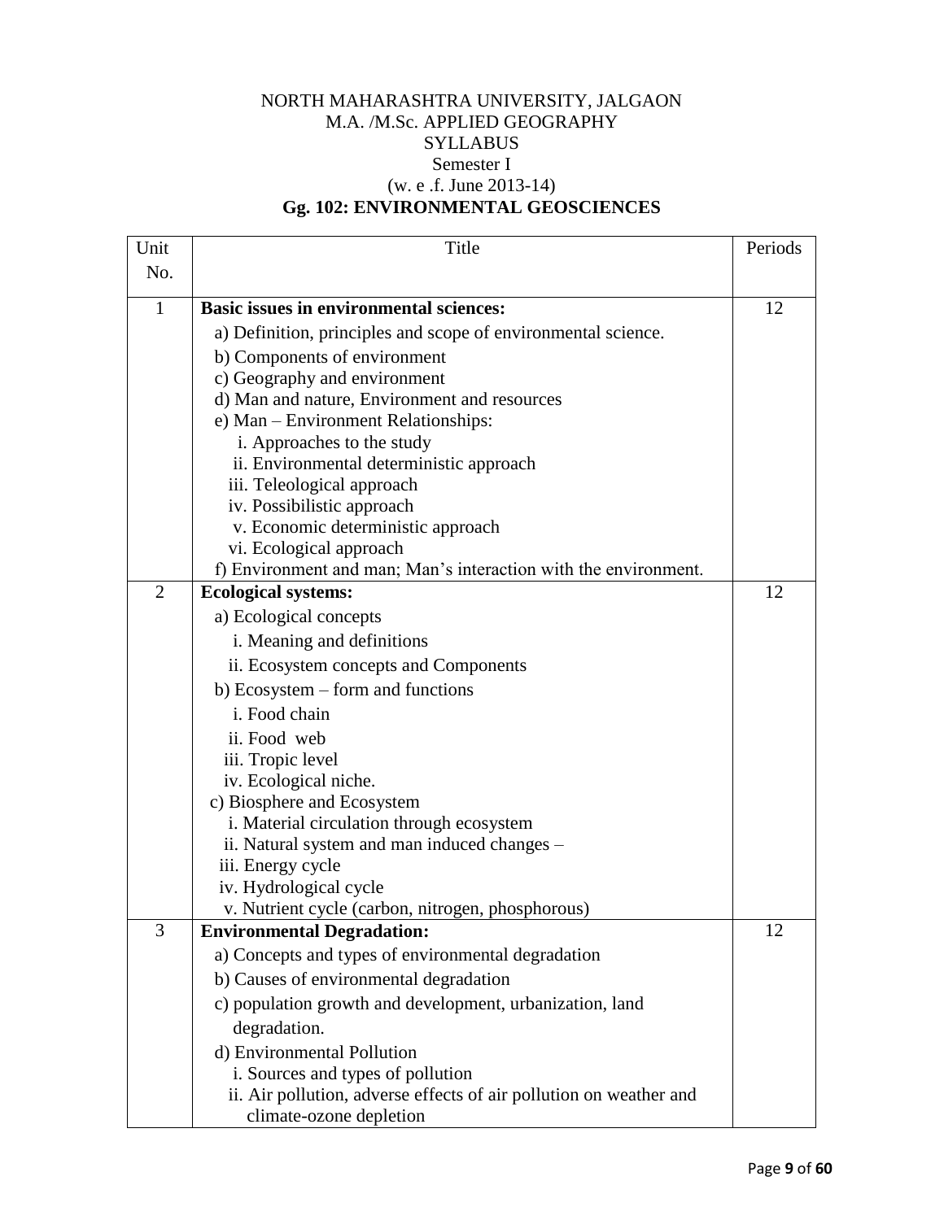NORTH MAHARASHTRA UNIVERSITY, JALGAON
M.A. /M.Sc. APPLIED GEOGRAPHY
SYLLABUS
Semester I
(w. e .f. June 2013-14)

## Gg. 102: ENVIRONMENTAL GEOSCIENCES

| Unit No. | Title | Periods |
|---|---|---|
| 1 | **Basic issues in environmental sciences:**<br>a) Definition, principles and scope of environmental science.<br>b) Components of environment<br>c) Geography and environment<br>d) Man and nature, Environment and resources<br>e) Man – Environment Relationships:<br>i. Approaches to the study<br>ii. Environmental deterministic approach<br>iii. Teleological approach<br>iv. Possibilistic approach<br>v. Economic deterministic approach<br>vi. Ecological approach<br>f) Environment and man; Man's interaction with the environment. | 12 |
| 2 | **Ecological systems:**<br>a) Ecological concepts<br>i. Meaning and definitions<br>ii. Ecosystem concepts and Components<br>b) Ecosystem – form and functions<br>i. Food chain<br>ii. Food web<br>iii. Tropic level<br>iv. Ecological niche.<br>c) Biosphere and Ecosystem<br>i. Material circulation through ecosystem<br>ii. Natural system and man induced changes –<br>iii. Energy cycle<br>iv. Hydrological cycle<br>v. Nutrient cycle (carbon, nitrogen, phosphorous) | 12 |
| 3 | **Environmental Degradation:**<br>a) Concepts and types of environmental degradation<br>b) Causes of environmental degradation<br>c) population growth and development, urbanization, land degradation.<br>d) Environmental Pollution<br>i. Sources and types of pollution<br>ii. Air pollution, adverse effects of air pollution on weather and climate-ozone depletion | 12 |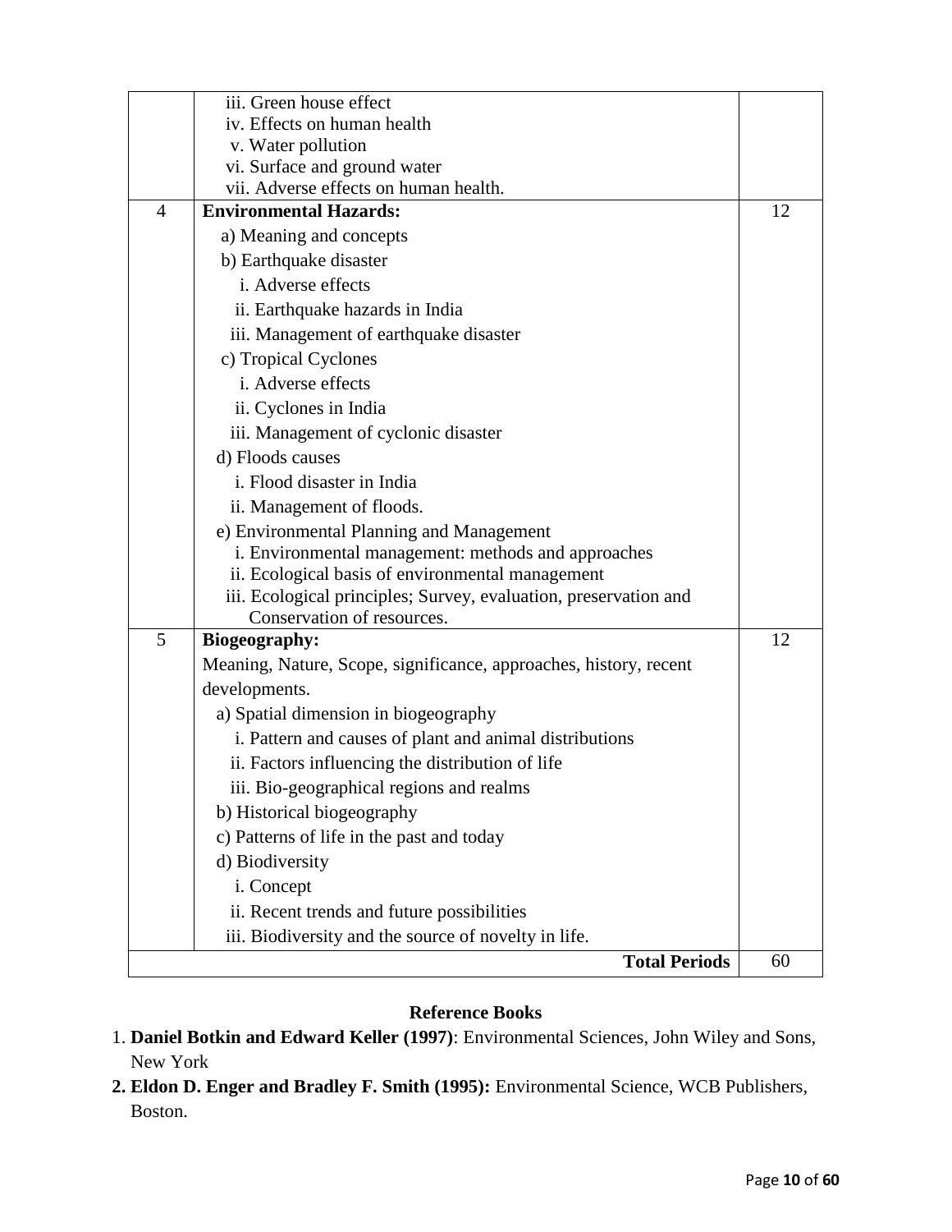| | | |
|---|---|---|
| | iii. Green house effect<br>iv. Effects on human health<br>v. Water pollution<br>vi. Surface and ground water<br>vii. Adverse effects on human health. | |
| 4 | **Environmental Hazards:**<br>a) Meaning and concepts<br>b) Earthquake disaster<br>i. Adverse effects<br>ii. Earthquake hazards in India<br>iii. Management of earthquake disaster<br>c) Tropical Cyclones<br>i. Adverse effects<br>ii. Cyclones in India<br>iii. Management of cyclonic disaster<br>d) Floods causes<br>i. Flood disaster in India<br>ii. Management of floods.<br>e) Environmental Planning and Management<br>i. Environmental management: methods and approaches<br>ii. Ecological basis of environmental management<br>iii. Ecological principles; Survey, evaluation, preservation and Conservation of resources. | 12 |
| 5 | **Biogeography:**<br>Meaning, Nature, Scope, significance, approaches, history, recent developments.<br>a) Spatial dimension in biogeography<br>i. Pattern and causes of plant and animal distributions<br>ii. Factors influencing the distribution of life<br>iii. Bio-geographical regions and realms<br>b) Historical biogeography<br>c) Patterns of life in the past and today<br>d) Biodiversity<br>i. Concept<br>ii. Recent trends and future possibilities<br>iii. Biodiversity and the source of novelty in life. | 12 |
| | **Total Periods** | 60 |

### Reference Books

1. **Daniel Botkin and Edward Keller (1997)**: Environmental Sciences, John Wiley and Sons, New York
2. **Eldon D. Enger and Bradley F. Smith (1995):** Environmental Science, WCB Publishers, Boston.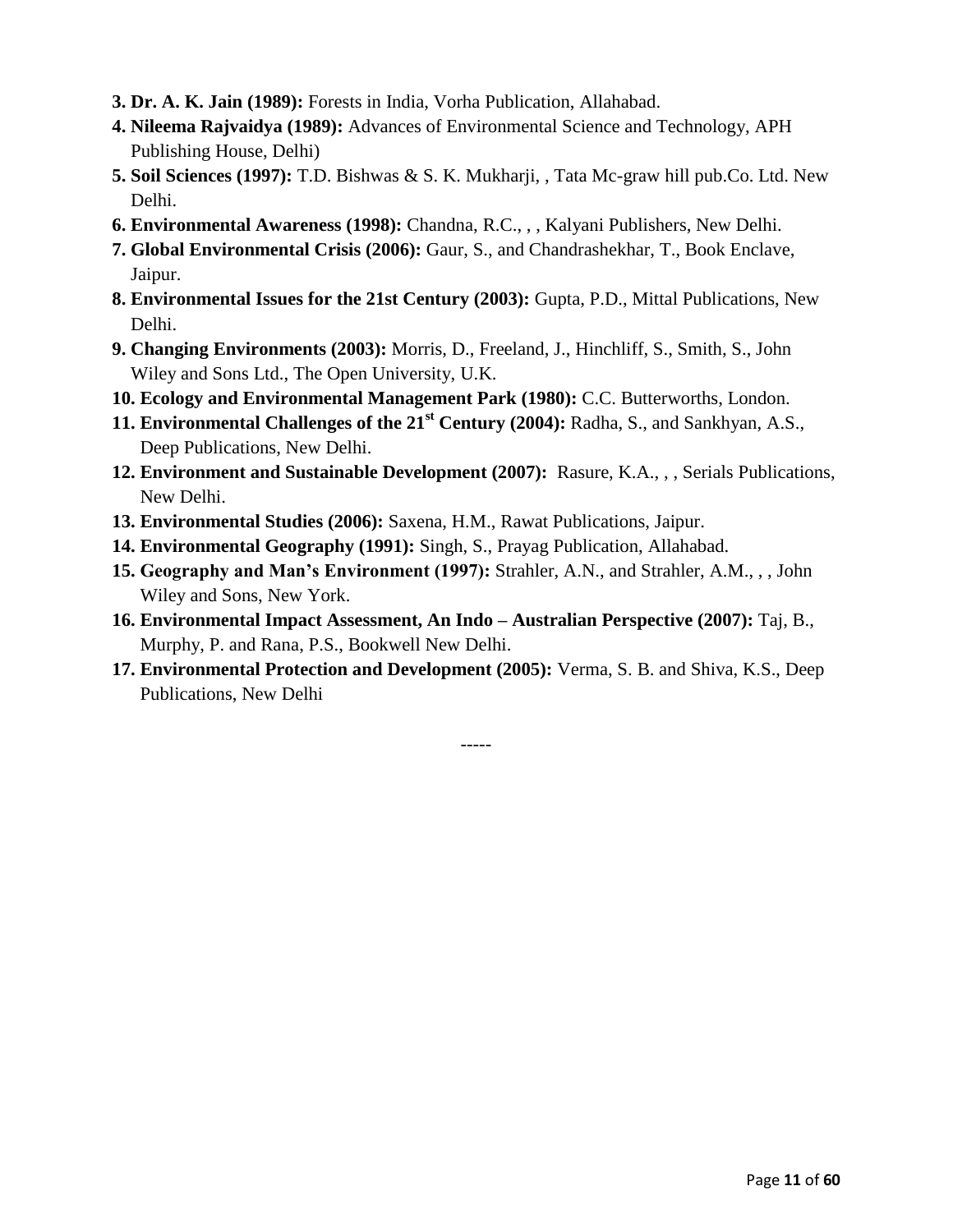3. **Dr. A. K. Jain (1989):** Forests in India, Vorha Publication, Allahabad.
4. **Nileema Rajvaidya (1989):** Advances of Environmental Science and Technology, APH Publishing House, Delhi)
5. **Soil Sciences (1997):** T.D. Bishwas & S. K. Mukharji, , Tata Mc-graw hill pub.Co. Ltd. New Delhi.
6. **Environmental Awareness (1998):** Chandna, R.C., , , Kalyani Publishers, New Delhi.
7. **Global Environmental Crisis (2006):** Gaur, S., and Chandrashekhar, T., Book Enclave, Jaipur.
8. **Environmental Issues for the 21st Century (2003):** Gupta, P.D., Mittal Publications, New Delhi.
9. **Changing Environments (2003):** Morris, D., Freeland, J., Hinchliff, S., Smith, S., John Wiley and Sons Ltd., The Open University, U.K.
10. **Ecology and Environmental Management Park (1980):** C.C. Butterworths, London.
11. **Environmental Challenges of the 21st Century (2004):** Radha, S., and Sankhyan, A.S., Deep Publications, New Delhi.
12. **Environment and Sustainable Development (2007):** Rasure, K.A., , , Serials Publications, New Delhi.
13. **Environmental Studies (2006):** Saxena, H.M., Rawat Publications, Jaipur.
14. **Environmental Geography (1991):** Singh, S., Prayag Publication, Allahabad.
15. **Geography and Man's Environment (1997):** Strahler, A.N., and Strahler, A.M., , , John Wiley and Sons, New York.
16. **Environmental Impact Assessment, An Indo – Australian Perspective (2007):** Taj, B., Murphy, P. and Rana, P.S., Bookwell New Delhi.
17. **Environmental Protection and Development (2005):** Verma, S. B. and Shiva, K.S., Deep Publications, New Delhi

-----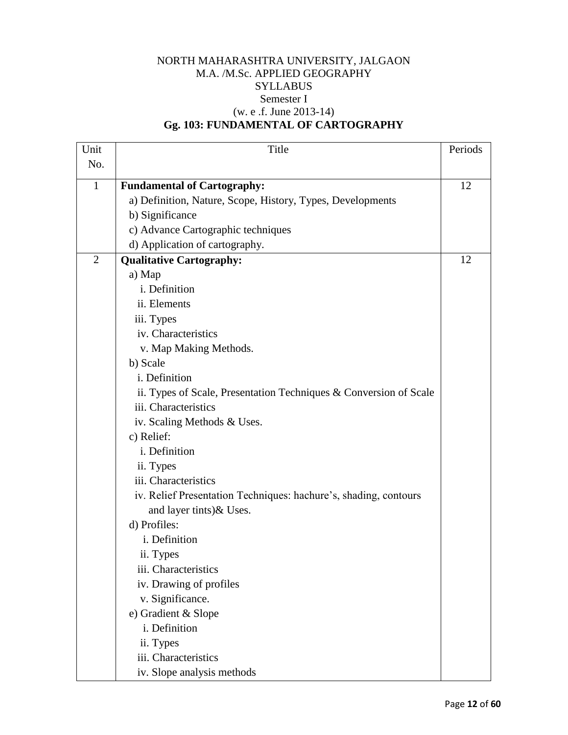NORTH MAHARASHTRA UNIVERSITY, JALGAON
M.A. /M.Sc. APPLIED GEOGRAPHY
SYLLABUS
Semester I
(w. e .f. June 2013-14)

**Gg. 103: FUNDAMENTAL OF CARTOGRAPHY**

| Unit No. | Title | Periods |
|---|---|---|
| 1 | **Fundamental of Cartography:**<br>a) Definition, Nature, Scope, History, Types, Developments<br>b) Significance<br>c) Advance Cartographic techniques<br>d) Application of cartography. | 12 |
| 2 | **Qualitative Cartography:**<br>a) Map<br>i. Definition<br>ii. Elements<br>iii. Types<br>iv. Characteristics<br>v. Map Making Methods.<br>b) Scale<br>i. Definition<br>ii. Types of Scale, Presentation Techniques & Conversion of Scale<br>iii. Characteristics<br>iv. Scaling Methods & Uses.<br>c) Relief:<br>i. Definition<br>ii. Types<br>iii. Characteristics<br>iv. Relief Presentation Techniques: hachure's, shading, contours and layer tints)& Uses.<br>d) Profiles:<br>i. Definition<br>ii. Types<br>iii. Characteristics<br>iv. Drawing of profiles<br>v. Significance.<br>e) Gradient & Slope<br>i. Definition<br>ii. Types<br>iii. Characteristics<br>iv. Slope analysis methods | 12 |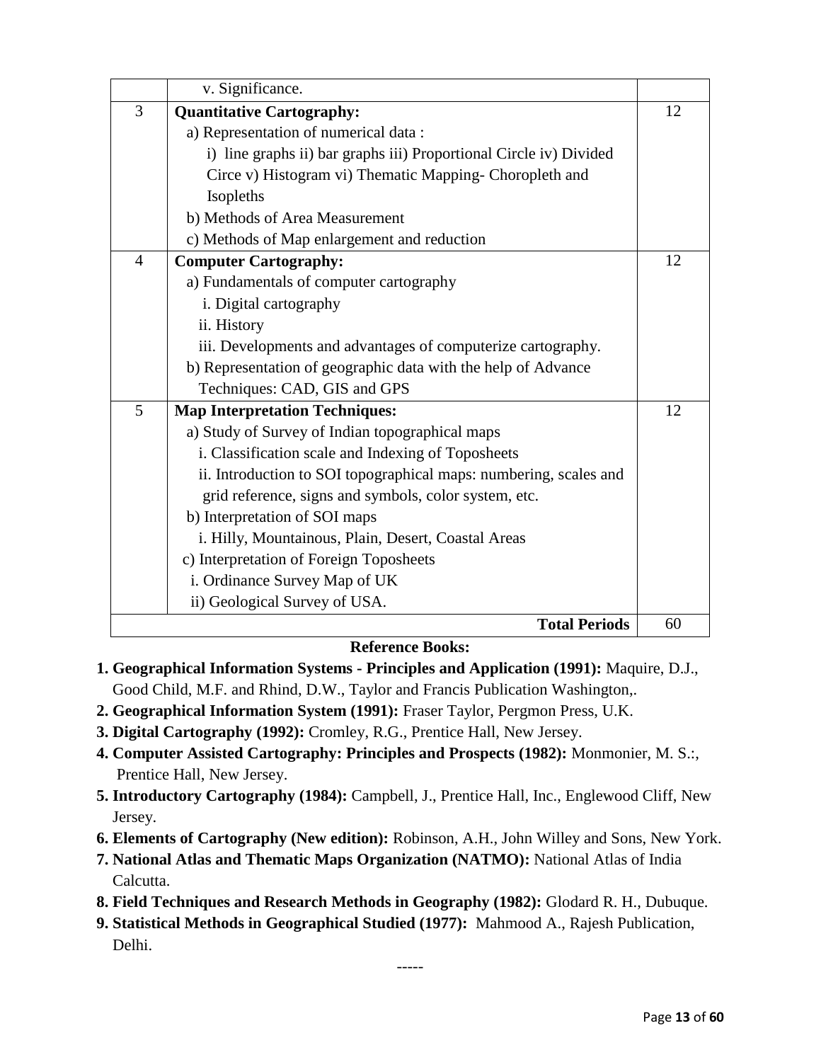| | | |
|---|---|---|
| | v. Significance. | |
| 3 | **Quantitative Cartography:**<br>a) Representation of numerical data :<br>i) line graphs ii) bar graphs iii) Proportional Circle iv) Divided Circe v) Histogram vi) Thematic Mapping- Choropleth and Isopleths<br>b) Methods of Area Measurement<br>c) Methods of Map enlargement and reduction | 12 |
| 4 | **Computer Cartography:**<br>a) Fundamentals of computer cartography<br>i. Digital cartography<br>ii. History<br>iii. Developments and advantages of computerize cartography.<br>b) Representation of geographic data with the help of Advance Techniques: CAD, GIS and GPS | 12 |
| 5 | **Map Interpretation Techniques:**<br>a) Study of Survey of Indian topographical maps<br>i. Classification scale and Indexing of Toposheets<br>ii. Introduction to SOI topographical maps: numbering, scales and grid reference, signs and symbols, color system, etc.<br>b) Interpretation of SOI maps<br>i. Hilly, Mountainous, Plain, Desert, Coastal Areas<br>c) Interpretation of Foreign Toposheets<br>i. Ordinance Survey Map of UK<br>ii) Geological Survey of USA. | 12 |
| | **Total Periods** | 60 |

**Reference Books:**

1. **Geographical Information Systems - Principles and Application (1991):** Maquire, D.J., Good Child, M.F. and Rhind, D.W., Taylor and Francis Publication Washington,.
2. **Geographical Information System (1991):** Fraser Taylor, Pergmon Press, U.K.
3. **Digital Cartography (1992):** Cromley, R.G., Prentice Hall, New Jersey.
4. **Computer Assisted Cartography: Principles and Prospects (1982):** Monmonier, M. S.:, Prentice Hall, New Jersey.
5. **Introductory Cartography (1984):** Campbell, J., Prentice Hall, Inc., Englewood Cliff, New Jersey.
6. **Elements of Cartography (New edition):** Robinson, A.H., John Willey and Sons, New York.
7. **National Atlas and Thematic Maps Organization (NATMO):** National Atlas of India Calcutta.
8. **Field Techniques and Research Methods in Geography (1982):** Glodard R. H., Dubuque.
9. **Statistical Methods in Geographical Studied (1977):** Mahmood A., Rajesh Publication, Delhi.

-----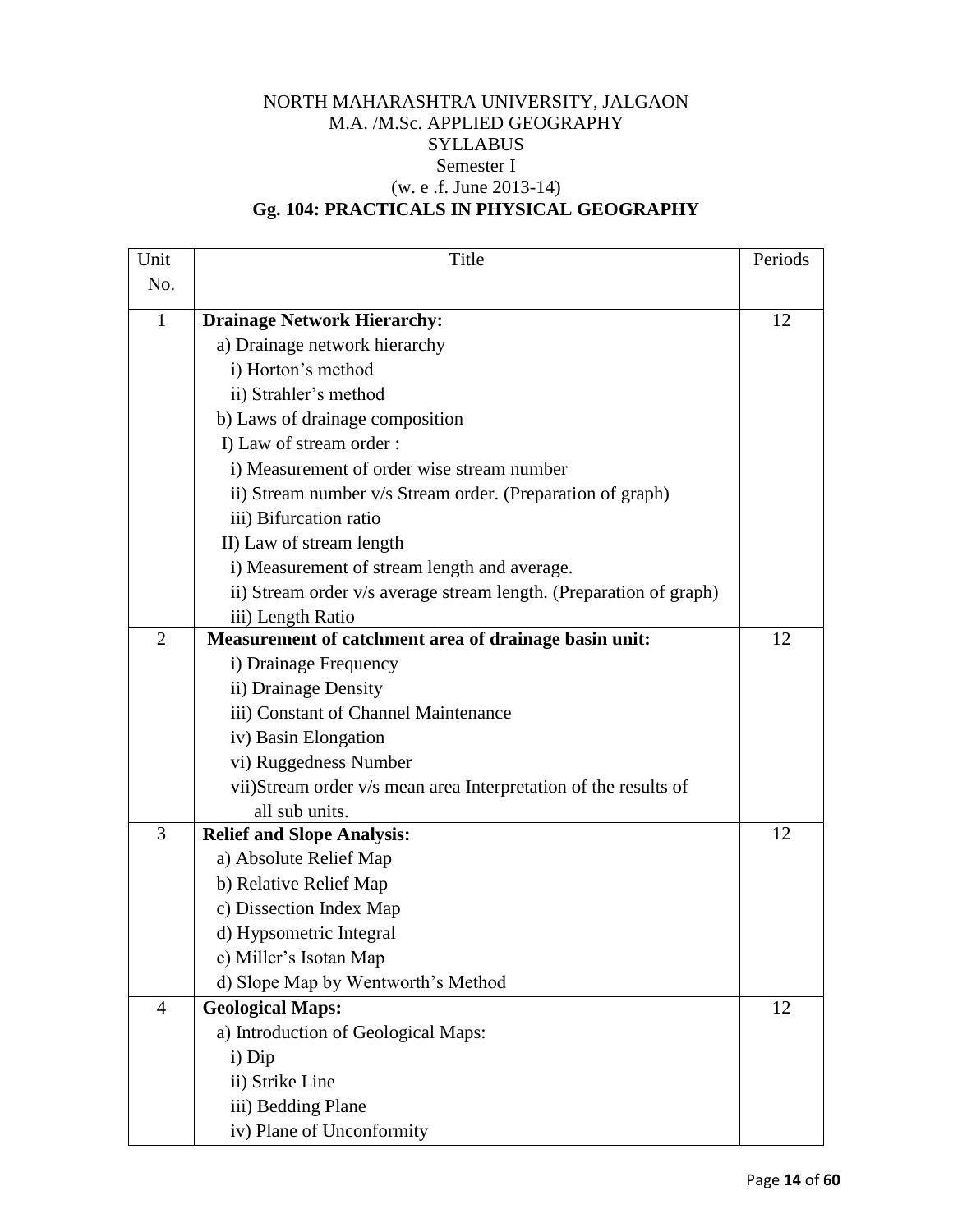NORTH MAHARASHTRA UNIVERSITY, JALGAON
M.A. /M.Sc. APPLIED GEOGRAPHY
SYLLABUS
Semester I
(w. e .f. June 2013-14)

**Gg. 104: PRACTICALS IN PHYSICAL GEOGRAPHY**

| Unit No. | Title | Periods |
|---|---|---|
| 1 | **Drainage Network Hierarchy:**<br>a) Drainage network hierarchy<br>i) Horton's method<br>ii) Strahler's method<br>b) Laws of drainage composition<br>I) Law of stream order :<br>i) Measurement of order wise stream number<br>ii) Stream number v/s Stream order. (Preparation of graph)<br>iii) Bifurcation ratio<br>II) Law of stream length<br>i) Measurement of stream length and average.<br>ii) Stream order v/s average stream length. (Preparation of graph)<br>iii) Length Ratio | 12 |
| 2 | **Measurement of catchment area of drainage basin unit:**<br>i) Drainage Frequency<br>ii) Drainage Density<br>iii) Constant of Channel Maintenance<br>iv) Basin Elongation<br>vi) Ruggedness Number<br>vii)Stream order v/s mean area Interpretation of the results of all sub units. | 12 |
| 3 | **Relief and Slope Analysis:**<br>a) Absolute Relief Map<br>b) Relative Relief Map<br>c) Dissection Index Map<br>d) Hypsometric Integral<br>e) Miller's Isotan Map<br>d) Slope Map by Wentworth's Method | 12 |
| 4 | **Geological Maps:**<br>a) Introduction of Geological Maps:<br>i) Dip<br>ii) Strike Line<br>iii) Bedding Plane<br>iv) Plane of Unconformity | 12 |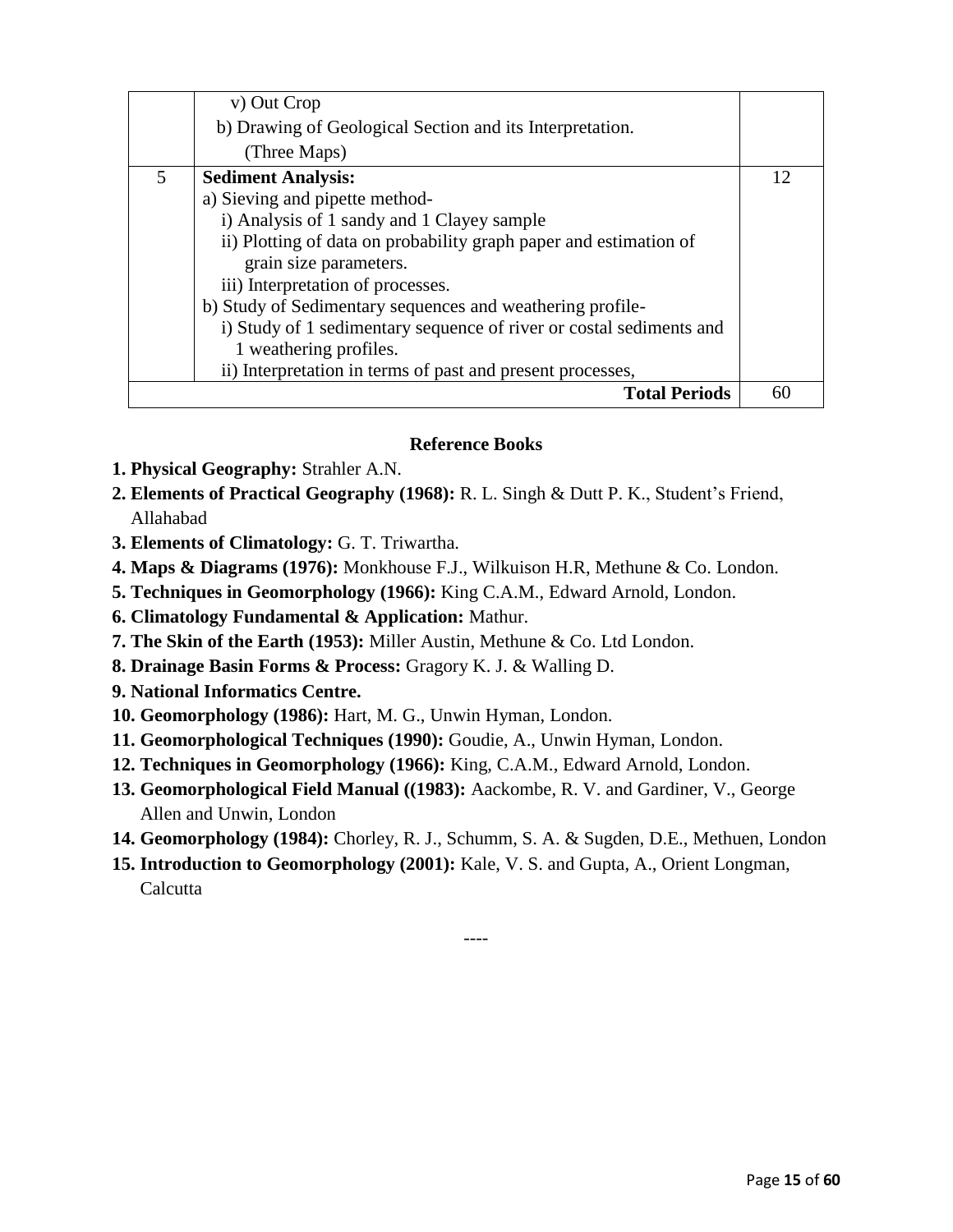| | | |
|---|---|---|
| | v) Out Crop<br>b) Drawing of Geological Section and its Interpretation.<br>(Three Maps) | |
| 5 | **Sediment Analysis:**<br>a) Sieving and pipette method-<br>i) Analysis of 1 sandy and 1 Clayey sample<br>ii) Plotting of data on probability graph paper and estimation of grain size parameters.<br>iii) Interpretation of processes.<br>b) Study of Sedimentary sequences and weathering profile-<br>i) Study of 1 sedimentary sequence of river or costal sediments and 1 weathering profiles.<br>ii) Interpretation in terms of past and present processes, | 12 |
| | **Total Periods** | 60 |

### Reference Books

1. **Physical Geography:** Strahler A.N.
2. **Elements of Practical Geography (1968):** R. L. Singh & Dutt P. K., Student's Friend, Allahabad
3. **Elements of Climatology:** G. T. Triwartha.
4. **Maps & Diagrams (1976):** Monkhouse F.J., Wilkuison H.R, Methune & Co. London.
5. **Techniques in Geomorphology (1966):** King C.A.M., Edward Arnold, London.
6. **Climatology Fundamental & Application:** Mathur.
7. **The Skin of the Earth (1953):** Miller Austin, Methune & Co. Ltd London.
8. **Drainage Basin Forms & Process:** Gragory K. J. & Walling D.
9. **National Informatics Centre.**
10. **Geomorphology (1986):** Hart, M. G., Unwin Hyman, London.
11. **Geomorphological Techniques (1990):** Goudie, A., Unwin Hyman, London.
12. **Techniques in Geomorphology (1966):** King, C.A.M., Edward Arnold, London.
13. **Geomorphological Field Manual ((1983):** Aackombe, R. V. and Gardiner, V., George Allen and Unwin, London
14. **Geomorphology (1984):** Chorley, R. J., Schumm, S. A. & Sugden, D.E., Methuen, London
15. **Introduction to Geomorphology (2001):** Kale, V. S. and Gupta, A., Orient Longman, Calcutta

----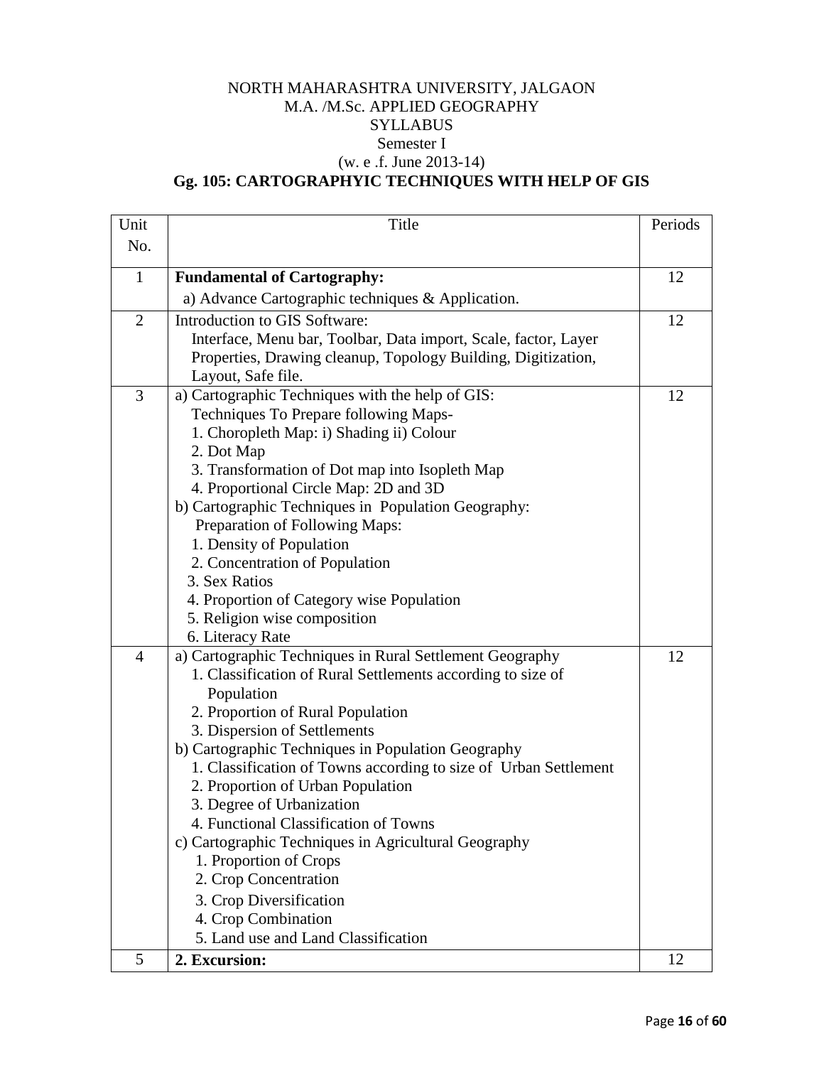NORTH MAHARASHTRA UNIVERSITY, JALGAON
M.A. /M.Sc. APPLIED GEOGRAPHY
SYLLABUS
Semester I
(w. e .f. June 2013-14)

## Gg. 105: CARTOGRAPHYIC TECHNIQUES WITH HELP OF GIS

| Unit No. | Title | Periods |
|---|---|---|
| 1 | **Fundamental of Cartography:**<br>a) Advance Cartographic techniques & Application. | 12 |
| 2 | Introduction to GIS Software:<br>Interface, Menu bar, Toolbar, Data import, Scale, factor, Layer Properties, Drawing cleanup, Topology Building, Digitization, Layout, Safe file. | 12 |
| 3 | a) Cartographic Techniques with the help of GIS:<br>Techniques To Prepare following Maps-<br>1. Choropleth Map: i) Shading ii) Colour<br>2. Dot Map<br>3. Transformation of Dot map into Isopleth Map<br>4. Proportional Circle Map: 2D and 3D<br>b) Cartographic Techniques in Population Geography:<br>Preparation of Following Maps:<br>1. Density of Population<br>2. Concentration of Population<br>3. Sex Ratios<br>4. Proportion of Category wise Population<br>5. Religion wise composition<br>6. Literacy Rate | 12 |
| 4 | a) Cartographic Techniques in Rural Settlement Geography<br>1. Classification of Rural Settlements according to size of Population<br>2. Proportion of Rural Population<br>3. Dispersion of Settlements<br>b) Cartographic Techniques in Population Geography<br>1. Classification of Towns according to size of Urban Settlement<br>2. Proportion of Urban Population<br>3. Degree of Urbanization<br>4. Functional Classification of Towns<br>c) Cartographic Techniques in Agricultural Geography<br>1. Proportion of Crops<br>2. Crop Concentration<br>3. Crop Diversification<br>4. Crop Combination<br>5. Land use and Land Classification | 12 |
| 5 | **2. Excursion:** | 12 |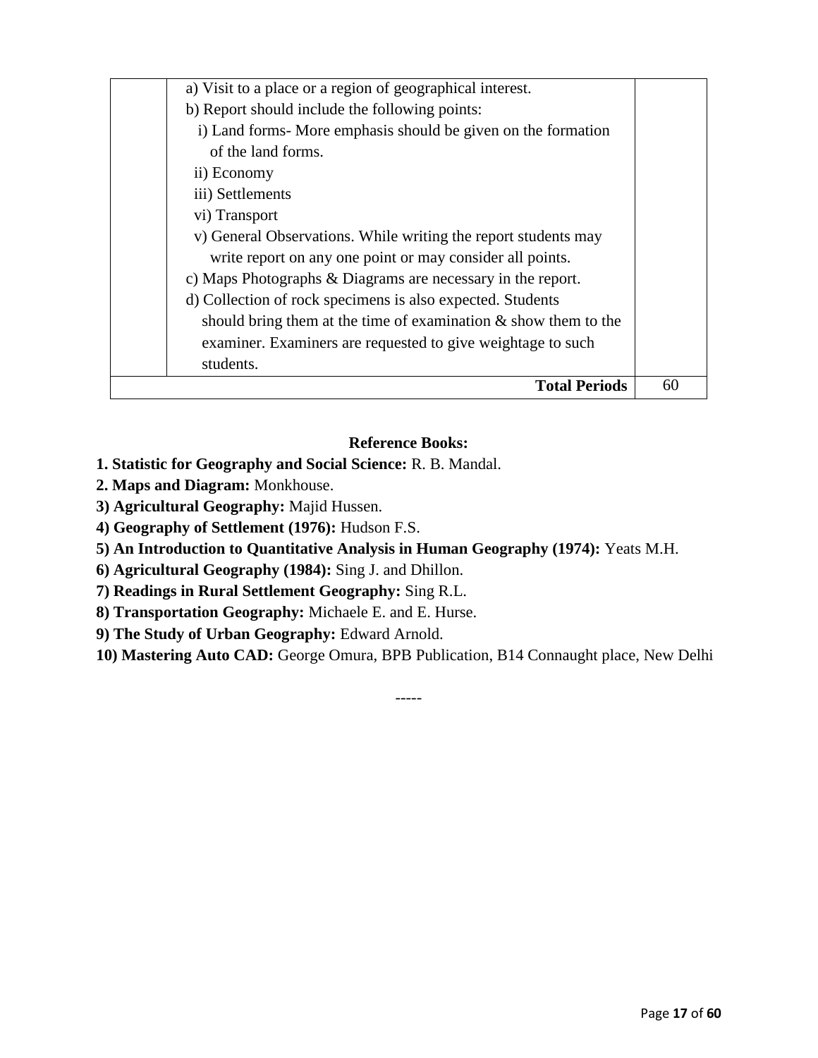| | | |
|---|---|---|
| | a) Visit to a place or a region of geographical interest.<br>b) Report should include the following points:<br>i) Land forms- More emphasis should be given on the formation of the land forms.<br>ii) Economy<br>iii) Settlements<br>vi) Transport<br>v) General Observations. While writing the report students may write report on any one point or may consider all points.<br>c) Maps Photographs & Diagrams are necessary in the report.<br>d) Collection of rock specimens is also expected. Students should bring them at the time of examination & show them to the examiner. Examiners are requested to give weightage to such students. | |
| | **Total Periods** | 60 |

**Reference Books:**

**1. Statistic for Geography and Social Science:** R. B. Mandal.
**2. Maps and Diagram:** Monkhouse.
**3) Agricultural Geography:** Majid Hussen.
**4) Geography of Settlement (1976):** Hudson F.S.
**5) An Introduction to Quantitative Analysis in Human Geography (1974):** Yeats M.H.
**6) Agricultural Geography (1984):** Sing J. and Dhillon.
**7) Readings in Rural Settlement Geography:** Sing R.L.
**8) Transportation Geography:** Michaele E. and E. Hurse.
**9) The Study of Urban Geography:** Edward Arnold.
**10) Mastering Auto CAD:** George Omura, BPB Publication, B14 Connaught place, New Delhi

-----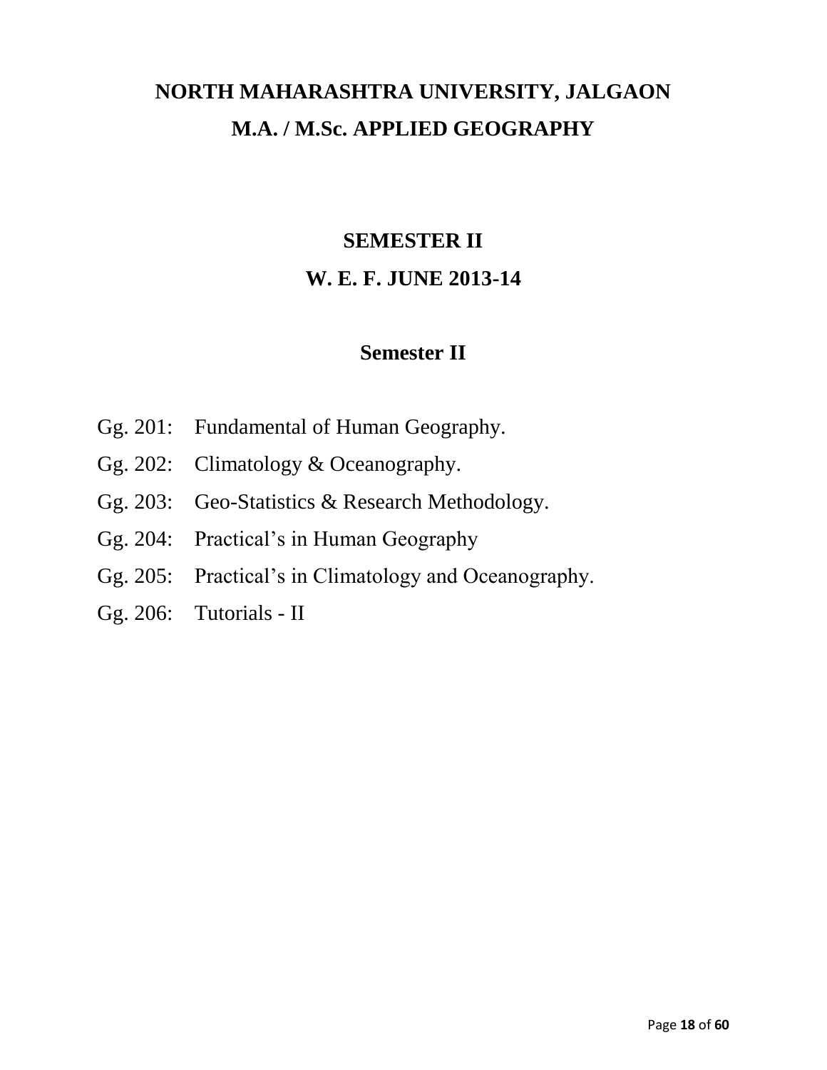# NORTH MAHARASHTRA UNIVERSITY, JALGAON

# M.A. / M.Sc. APPLIED GEOGRAPHY

## SEMESTER II

## W. E. F. JUNE 2013-14

### Semester II

- Gg. 201: Fundamental of Human Geography.
- Gg. 202: Climatology & Oceanography.
- Gg. 203: Geo-Statistics & Research Methodology.
- Gg. 204: Practical's in Human Geography
- Gg. 205: Practical's in Climatology and Oceanography.
- Gg. 206: Tutorials - II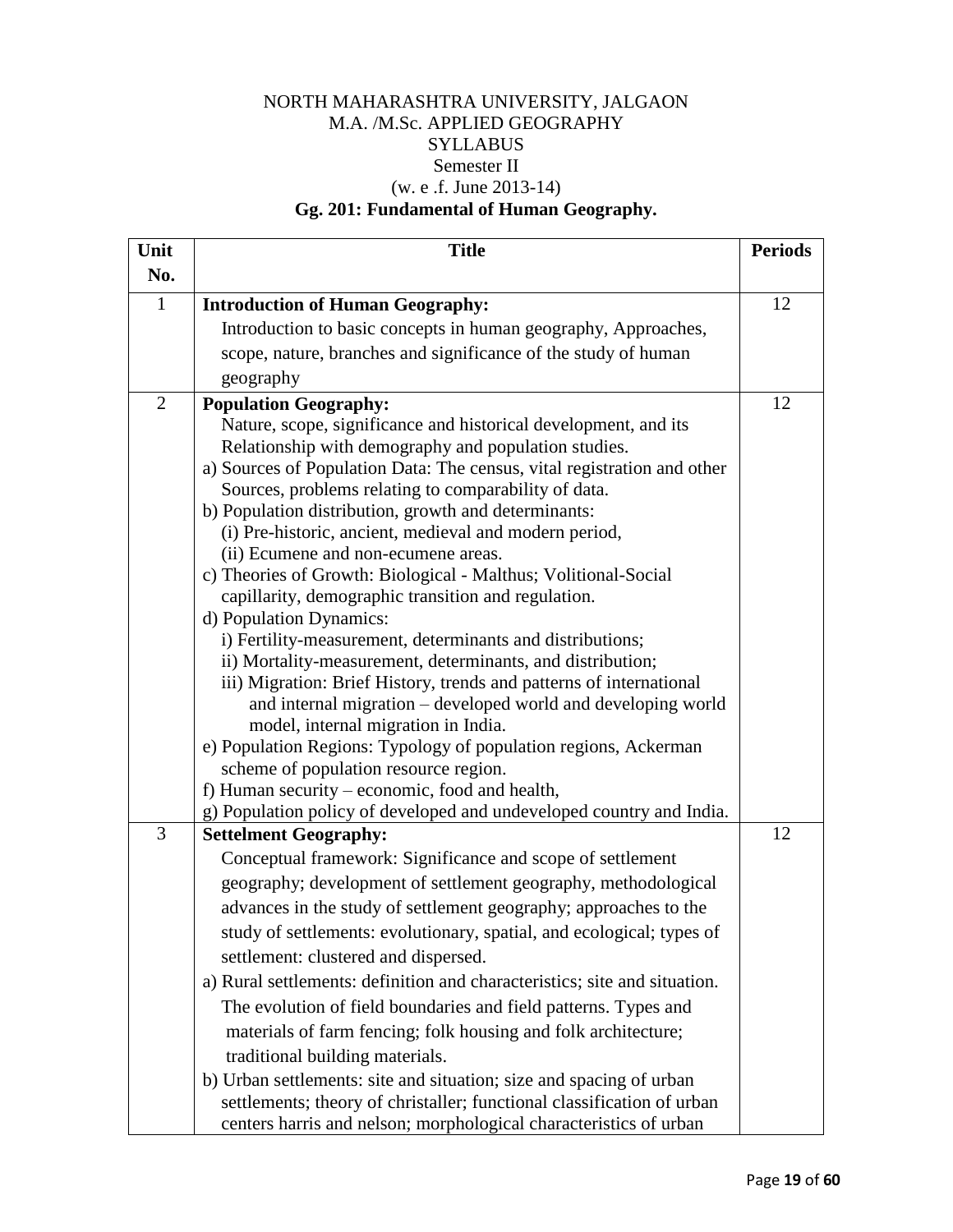NORTH MAHARASHTRA UNIVERSITY, JALGAON
M.A. /M.Sc. APPLIED GEOGRAPHY
SYLLABUS
Semester II
(w. e .f. June 2013-14)

## Gg. 201: Fundamental of Human Geography.

| Unit No. | Title | Periods |
|---|---|---|
| 1 | **Introduction of Human Geography:**<br>Introduction to basic concepts in human geography, Approaches, scope, nature, branches and significance of the study of human geography | 12 |
| 2 | **Population Geography:**<br>Nature, scope, significance and historical development, and its Relationship with demography and population studies.<br>a) Sources of Population Data: The census, vital registration and other Sources, problems relating to comparability of data.<br>b) Population distribution, growth and determinants:<br>(i) Pre-historic, ancient, medieval and modern period,<br>(ii) Ecumene and non-ecumene areas.<br>c) Theories of Growth: Biological - Malthus; Volitional-Social capillarity, demographic transition and regulation.<br>d) Population Dynamics:<br>i) Fertility-measurement, determinants and distributions;<br>ii) Mortality-measurement, determinants, and distribution;<br>iii) Migration: Brief History, trends and patterns of international and internal migration – developed world and developing world model, internal migration in India.<br>e) Population Regions: Typology of population regions, Ackerman scheme of population resource region.<br>f) Human security – economic, food and health,<br>g) Population policy of developed and undeveloped country and India. | 12 |
| 3 | **Settelment Geography:**<br>Conceptual framework: Significance and scope of settlement geography; development of settlement geography, methodological advances in the study of settlement geography; approaches to the study of settlements: evolutionary, spatial, and ecological; types of settlement: clustered and dispersed.<br>a) Rural settlements: definition and characteristics; site and situation. The evolution of field boundaries and field patterns. Types and materials of farm fencing; folk housing and folk architecture; traditional building materials.<br>b) Urban settlements: site and situation; size and spacing of urban settlements; theory of christaller; functional classification of urban centers harris and nelson; morphological characteristics of urban | 12 |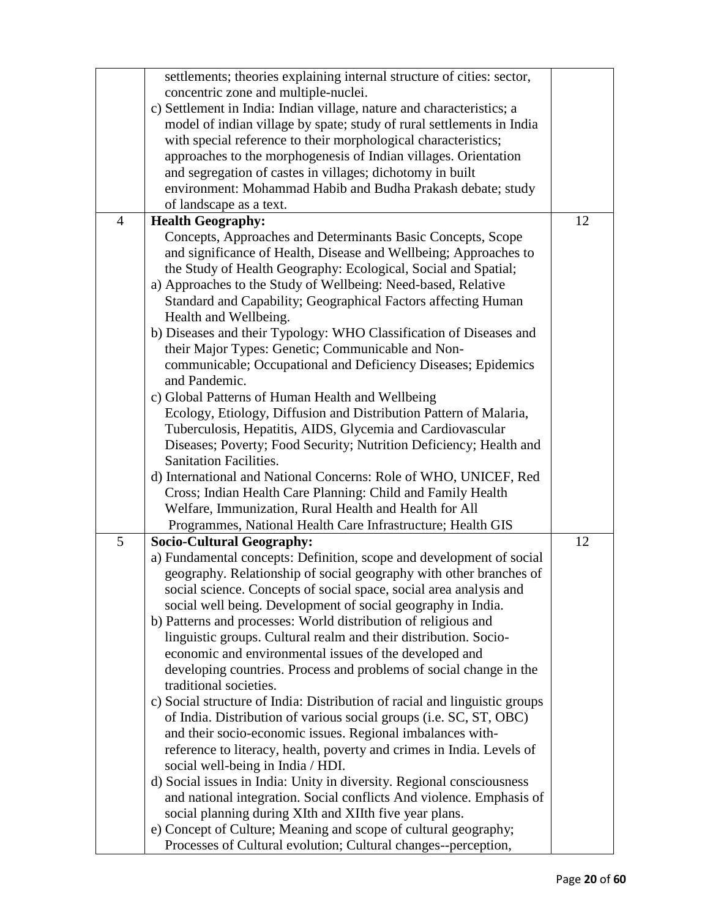| | | |
|---|---|---|
| | settlements; theories explaining internal structure of cities: sector, concentric zone and multiple-nuclei.<br>c) Settlement in India: Indian village, nature and characteristics; a model of indian village by spate; study of rural settlements in India with special reference to their morphological characteristics; approaches to the morphogenesis of Indian villages. Orientation and segregation of castes in villages; dichotomy in built environment: Mohammad Habib and Budha Prakash debate; study of landscape as a text. | |
| 4 | **Health Geography:**<br>Concepts, Approaches and Determinants Basic Concepts, Scope and significance of Health, Disease and Wellbeing; Approaches to the Study of Health Geography: Ecological, Social and Spatial;<br>a) Approaches to the Study of Wellbeing: Need-based, Relative Standard and Capability; Geographical Factors affecting Human Health and Wellbeing.<br>b) Diseases and their Typology: WHO Classification of Diseases and their Major Types: Genetic; Communicable and Non-communicable; Occupational and Deficiency Diseases; Epidemics and Pandemic.<br>c) Global Patterns of Human Health and Wellbeing Ecology, Etiology, Diffusion and Distribution Pattern of Malaria, Tuberculosis, Hepatitis, AIDS, Glycemia and Cardiovascular Diseases; Poverty; Food Security; Nutrition Deficiency; Health and Sanitation Facilities.<br>d) International and National Concerns: Role of WHO, UNICEF, Red Cross; Indian Health Care Planning: Child and Family Health Welfare, Immunization, Rural Health and Health for All Programmes, National Health Care Infrastructure; Health GIS | 12 |
| 5 | **Socio-Cultural Geography:**<br>a) Fundamental concepts: Definition, scope and development of social geography. Relationship of social geography with other branches of social science. Concepts of social space, social area analysis and social well being. Development of social geography in India.<br>b) Patterns and processes: World distribution of religious and linguistic groups. Cultural realm and their distribution. Socio-economic and environmental issues of the developed and developing countries. Process and problems of social change in the traditional societies.<br>c) Social structure of India: Distribution of racial and linguistic groups of India. Distribution of various social groups (i.e. SC, ST, OBC) and their socio-economic issues. Regional imbalances with-reference to literacy, health, poverty and crimes in India. Levels of social well-being in India / HDI.<br>d) Social issues in India: Unity in diversity. Regional consciousness and national integration. Social conflicts And violence. Emphasis of social planning during XIth and XIIth five year plans.<br>e) Concept of Culture; Meaning and scope of cultural geography; Processes of Cultural evolution; Cultural changes--perception, | 12 |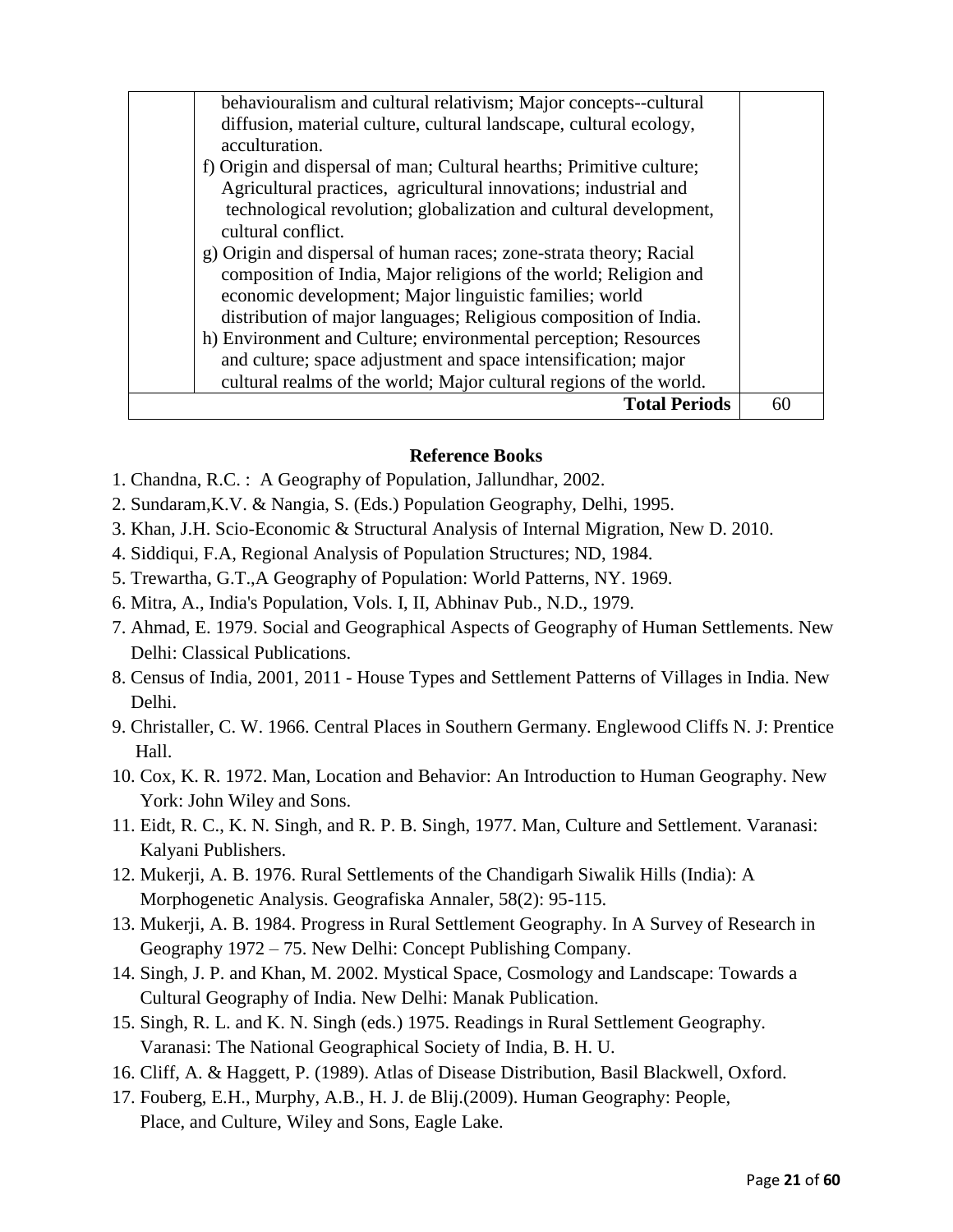| | | |
|---|---|---|
| | behaviouralism and cultural relativism; Major concepts--cultural diffusion, material culture, cultural landscape, cultural ecology, acculturation.<br>f) Origin and dispersal of man; Cultural hearths; Primitive culture; Agricultural practices, agricultural innovations; industrial and technological revolution; globalization and cultural development, cultural conflict.<br>g) Origin and dispersal of human races; zone-strata theory; Racial composition of India, Major religions of the world; Religion and economic development; Major linguistic families; world distribution of major languages; Religious composition of India.<br>h) Environment and Culture; environmental perception; Resources and culture; space adjustment and space intensification; major cultural realms of the world; Major cultural regions of the world. | |
| | **Total Periods** | 60 |

**Reference Books**

1. Chandna, R.C. : A Geography of Population, Jallundhar, 2002.
2. Sundaram,K.V. & Nangia, S. (Eds.) Population Geography, Delhi, 1995.
3. Khan, J.H. Scio-Economic & Structural Analysis of Internal Migration, New D. 2010.
4. Siddiqui, F.A, Regional Analysis of Population Structures; ND, 1984.
5. Trewartha, G.T.,A Geography of Population: World Patterns, NY. 1969.
6. Mitra, A., India's Population, Vols. I, II, Abhinav Pub., N.D., 1979.
7. Ahmad, E. 1979. Social and Geographical Aspects of Geography of Human Settlements. New Delhi: Classical Publications.
8. Census of India, 2001, 2011 - House Types and Settlement Patterns of Villages in India. New Delhi.
9. Christaller, C. W. 1966. Central Places in Southern Germany. Englewood Cliffs N. J: Prentice Hall.
10. Cox, K. R. 1972. Man, Location and Behavior: An Introduction to Human Geography. New York: John Wiley and Sons.
11. Eidt, R. C., K. N. Singh, and R. P. B. Singh, 1977. Man, Culture and Settlement. Varanasi: Kalyani Publishers.
12. Mukerji, A. B. 1976. Rural Settlements of the Chandigarh Siwalik Hills (India): A Morphogenetic Analysis. Geografiska Annaler, 58(2): 95-115.
13. Mukerji, A. B. 1984. Progress in Rural Settlement Geography. In A Survey of Research in Geography 1972 – 75. New Delhi: Concept Publishing Company.
14. Singh, J. P. and Khan, M. 2002. Mystical Space, Cosmology and Landscape: Towards a Cultural Geography of India. New Delhi: Manak Publication.
15. Singh, R. L. and K. N. Singh (eds.) 1975. Readings in Rural Settlement Geography. Varanasi: The National Geographical Society of India, B. H. U.
16. Cliff, A. & Haggett, P. (1989). Atlas of Disease Distribution, Basil Blackwell, Oxford.
17. Fouberg, E.H., Murphy, A.B., H. J. de Blij.(2009). Human Geography: People, Place, and Culture, Wiley and Sons, Eagle Lake.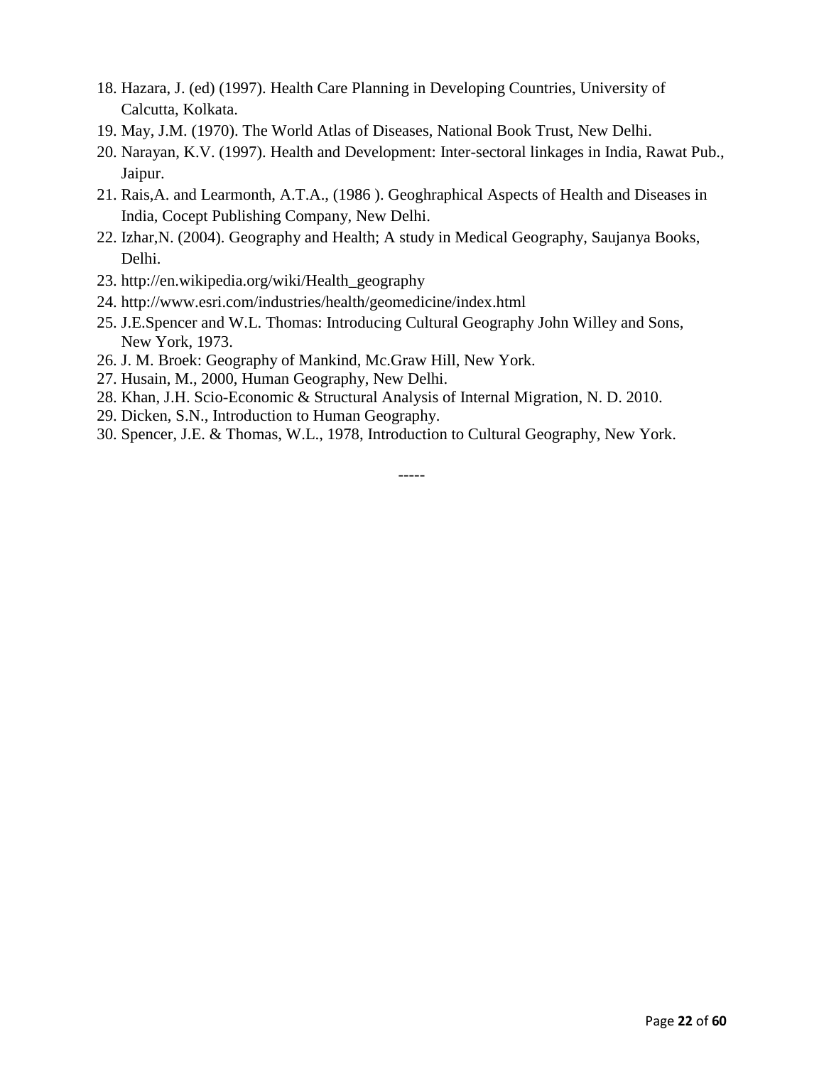18. Hazara, J. (ed) (1997). Health Care Planning in Developing Countries, University of Calcutta, Kolkata.
19. May, J.M. (1970). The World Atlas of Diseases, National Book Trust, New Delhi.
20. Narayan, K.V. (1997). Health and Development: Inter-sectoral linkages in India, Rawat Pub., Jaipur.
21. Rais,A. and Learmonth, A.T.A., (1986 ). Geoghraphical Aspects of Health and Diseases in India, Cocept Publishing Company, New Delhi.
22. Izhar,N. (2004). Geography and Health; A study in Medical Geography, Saujanya Books, Delhi.
23. http://en.wikipedia.org/wiki/Health_geography
24. http://www.esri.com/industries/health/geomedicine/index.html
25. J.E.Spencer and W.L. Thomas: Introducing Cultural Geography John Willey and Sons, New York, 1973.
26. J. M. Broek: Geography of Mankind, Mc.Graw Hill, New York.
27. Husain, M., 2000, Human Geography, New Delhi.
28. Khan, J.H. Scio-Economic & Structural Analysis of Internal Migration, N. D. 2010.
29. Dicken, S.N., Introduction to Human Geography.
30. Spencer, J.E. & Thomas, W.L., 1978, Introduction to Cultural Geography, New York.

-----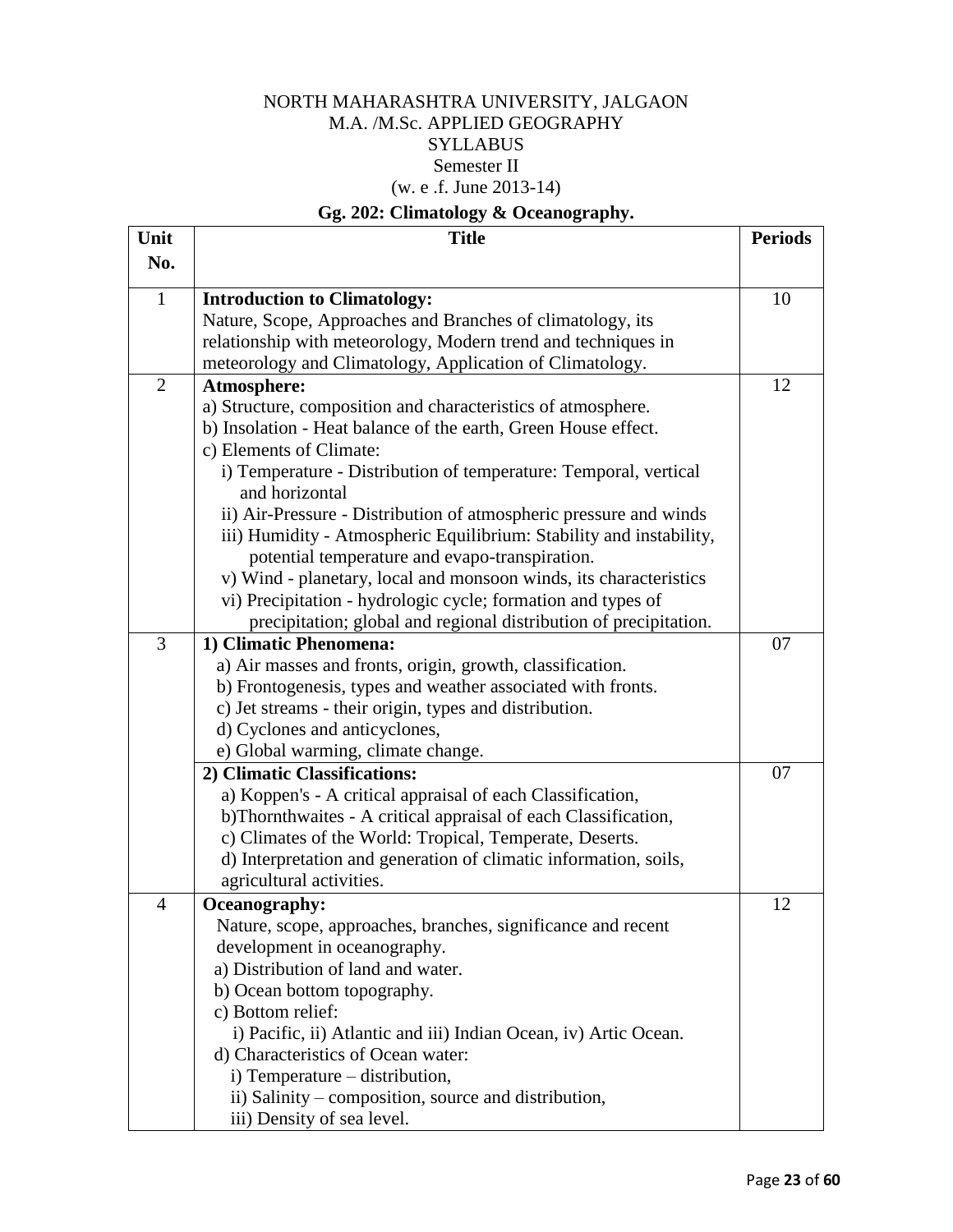NORTH MAHARASHTRA UNIVERSITY, JALGAON
M.A. /M.Sc. APPLIED GEOGRAPHY
SYLLABUS
Semester II
(w. e .f. June 2013-14)

## Gg. 202: Climatology & Oceanography.

| Unit No. | Title | Periods |
|---|---|---|
| 1 | **Introduction to Climatology:**<br>Nature, Scope, Approaches and Branches of climatology, its relationship with meteorology, Modern trend and techniques in meteorology and Climatology, Application of Climatology. | 10 |
| 2 | **Atmosphere:**<br>a) Structure, composition and characteristics of atmosphere.<br>b) Insolation - Heat balance of the earth, Green House effect.<br>c) Elements of Climate:<br>i) Temperature - Distribution of temperature: Temporal, vertical and horizontal<br>ii) Air-Pressure - Distribution of atmospheric pressure and winds<br>iii) Humidity - Atmospheric Equilibrium: Stability and instability, potential temperature and evapo-transpiration.<br>v) Wind - planetary, local and monsoon winds, its characteristics<br>vi) Precipitation - hydrologic cycle; formation and types of precipitation; global and regional distribution of precipitation. | 12 |
| 3 | **1) Climatic Phenomena:**<br>a) Air masses and fronts, origin, growth, classification.<br>b) Frontogenesis, types and weather associated with fronts.<br>c) Jet streams - their origin, types and distribution.<br>d) Cyclones and anticyclones,<br>e) Global warming, climate change. | 07 |
| | **2) Climatic Classifications:**<br>a) Koppen's - A critical appraisal of each Classification,<br>b)Thornthwaites - A critical appraisal of each Classification,<br>c) Climates of the World: Tropical, Temperate, Deserts.<br>d) Interpretation and generation of climatic information, soils, agricultural activities. | 07 |
| 4 | **Oceanography:**<br>Nature, scope, approaches, branches, significance and recent development in oceanography.<br>a) Distribution of land and water.<br>b) Ocean bottom topography.<br>c) Bottom relief:<br>i) Pacific, ii) Atlantic and iii) Indian Ocean, iv) Artic Ocean.<br>d) Characteristics of Ocean water:<br>i) Temperature – distribution,<br>ii) Salinity – composition, source and distribution,<br>iii) Density of sea level. | 12 |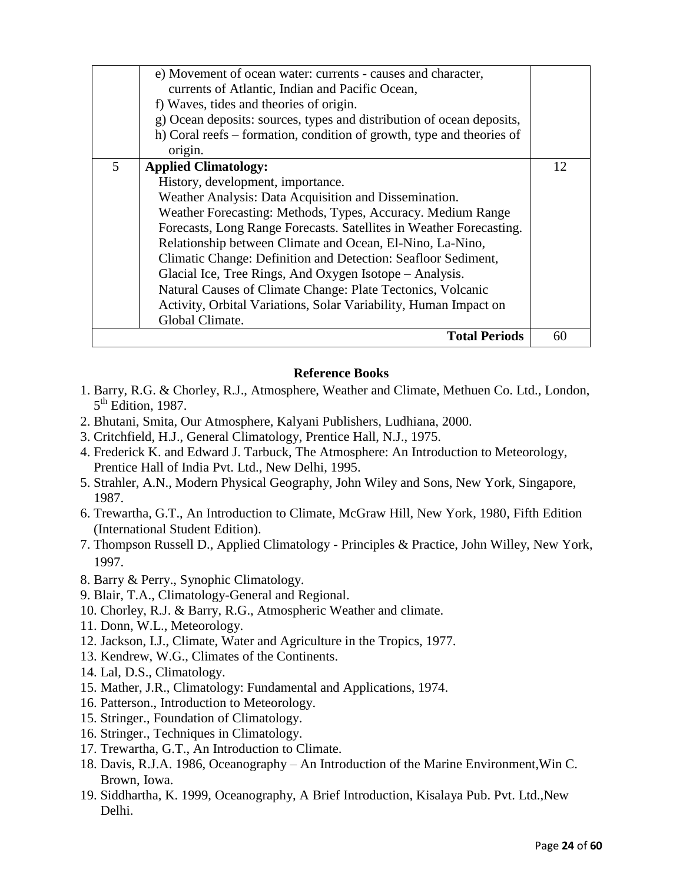| | | |
|---|---|---|
| | e) Movement of ocean water: currents - causes and character, currents of Atlantic, Indian and Pacific Ocean,<br>f) Waves, tides and theories of origin.<br>g) Ocean deposits: sources, types and distribution of ocean deposits,<br>h) Coral reefs – formation, condition of growth, type and theories of origin. | |
| 5 | **Applied Climatology:**<br>History, development, importance.<br>Weather Analysis: Data Acquisition and Dissemination.<br>Weather Forecasting: Methods, Types, Accuracy. Medium Range Forecasts, Long Range Forecasts. Satellites in Weather Forecasting.<br>Relationship between Climate and Ocean, El-Nino, La-Nino,<br>Climatic Change: Definition and Detection: Seafloor Sediment, Glacial Ice, Tree Rings, And Oxygen Isotope – Analysis.<br>Natural Causes of Climate Change: Plate Tectonics, Volcanic Activity, Orbital Variations, Solar Variability, Human Impact on Global Climate. | 12 |
| | **Total Periods** | 60 |

## Reference Books

1. Barry, R.G. & Chorley, R.J., Atmosphere, Weather and Climate, Methuen Co. Ltd., London, 5th Edition, 1987.
2. Bhutani, Smita, Our Atmosphere, Kalyani Publishers, Ludhiana, 2000.
3. Critchfield, H.J., General Climatology, Prentice Hall, N.J., 1975.
4. Frederick K. and Edward J. Tarbuck, The Atmosphere: An Introduction to Meteorology, Prentice Hall of India Pvt. Ltd., New Delhi, 1995.
5. Strahler, A.N., Modern Physical Geography, John Wiley and Sons, New York, Singapore, 1987.
6. Trewartha, G.T., An Introduction to Climate, McGraw Hill, New York, 1980, Fifth Edition (International Student Edition).
7. Thompson Russell D., Applied Climatology - Principles & Practice, John Willey, New York, 1997.
8. Barry & Perry., Synophic Climatology.
9. Blair, T.A., Climatology-General and Regional.
10. Chorley, R.J. & Barry, R.G., Atmospheric Weather and climate.
11. Donn, W.L., Meteorology.
12. Jackson, I.J., Climate, Water and Agriculture in the Tropics, 1977.
13. Kendrew, W.G., Climates of the Continents.
14. Lal, D.S., Climatology.
15. Mather, J.R., Climatology: Fundamental and Applications, 1974.
16. Patterson., Introduction to Meteorology.

15. Stringer., Foundation of Climatology.
16. Stringer., Techniques in Climatology.
17. Trewartha, G.T., An Introduction to Climate.
18. Davis, R.J.A. 1986, Oceanography – An Introduction of the Marine Environment,Win C. Brown, Iowa.
19. Siddhartha, K. 1999, Oceanography, A Brief Introduction, Kisalaya Pub. Pvt. Ltd.,New Delhi.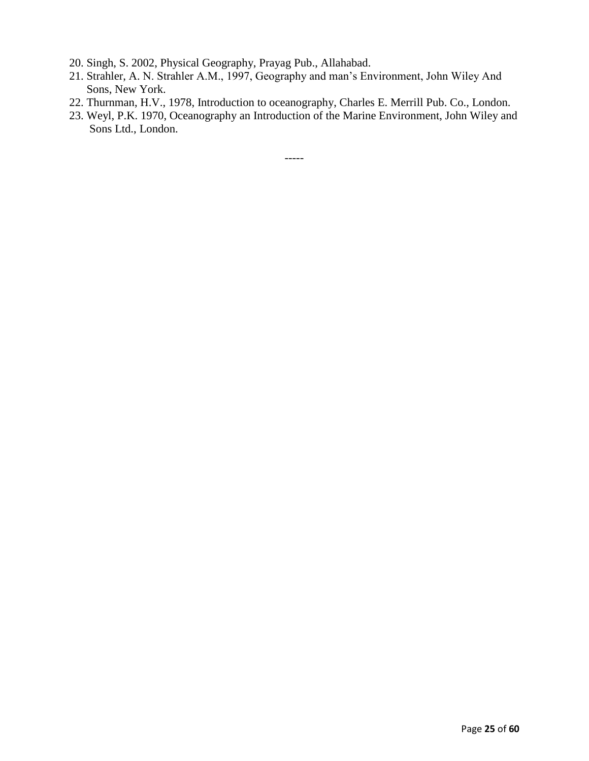20. Singh, S. 2002, Physical Geography, Prayag Pub., Allahabad.
21. Strahler, A. N. Strahler A.M., 1997, Geography and man's Environment, John Wiley And Sons, New York.
22. Thurnman, H.V., 1978, Introduction to oceanography, Charles E. Merrill Pub. Co., London.
23. Weyl, P.K. 1970, Oceanography an Introduction of the Marine Environment, John Wiley and Sons Ltd., London.

-----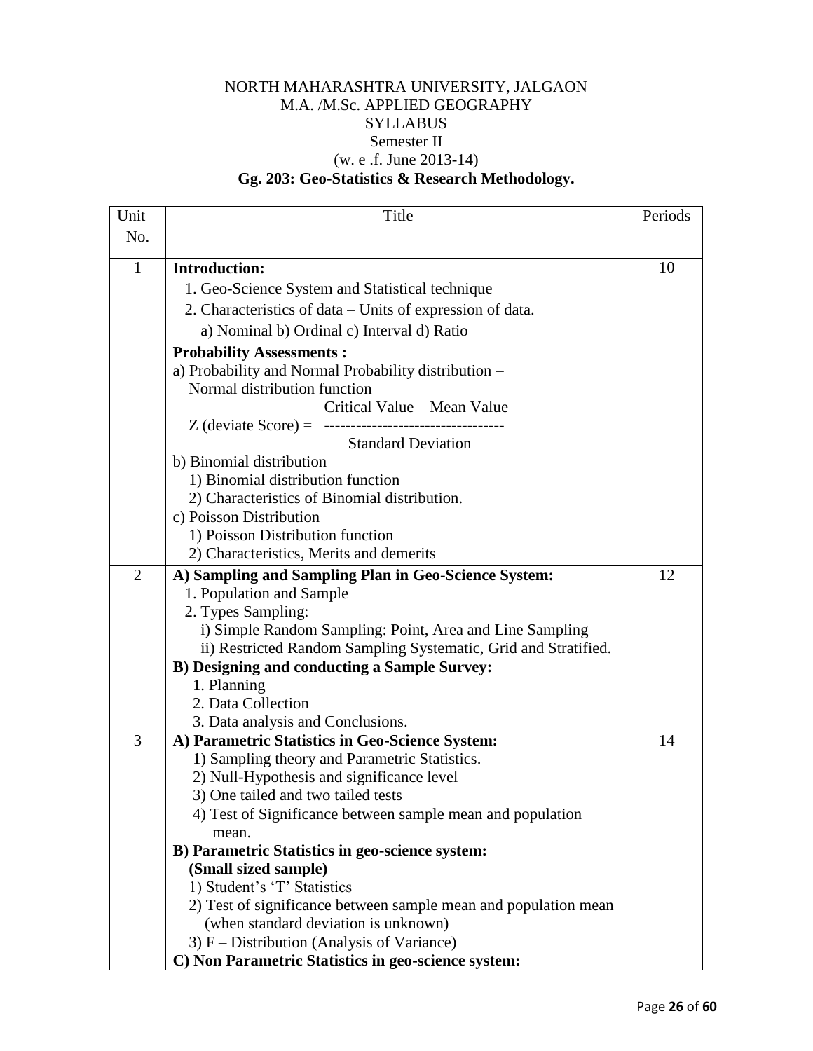NORTH MAHARASHTRA UNIVERSITY, JALGAON
M.A. /M.Sc. APPLIED GEOGRAPHY
SYLLABUS
Semester II
(w. e .f. June 2013-14)

**Gg. 203: Geo-Statistics & Research Methodology.**

| Unit No. | Title | Periods |
|---|---|---|
| 1 | **Introduction:**<br>1. Geo-Science System and Statistical technique<br>2. Characteristics of data – Units of expression of data.<br>a) Nominal b) Ordinal c) Interval d) Ratio<br>**Probability Assessments :**<br>a) Probability and Normal Probability distribution – Normal distribution function<br>$Z \text{ (deviate Score)} = \dfrac{\text{Critical Value – Mean Value}}{\text{Standard Deviation}}$<br>b) Binomial distribution<br>1) Binomial distribution function<br>2) Characteristics of Binomial distribution.<br>c) Poisson Distribution<br>1) Poisson Distribution function<br>2) Characteristics, Merits and demerits | 10 |
| 2 | **A) Sampling and Sampling Plan in Geo-Science System:**<br>1. Population and Sample<br>2. Types Sampling:<br>i) Simple Random Sampling: Point, Area and Line Sampling<br>ii) Restricted Random Sampling Systematic, Grid and Stratified.<br>**B) Designing and conducting a Sample Survey:**<br>1. Planning<br>2. Data Collection<br>3. Data analysis and Conclusions. | 12 |
| 3 | **A) Parametric Statistics in Geo-Science System:**<br>1) Sampling theory and Parametric Statistics.<br>2) Null-Hypothesis and significance level<br>3) One tailed and two tailed tests<br>4) Test of Significance between sample mean and population mean.<br>**B) Parametric Statistics in geo-science system: (Small sized sample)**<br>1) Student's 'T' Statistics<br>2) Test of significance between sample mean and population mean (when standard deviation is unknown)<br>3) F – Distribution (Analysis of Variance)<br>**C) Non Parametric Statistics in geo-science system:** | 14 |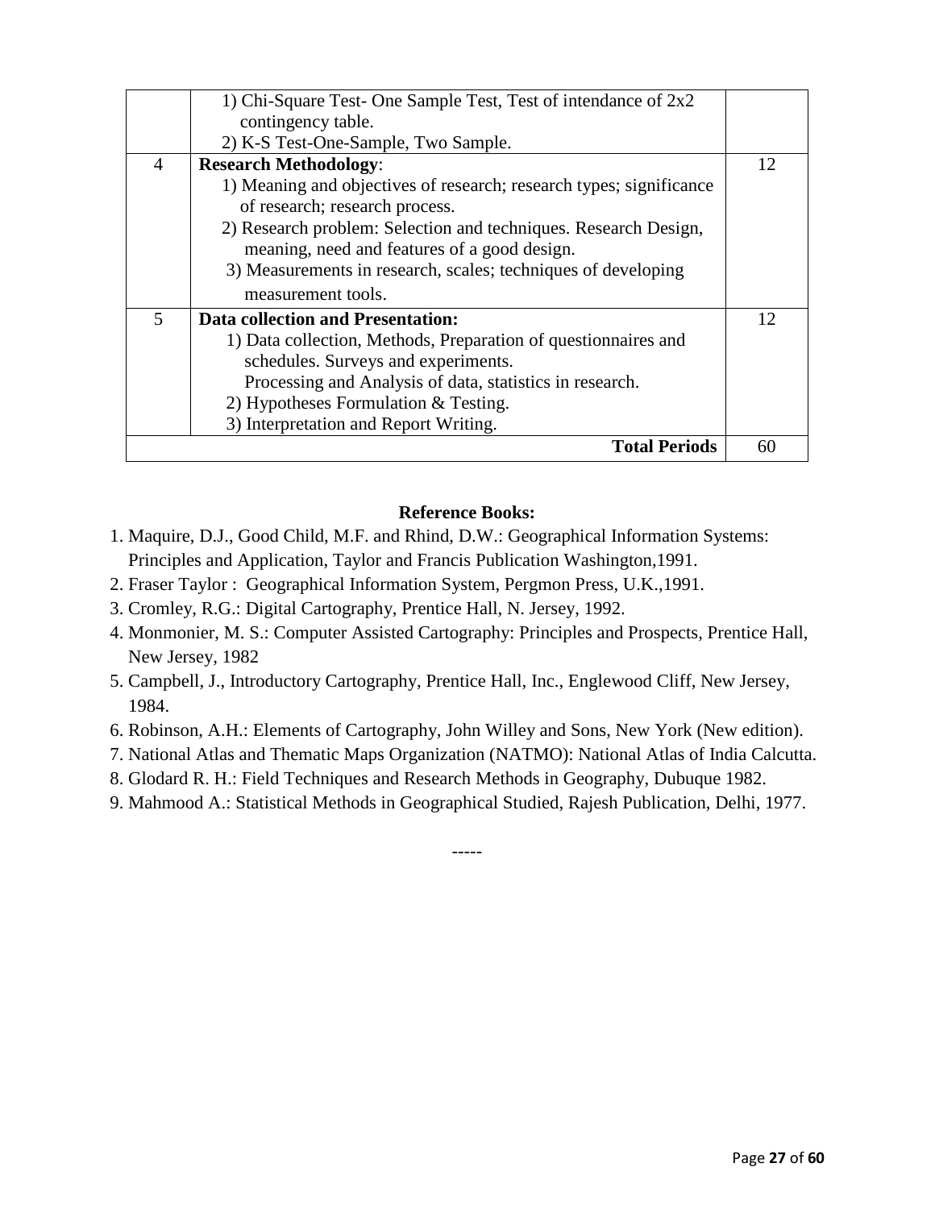| | | |
|---|---|---|
| | 1) Chi-Square Test- One Sample Test, Test of intendance of 2x2 contingency table.<br>2) K-S Test-One-Sample, Two Sample. | |
| 4 | **Research Methodology**:<br>1) Meaning and objectives of research; research types; significance of research; research process.<br>2) Research problem: Selection and techniques. Research Design, meaning, need and features of a good design.<br>3) Measurements in research, scales; techniques of developing measurement tools. | 12 |
| 5 | **Data collection and Presentation:**<br>1) Data collection, Methods, Preparation of questionnaires and schedules. Surveys and experiments.<br>Processing and Analysis of data, statistics in research.<br>2) Hypotheses Formulation & Testing.<br>3) Interpretation and Report Writing. | 12 |
| | **Total Periods** | 60 |

**Reference Books:**

1. Maquire, D.J., Good Child, M.F. and Rhind, D.W.: Geographical Information Systems: Principles and Application, Taylor and Francis Publication Washington,1991.
2. Fraser Taylor : Geographical Information System, Pergmon Press, U.K.,1991.
3. Cromley, R.G.: Digital Cartography, Prentice Hall, N. Jersey, 1992.
4. Monmonier, M. S.: Computer Assisted Cartography: Principles and Prospects, Prentice Hall, New Jersey, 1982
5. Campbell, J., Introductory Cartography, Prentice Hall, Inc., Englewood Cliff, New Jersey, 1984.
6. Robinson, A.H.: Elements of Cartography, John Willey and Sons, New York (New edition).
7. National Atlas and Thematic Maps Organization (NATMO): National Atlas of India Calcutta.
8. Glodard R. H.: Field Techniques and Research Methods in Geography, Dubuque 1982.
9. Mahmood A.: Statistical Methods in Geographical Studied, Rajesh Publication, Delhi, 1977.

-----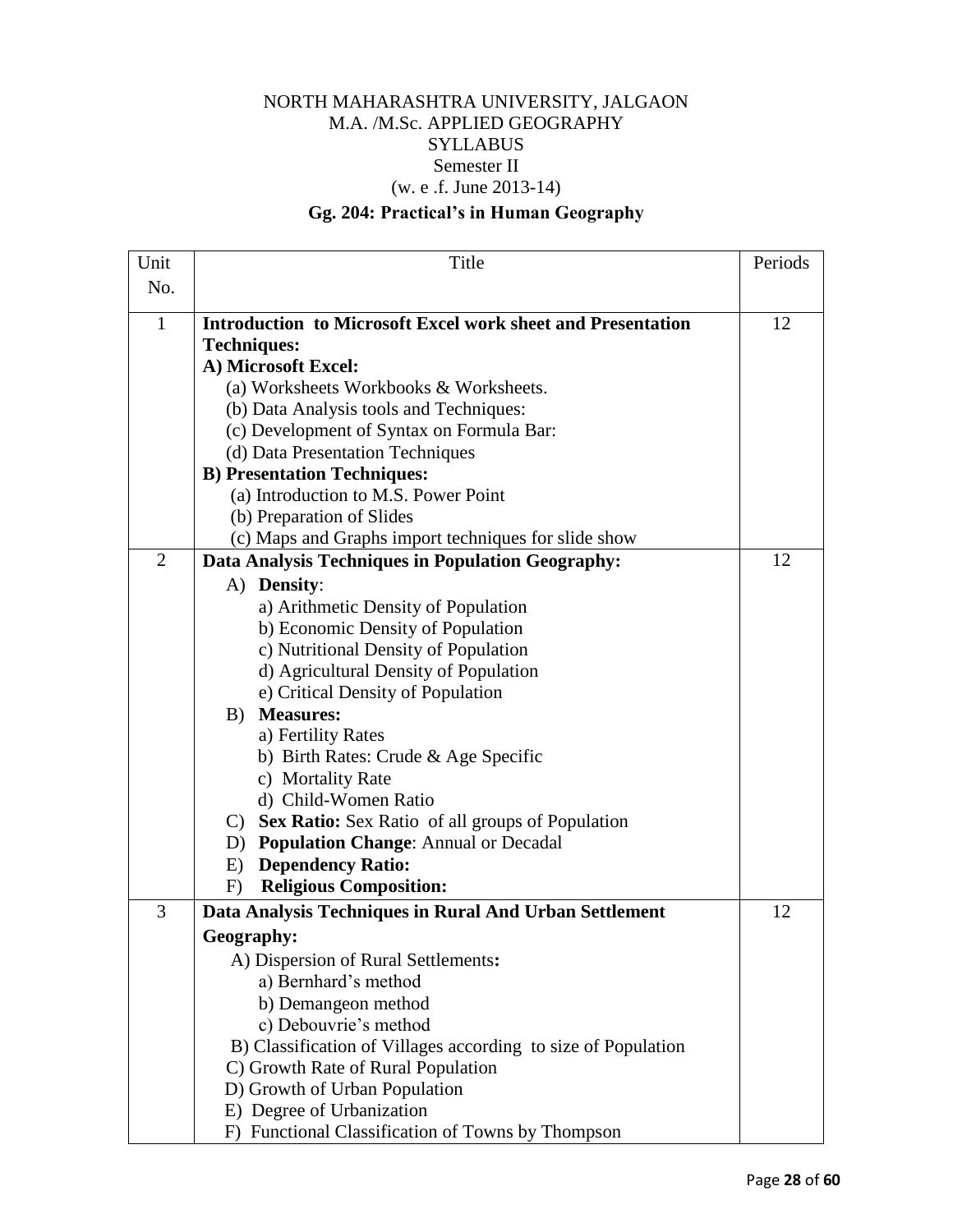NORTH MAHARASHTRA UNIVERSITY, JALGAON
M.A. /M.Sc. APPLIED GEOGRAPHY
SYLLABUS
Semester II
(w. e .f. June 2013-14)

## Gg. 204: Practical's in Human Geography

| Unit No. | Title | Periods |
|---|---|---|
| 1 | **Introduction to Microsoft Excel work sheet and Presentation Techniques:**<br>**A) Microsoft Excel:**<br>(a) Worksheets Workbooks & Worksheets.<br>(b) Data Analysis tools and Techniques:<br>(c) Development of Syntax on Formula Bar:<br>(d) Data Presentation Techniques<br>**B) Presentation Techniques:**<br>(a) Introduction to M.S. Power Point<br>(b) Preparation of Slides<br>(c) Maps and Graphs import techniques for slide show | 12 |
| 2 | **Data Analysis Techniques in Population Geography:**<br>A) **Density**:<br>a) Arithmetic Density of Population<br>b) Economic Density of Population<br>c) Nutritional Density of Population<br>d) Agricultural Density of Population<br>e) Critical Density of Population<br>B) **Measures:**<br>a) Fertility Rates<br>b) Birth Rates: Crude & Age Specific<br>c) Mortality Rate<br>d) Child-Women Ratio<br>C) **Sex Ratio:** Sex Ratio of all groups of Population<br>D) **Population Change**: Annual or Decadal<br>E) **Dependency Ratio:**<br>F) **Religious Composition:** | 12 |
| 3 | **Data Analysis Techniques in Rural And Urban Settlement Geography:**<br>A) Dispersion of Rural Settlements**:**<br>a) Bernhard's method<br>b) Demangeon method<br>c) Debouvrie's method<br>B) Classification of Villages according to size of Population<br>C) Growth Rate of Rural Population<br>D) Growth of Urban Population<br>E) Degree of Urbanization<br>F) Functional Classification of Towns by Thompson | 12 |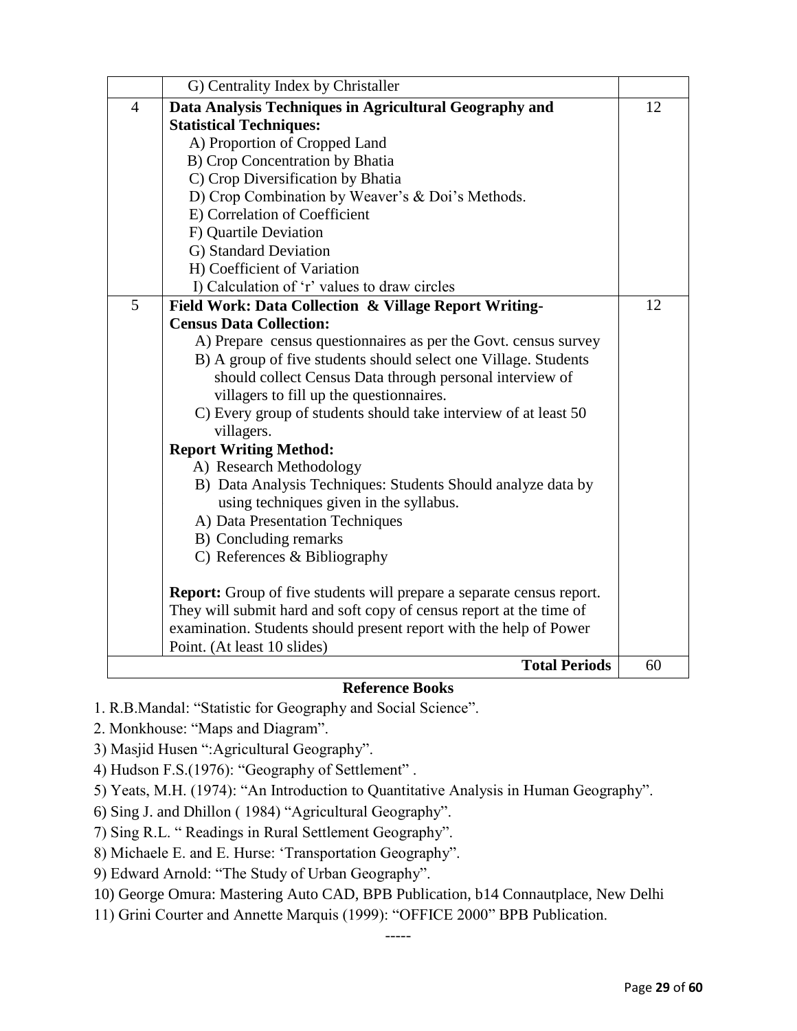|  |  |  |
|---|---|---|
|  | G) Centrality Index by Christaller |  |
| 4 | **Data Analysis Techniques in Agricultural Geography and Statistical Techniques:**<br>A) Proportion of Cropped Land<br>B) Crop Concentration by Bhatia<br>C) Crop Diversification by Bhatia<br>D) Crop Combination by Weaver's & Doi's Methods.<br>E) Correlation of Coefficient<br>F) Quartile Deviation<br>G) Standard Deviation<br>H) Coefficient of Variation<br>I) Calculation of 'r' values to draw circles | 12 |
| 5 | **Field Work: Data Collection & Village Report Writing-**<br>**Census Data Collection:**<br>A) Prepare census questionnaires as per the Govt. census survey<br>B) A group of five students should select one Village. Students should collect Census Data through personal interview of villagers to fill up the questionnaires.<br>C) Every group of students should take interview of at least 50 villagers.<br>**Report Writing Method:**<br>A) Research Methodology<br>B) Data Analysis Techniques: Students Should analyze data by using techniques given in the syllabus.<br>A) Data Presentation Techniques<br>B) Concluding remarks<br>C) References & Bibliography<br><br>**Report:** Group of five students will prepare a separate census report. They will submit hard and soft copy of census report at the time of examination. Students should present report with the help of Power Point. (At least 10 slides) | 12 |
|  | **Total Periods** | 60 |

**Reference Books**

1. R.B.Mandal: "Statistic for Geography and Social Science".
2. Monkhouse: "Maps and Diagram".
3) Masjid Husen ":Agricultural Geography".
4) Hudson F.S.(1976): "Geography of Settlement" .
5) Yeats, M.H. (1974): "An Introduction to Quantitative Analysis in Human Geography".
6) Sing J. and Dhillon ( 1984) "Agricultural Geography".
7) Sing R.L. " Readings in Rural Settlement Geography".
8) Michaele E. and E. Hurse: 'Transportation Geography".
9) Edward Arnold: "The Study of Urban Geography".
10) George Omura: Mastering Auto CAD, BPB Publication, b14 Connautplace, New Delhi
11) Grini Courter and Annette Marquis (1999): "OFFICE 2000" BPB Publication.

-----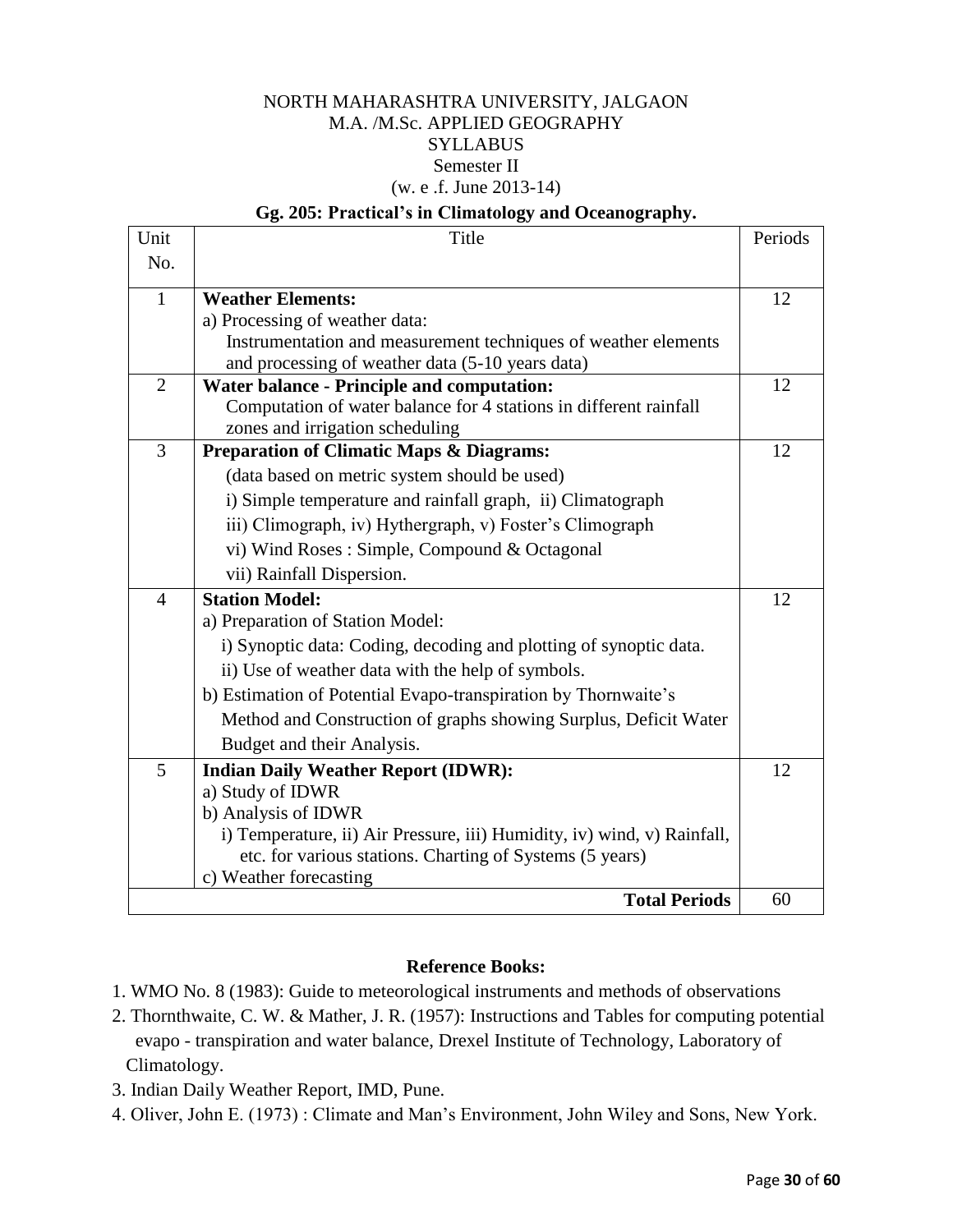NORTH MAHARASHTRA UNIVERSITY, JALGAON
M.A. /M.Sc. APPLIED GEOGRAPHY
SYLLABUS
Semester II
(w. e .f. June 2013-14)

### Gg. 205: Practical's in Climatology and Oceanography.

| Unit No. | Title | Periods |
|---|---|---|
| 1 | **Weather Elements:**<br>a) Processing of weather data:<br>Instrumentation and measurement techniques of weather elements and processing of weather data (5-10 years data) | 12 |
| 2 | **Water balance - Principle and computation:**<br>Computation of water balance for 4 stations in different rainfall zones and irrigation scheduling | 12 |
| 3 | **Preparation of Climatic Maps & Diagrams:**<br>(data based on metric system should be used)<br>i) Simple temperature and rainfall graph, ii) Climatograph<br>iii) Climograph, iv) Hythergraph, v) Foster's Climograph<br>vi) Wind Roses : Simple, Compound & Octagonal<br>vii) Rainfall Dispersion. | 12 |
| 4 | **Station Model:**<br>a) Preparation of Station Model:<br>i) Synoptic data: Coding, decoding and plotting of synoptic data.<br>ii) Use of weather data with the help of symbols.<br>b) Estimation of Potential Evapo-transpiration by Thornwaite's Method and Construction of graphs showing Surplus, Deficit Water Budget and their Analysis. | 12 |
| 5 | **Indian Daily Weather Report (IDWR):**<br>a) Study of IDWR<br>b) Analysis of IDWR<br>i) Temperature, ii) Air Pressure, iii) Humidity, iv) wind, v) Rainfall, etc. for various stations. Charting of Systems (5 years)<br>c) Weather forecasting | 12 |
| | **Total Periods** | 60 |

### Reference Books:

1. WMO No. 8 (1983): Guide to meteorological instruments and methods of observations
2. Thornthwaite, C. W. & Mather, J. R. (1957): Instructions and Tables for computing potential evapo - transpiration and water balance, Drexel Institute of Technology, Laboratory of Climatology.
3. Indian Daily Weather Report, IMD, Pune.
4. Oliver, John E. (1973) : Climate and Man's Environment, John Wiley and Sons, New York.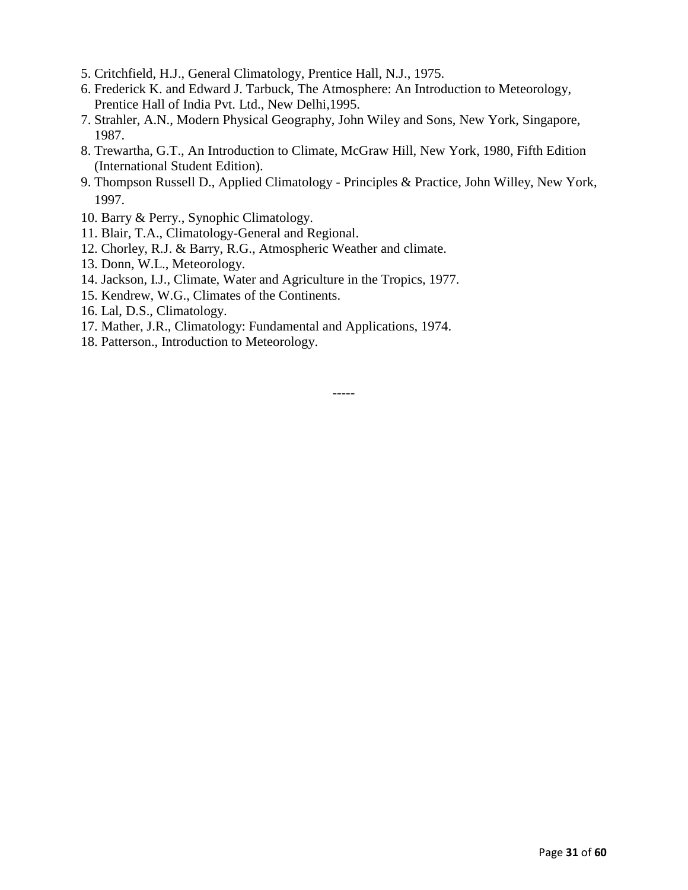5. Critchfield, H.J., General Climatology, Prentice Hall, N.J., 1975.
6. Frederick K. and Edward J. Tarbuck, The Atmosphere: An Introduction to Meteorology, Prentice Hall of India Pvt. Ltd., New Delhi,1995.
7. Strahler, A.N., Modern Physical Geography, John Wiley and Sons, New York, Singapore, 1987.
8. Trewartha, G.T., An Introduction to Climate, McGraw Hill, New York, 1980, Fifth Edition (International Student Edition).
9. Thompson Russell D., Applied Climatology - Principles & Practice, John Willey, New York, 1997.
10. Barry & Perry., Synophic Climatology.
11. Blair, T.A., Climatology-General and Regional.
12. Chorley, R.J. & Barry, R.G., Atmospheric Weather and climate.
13. Donn, W.L., Meteorology.
14. Jackson, I.J., Climate, Water and Agriculture in the Tropics, 1977.
15. Kendrew, W.G., Climates of the Continents.
16. Lal, D.S., Climatology.
17. Mather, J.R., Climatology: Fundamental and Applications, 1974.
18. Patterson., Introduction to Meteorology.

-----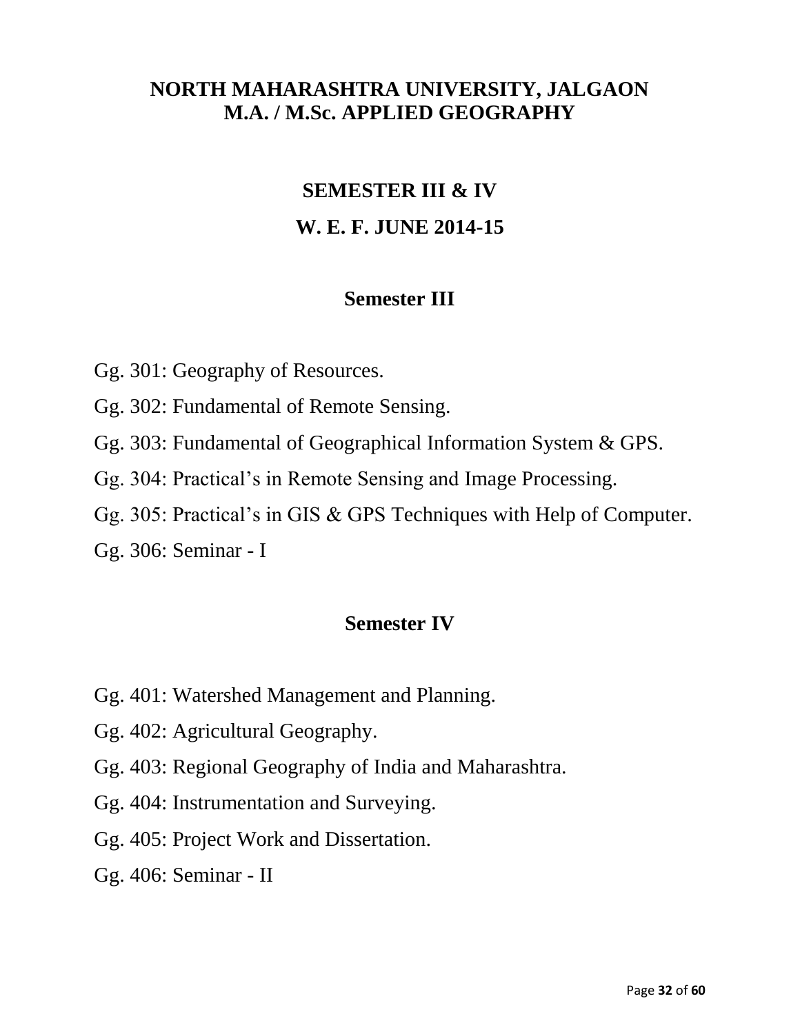# NORTH MAHARASHTRA UNIVERSITY, JALGAON
# M.A. / M.Sc. APPLIED GEOGRAPHY

## SEMESTER III & IV

## W. E. F. JUNE 2014-15

### Semester III

Gg. 301: Geography of Resources.

Gg. 302: Fundamental of Remote Sensing.

Gg. 303: Fundamental of Geographical Information System & GPS.

Gg. 304: Practical's in Remote Sensing and Image Processing.

Gg. 305: Practical's in GIS & GPS Techniques with Help of Computer.

Gg. 306: Seminar - I

### Semester IV

Gg. 401: Watershed Management and Planning.

Gg. 402: Agricultural Geography.

Gg. 403: Regional Geography of India and Maharashtra.

Gg. 404: Instrumentation and Surveying.

Gg. 405: Project Work and Dissertation.

Gg. 406: Seminar - II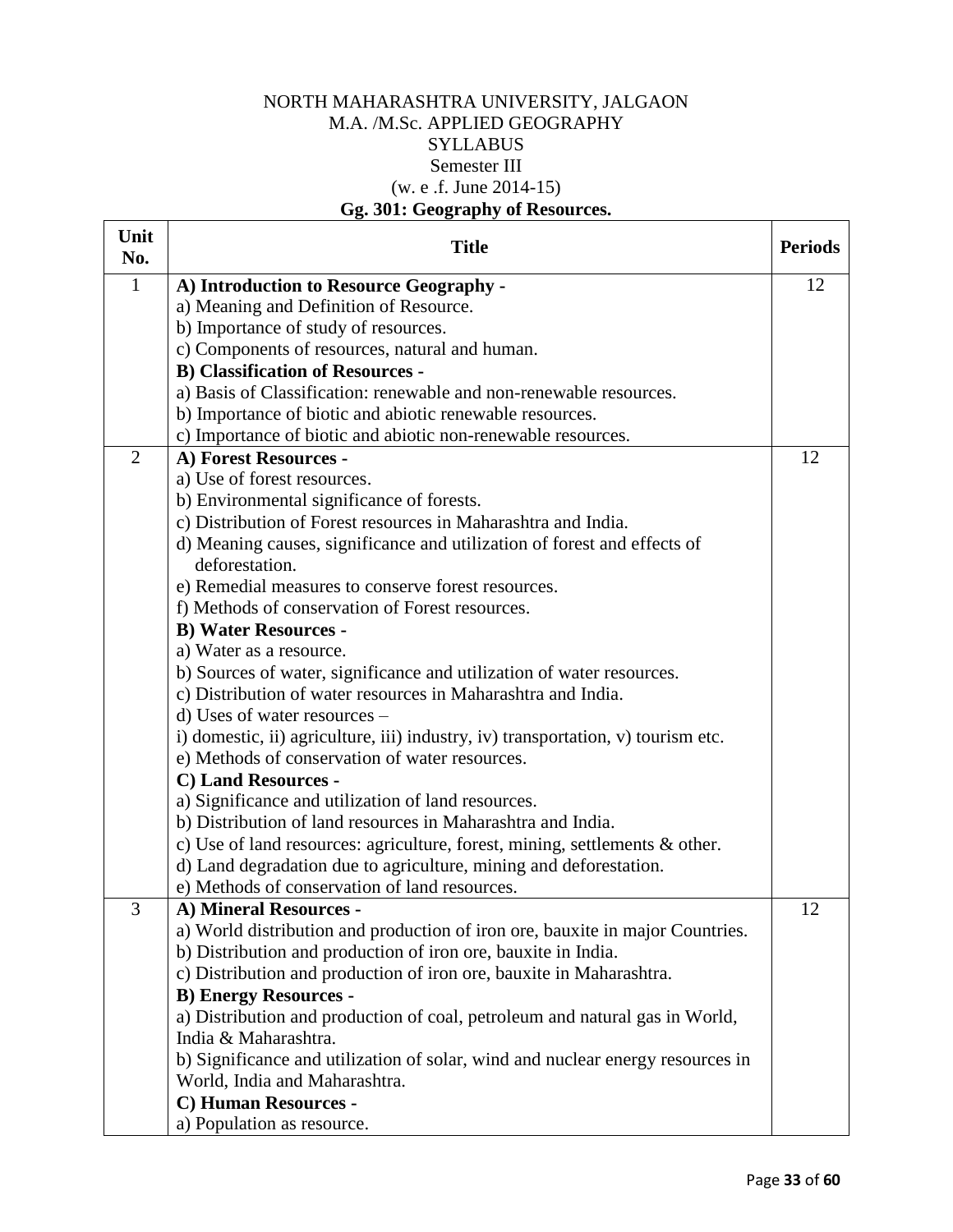NORTH MAHARASHTRA UNIVERSITY, JALGAON
M.A. /M.Sc. APPLIED GEOGRAPHY
SYLLABUS
Semester III
(w. e .f. June 2014-15)

**Gg. 301: Geography of Resources.**

| Unit No. | Title | Periods |
|---|---|---|
| 1 | **A) Introduction to Resource Geography -**<br>a) Meaning and Definition of Resource.<br>b) Importance of study of resources.<br>c) Components of resources, natural and human.<br>**B) Classification of Resources -**<br>a) Basis of Classification: renewable and non-renewable resources.<br>b) Importance of biotic and abiotic renewable resources.<br>c) Importance of biotic and abiotic non-renewable resources. | 12 |
| 2 | **A) Forest Resources -**<br>a) Use of forest resources.<br>b) Environmental significance of forests.<br>c) Distribution of Forest resources in Maharashtra and India.<br>d) Meaning causes, significance and utilization of forest and effects of deforestation.<br>e) Remedial measures to conserve forest resources.<br>f) Methods of conservation of Forest resources.<br>**B) Water Resources -**<br>a) Water as a resource.<br>b) Sources of water, significance and utilization of water resources.<br>c) Distribution of water resources in Maharashtra and India.<br>d) Uses of water resources –<br>i) domestic, ii) agriculture, iii) industry, iv) transportation, v) tourism etc.<br>e) Methods of conservation of water resources.<br>**C) Land Resources -**<br>a) Significance and utilization of land resources.<br>b) Distribution of land resources in Maharashtra and India.<br>c) Use of land resources: agriculture, forest, mining, settlements & other.<br>d) Land degradation due to agriculture, mining and deforestation.<br>e) Methods of conservation of land resources. | 12 |
| 3 | **A) Mineral Resources -**<br>a) World distribution and production of iron ore, bauxite in major Countries.<br>b) Distribution and production of iron ore, bauxite in India.<br>c) Distribution and production of iron ore, bauxite in Maharashtra.<br>**B) Energy Resources -**<br>a) Distribution and production of coal, petroleum and natural gas in World, India & Maharashtra.<br>b) Significance and utilization of solar, wind and nuclear energy resources in World, India and Maharashtra.<br>**C) Human Resources -**<br>a) Population as resource. | 12 |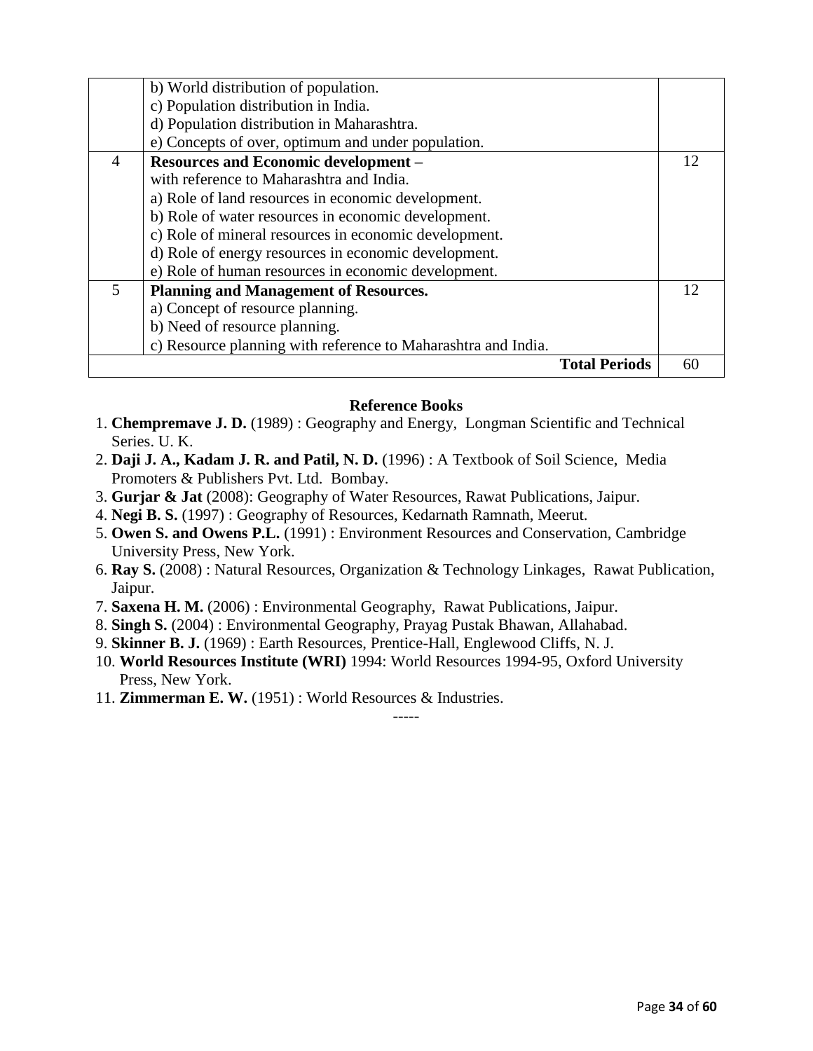| | | |
|---|---|---|
| | b) World distribution of population.<br>c) Population distribution in India.<br>d) Population distribution in Maharashtra.<br>e) Concepts of over, optimum and under population. | |
| 4 | **Resources and Economic development –**<br>with reference to Maharashtra and India.<br>a) Role of land resources in economic development.<br>b) Role of water resources in economic development.<br>c) Role of mineral resources in economic development.<br>d) Role of energy resources in economic development.<br>e) Role of human resources in economic development. | 12 |
| 5 | **Planning and Management of Resources.**<br>a) Concept of resource planning.<br>b) Need of resource planning.<br>c) Resource planning with reference to Maharashtra and India. | 12 |
| | **Total Periods** | 60 |

**Reference Books**

1. **Chempremave J. D.** (1989) : Geography and Energy, Longman Scientific and Technical Series. U. K.
2. **Daji J. A., Kadam J. R. and Patil, N. D.** (1996) : A Textbook of Soil Science, Media Promoters & Publishers Pvt. Ltd. Bombay.
3. **Gurjar & Jat** (2008): Geography of Water Resources, Rawat Publications, Jaipur.
4. **Negi B. S.** (1997) : Geography of Resources, Kedarnath Ramnath, Meerut.
5. **Owen S. and Owens P.L.** (1991) : Environment Resources and Conservation, Cambridge University Press, New York.
6. **Ray S.** (2008) : Natural Resources, Organization & Technology Linkages, Rawat Publication, Jaipur.
7. **Saxena H. M.** (2006) : Environmental Geography, Rawat Publications, Jaipur.
8. **Singh S.** (2004) : Environmental Geography, Prayag Pustak Bhawan, Allahabad.
9. **Skinner B. J.** (1969) : Earth Resources, Prentice-Hall, Englewood Cliffs, N. J.
10. **World Resources Institute (WRI)** 1994: World Resources 1994-95, Oxford University Press, New York.
11. **Zimmerman E. W.** (1951) : World Resources & Industries.

-----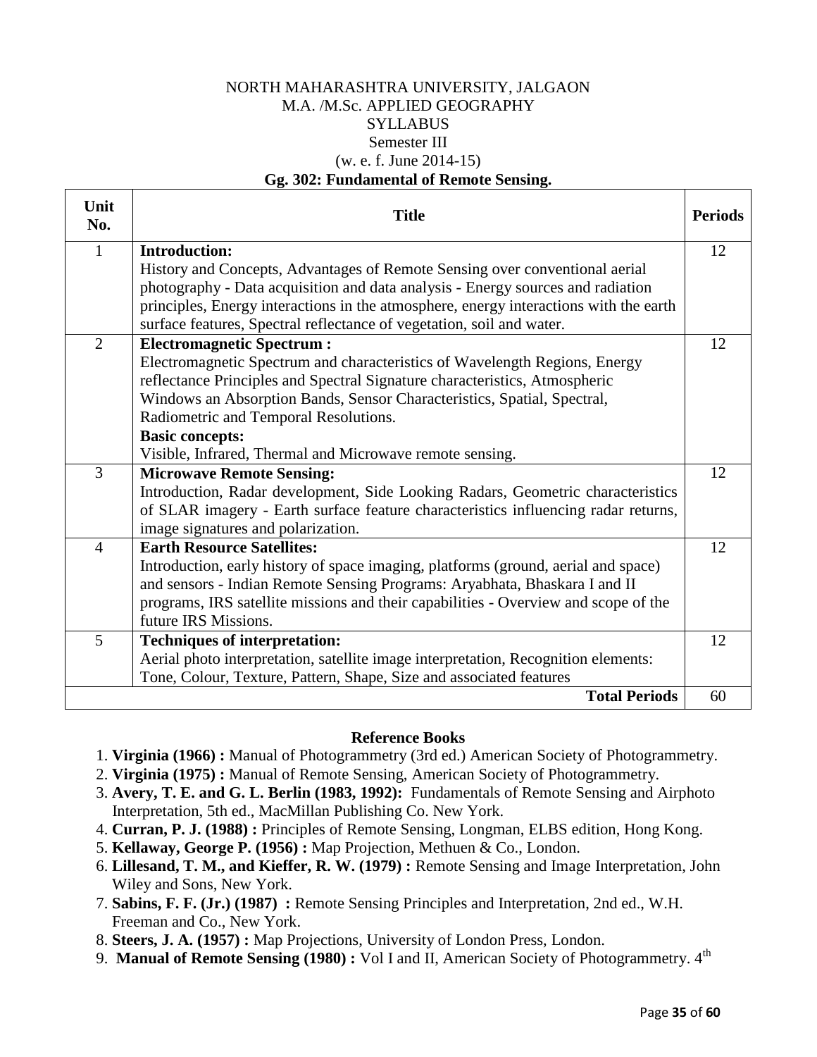NORTH MAHARASHTRA UNIVERSITY, JALGAON
M.A. /M.Sc. APPLIED GEOGRAPHY
SYLLABUS
Semester III
(w. e. f. June 2014-15)

**Gg. 302: Fundamental of Remote Sensing.**

| Unit No. | Title | Periods |
|---|---|---|
| 1 | **Introduction:** History and Concepts, Advantages of Remote Sensing over conventional aerial photography - Data acquisition and data analysis - Energy sources and radiation principles, Energy interactions in the atmosphere, energy interactions with the earth surface features, Spectral reflectance of vegetation, soil and water. | 12 |
| 2 | **Electromagnetic Spectrum :** Electromagnetic Spectrum and characteristics of Wavelength Regions, Energy reflectance Principles and Spectral Signature characteristics, Atmospheric Windows an Absorption Bands, Sensor Characteristics, Spatial, Spectral, Radiometric and Temporal Resolutions. **Basic concepts:** Visible, Infrared, Thermal and Microwave remote sensing. | 12 |
| 3 | **Microwave Remote Sensing:** Introduction, Radar development, Side Looking Radars, Geometric characteristics of SLAR imagery - Earth surface feature characteristics influencing radar returns, image signatures and polarization. | 12 |
| 4 | **Earth Resource Satellites:** Introduction, early history of space imaging, platforms (ground, aerial and space) and sensors - Indian Remote Sensing Programs: Aryabhata, Bhaskara I and II programs, IRS satellite missions and their capabilities - Overview and scope of the future IRS Missions. | 12 |
| 5 | **Techniques of interpretation:** Aerial photo interpretation, satellite image interpretation, Recognition elements: Tone, Colour, Texture, Pattern, Shape, Size and associated features | 12 |
| | **Total Periods** | 60 |

**Reference Books**

1. **Virginia (1966) :** Manual of Photogrammetry (3rd ed.) American Society of Photogrammetry.
2. **Virginia (1975) :** Manual of Remote Sensing, American Society of Photogrammetry.
3. **Avery, T. E. and G. L. Berlin (1983, 1992):** Fundamentals of Remote Sensing and Airphoto Interpretation, 5th ed., MacMillan Publishing Co. New York.
4. **Curran, P. J. (1988) :** Principles of Remote Sensing, Longman, ELBS edition, Hong Kong.
5. **Kellaway, George P. (1956) :** Map Projection, Methuen & Co., London.
6. **Lillesand, T. M., and Kieffer, R. W. (1979) :** Remote Sensing and Image Interpretation, John Wiley and Sons, New York.
7. **Sabins, F. F. (Jr.) (1987) :** Remote Sensing Principles and Interpretation, 2nd ed., W.H. Freeman and Co., New York.
8. **Steers, J. A. (1957) :** Map Projections, University of London Press, London.
9. **Manual of Remote Sensing (1980) :** Vol I and II, American Society of Photogrammetry. 4th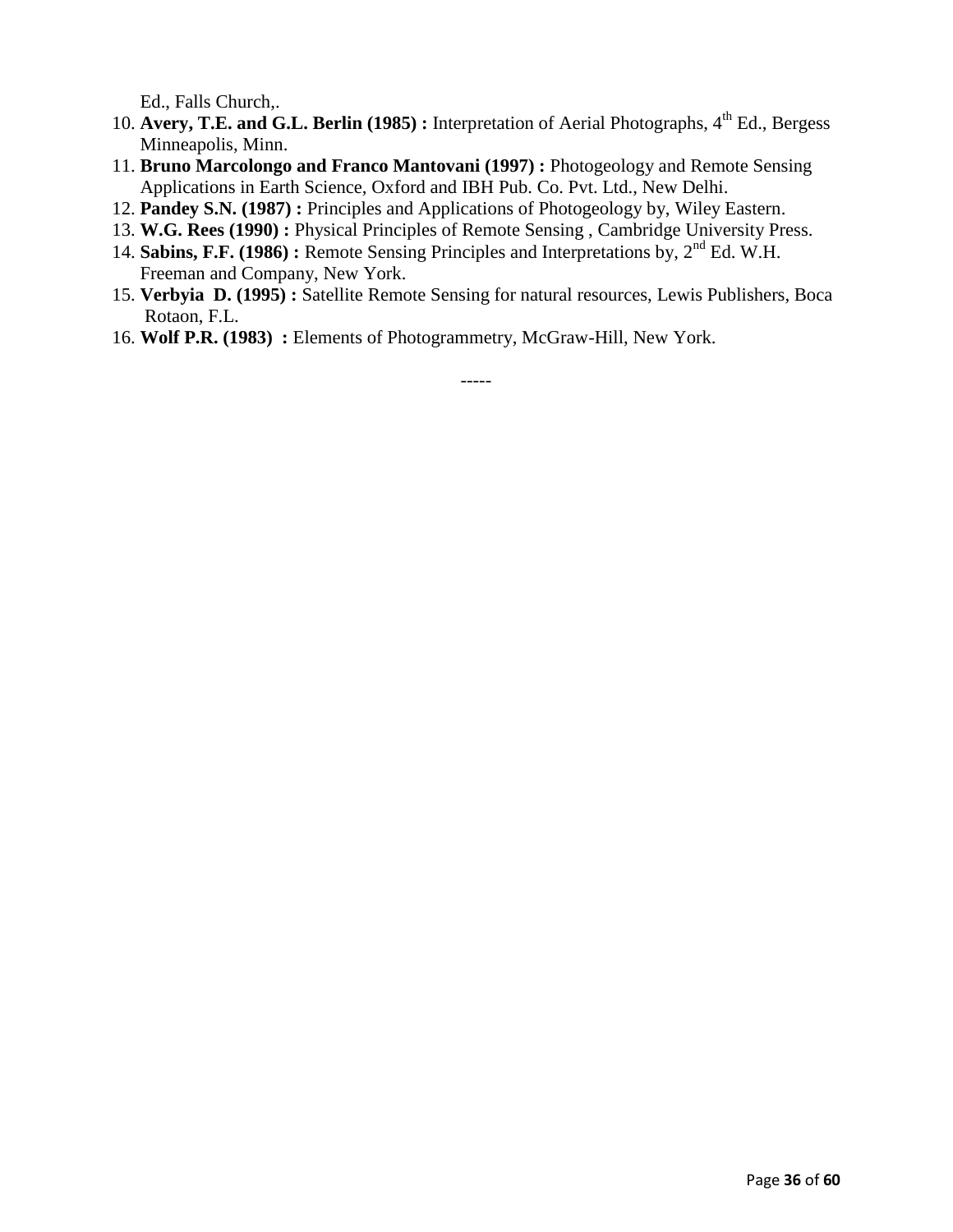Ed., Falls Church,.

10. **Avery, T.E. and G.L. Berlin (1985) :** Interpretation of Aerial Photographs, 4th Ed., Bergess Minneapolis, Minn.
11. **Bruno Marcolongo and Franco Mantovani (1997) :** Photogeology and Remote Sensing Applications in Earth Science, Oxford and IBH Pub. Co. Pvt. Ltd., New Delhi.
12. **Pandey S.N. (1987) :** Principles and Applications of Photogeology by, Wiley Eastern.
13. **W.G. Rees (1990) :** Physical Principles of Remote Sensing , Cambridge University Press.
14. **Sabins, F.F. (1986) :** Remote Sensing Principles and Interpretations by, 2nd Ed. W.H. Freeman and Company, New York.
15. **Verbyia D. (1995) :** Satellite Remote Sensing for natural resources, Lewis Publishers, Boca Rotaon, F.L.
16. **Wolf P.R. (1983) :** Elements of Photogrammetry, McGraw-Hill, New York.

-----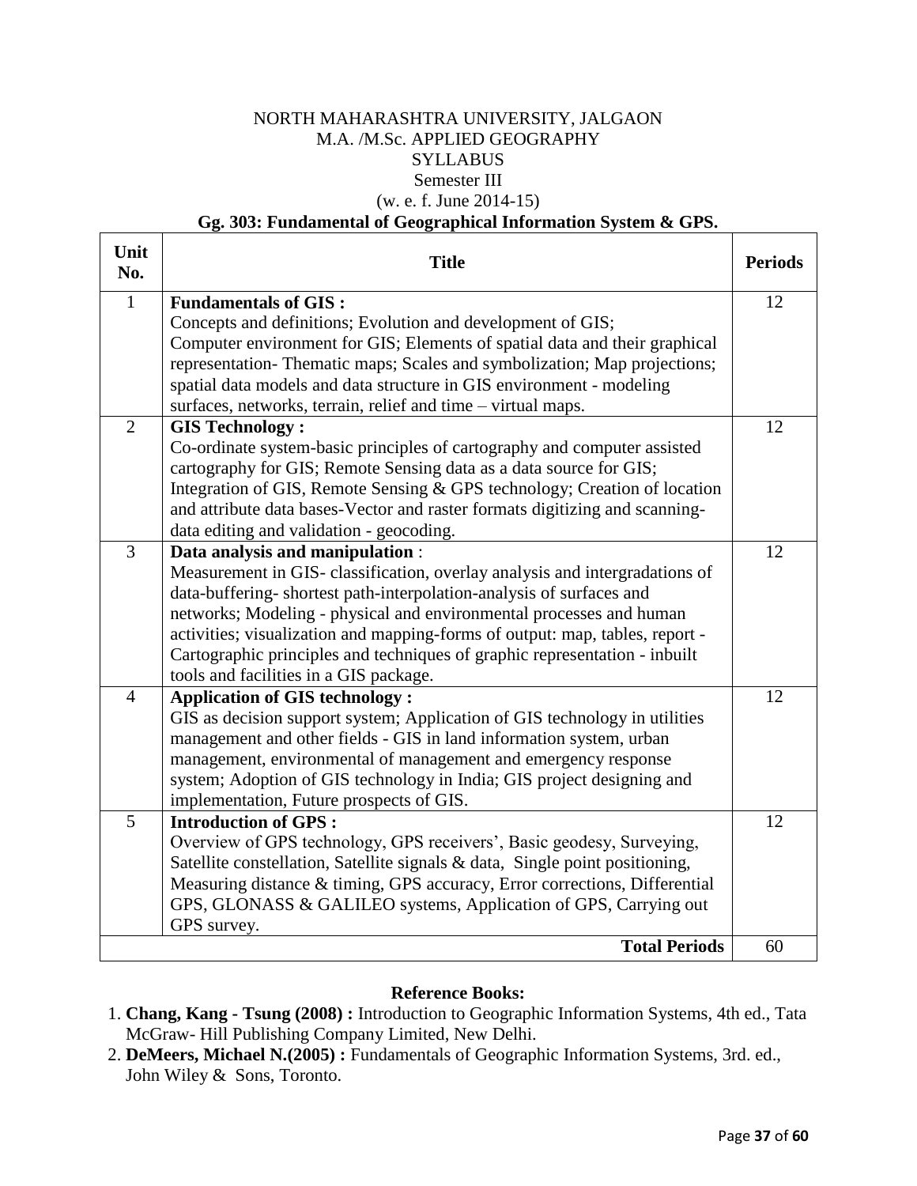NORTH MAHARASHTRA UNIVERSITY, JALGAON

M.A. /M.Sc. APPLIED GEOGRAPHY

SYLLABUS

Semester III

(w. e. f. June 2014-15)

**Gg. 303: Fundamental of Geographical Information System & GPS.**

| Unit No. | Title | Periods |
|---|---|---|
| 1 | **Fundamentals of GIS :** Concepts and definitions; Evolution and development of GIS; Computer environment for GIS; Elements of spatial data and their graphical representation- Thematic maps; Scales and symbolization; Map projections; spatial data models and data structure in GIS environment - modeling surfaces, networks, terrain, relief and time – virtual maps. | 12 |
| 2 | **GIS Technology :** Co-ordinate system-basic principles of cartography and computer assisted cartography for GIS; Remote Sensing data as a data source for GIS; Integration of GIS, Remote Sensing & GPS technology; Creation of location and attribute data bases-Vector and raster formats digitizing and scanning-data editing and validation - geocoding. | 12 |
| 3 | **Data analysis and manipulation** : Measurement in GIS- classification, overlay analysis and intergradations of data-buffering- shortest path-interpolation-analysis of surfaces and networks; Modeling - physical and environmental processes and human activities; visualization and mapping-forms of output: map, tables, report - Cartographic principles and techniques of graphic representation - inbuilt tools and facilities in a GIS package. | 12 |
| 4 | **Application of GIS technology :** GIS as decision support system; Application of GIS technology in utilities management and other fields - GIS in land information system, urban management, environmental of management and emergency response system; Adoption of GIS technology in India; GIS project designing and implementation, Future prospects of GIS. | 12 |
| 5 | **Introduction of GPS :** Overview of GPS technology, GPS receivers', Basic geodesy, Surveying, Satellite constellation, Satellite signals & data, Single point positioning, Measuring distance & timing, GPS accuracy, Error corrections, Differential GPS, GLONASS & GALILEO systems, Application of GPS, Carrying out GPS survey. | 12 |
| | **Total Periods** | 60 |

**Reference Books:**

1. **Chang, Kang - Tsung (2008) :** Introduction to Geographic Information Systems, 4th ed., Tata McGraw- Hill Publishing Company Limited, New Delhi.
2. **DeMeers, Michael N.(2005) :** Fundamentals of Geographic Information Systems, 3rd. ed., John Wiley & Sons, Toronto.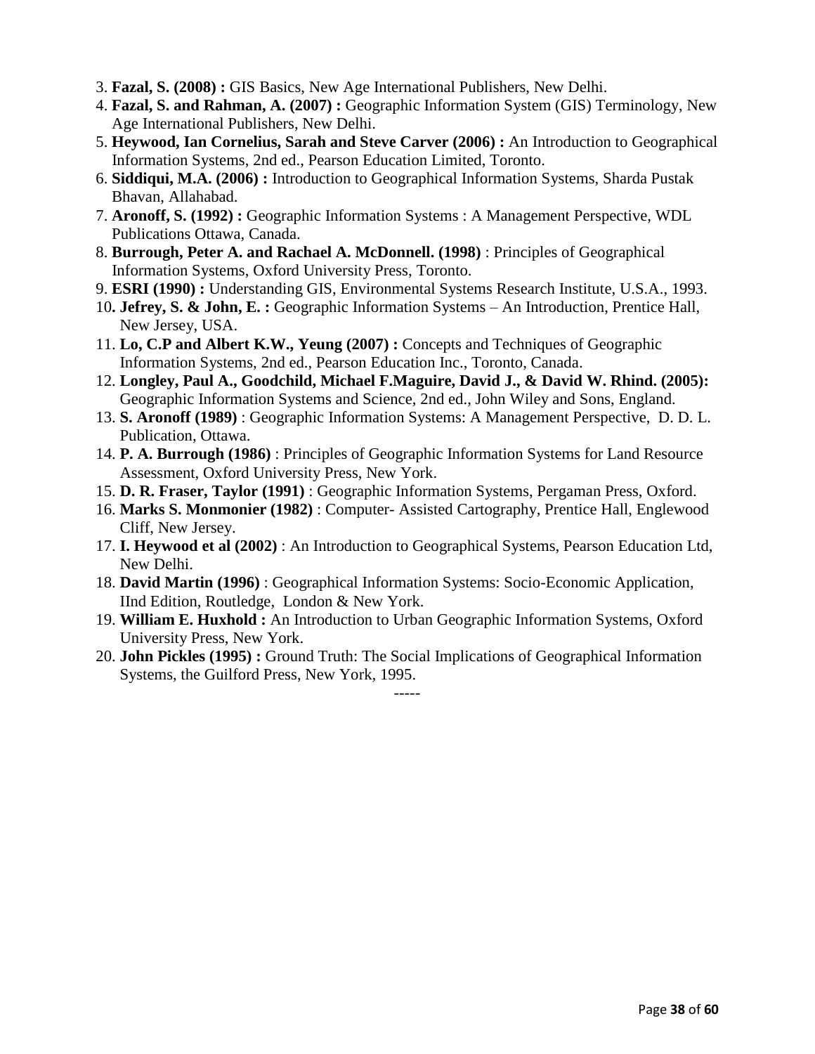3. **Fazal, S. (2008) :** GIS Basics, New Age International Publishers, New Delhi.
4. **Fazal, S. and Rahman, A. (2007) :** Geographic Information System (GIS) Terminology, New Age International Publishers, New Delhi.
5. **Heywood, Ian Cornelius, Sarah and Steve Carver (2006) :** An Introduction to Geographical Information Systems, 2nd ed., Pearson Education Limited, Toronto.
6. **Siddiqui, M.A. (2006) :** Introduction to Geographical Information Systems, Sharda Pustak Bhavan, Allahabad.
7. **Aronoff, S. (1992) :** Geographic Information Systems : A Management Perspective, WDL Publications Ottawa, Canada.
8. **Burrough, Peter A. and Rachael A. McDonnell. (1998)** : Principles of Geographical Information Systems, Oxford University Press, Toronto.
9. **ESRI (1990) :** Understanding GIS, Environmental Systems Research Institute, U.S.A., 1993.
10. **Jefrey, S. & John, E. :** Geographic Information Systems – An Introduction, Prentice Hall, New Jersey, USA.
11. **Lo, C.P and Albert K.W., Yeung (2007) :** Concepts and Techniques of Geographic Information Systems, 2nd ed., Pearson Education Inc., Toronto, Canada.
12. **Longley, Paul A., Goodchild, Michael F.Maguire, David J., & David W. Rhind. (2005):** Geographic Information Systems and Science, 2nd ed., John Wiley and Sons, England.
13. **S. Aronoff (1989)** : Geographic Information Systems: A Management Perspective, D. D. L. Publication, Ottawa.
14. **P. A. Burrough (1986)** : Principles of Geographic Information Systems for Land Resource Assessment, Oxford University Press, New York.
15. **D. R. Fraser, Taylor (1991)** : Geographic Information Systems, Pergaman Press, Oxford.
16. **Marks S. Monmonier (1982)** : Computer- Assisted Cartography, Prentice Hall, Englewood Cliff, New Jersey.
17. **I. Heywood et al (2002)** : An Introduction to Geographical Systems, Pearson Education Ltd, New Delhi.
18. **David Martin (1996)** : Geographical Information Systems: Socio-Economic Application, IInd Edition, Routledge, London & New York.
19. **William E. Huxhold :** An Introduction to Urban Geographic Information Systems, Oxford University Press, New York.
20. **John Pickles (1995) :** Ground Truth: The Social Implications of Geographical Information Systems, the Guilford Press, New York, 1995.

-----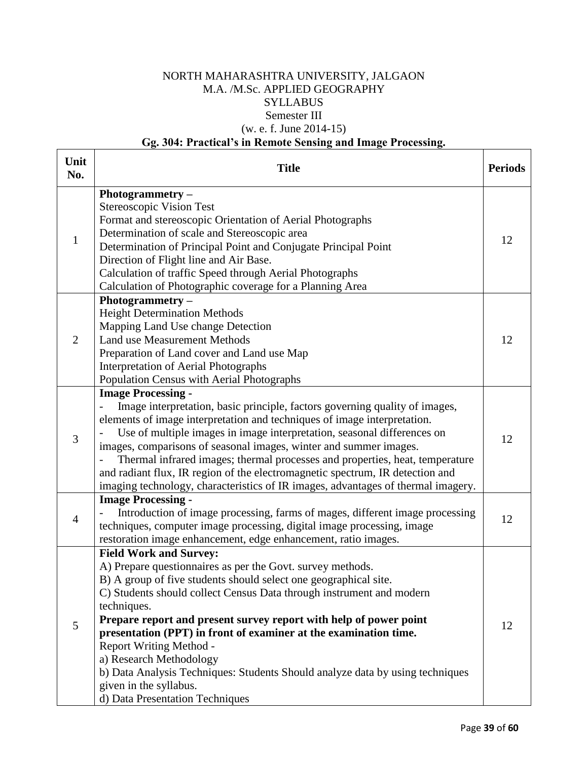NORTH MAHARASHTRA UNIVERSITY, JALGAON
M.A. /M.Sc. APPLIED GEOGRAPHY
SYLLABUS
Semester III
(w. e. f. June 2014-15)

**Gg. 304: Practical's in Remote Sensing and Image Processing.**

| Unit No. | Title | Periods |
|---|---|---|
| 1 | **Photogrammetry –**<br>Stereoscopic Vision Test<br>Format and stereoscopic Orientation of Aerial Photographs<br>Determination of scale and Stereoscopic area<br>Determination of Principal Point and Conjugate Principal Point<br>Direction of Flight line and Air Base.<br>Calculation of traffic Speed through Aerial Photographs<br>Calculation of Photographic coverage for a Planning Area | 12 |
| 2 | **Photogrammetry –**<br>Height Determination Methods<br>Mapping Land Use change Detection<br>Land use Measurement Methods<br>Preparation of Land cover and Land use Map<br>Interpretation of Aerial Photographs<br>Population Census with Aerial Photographs | 12 |
| 3 | **Image Processing -**<br>- Image interpretation, basic principle, factors governing quality of images, elements of image interpretation and techniques of image interpretation.<br>- Use of multiple images in image interpretation, seasonal differences on images, comparisons of seasonal images, winter and summer images.<br>- Thermal infrared images; thermal processes and properties, heat, temperature and radiant flux, IR region of the electromagnetic spectrum, IR detection and imaging technology, characteristics of IR images, advantages of thermal imagery. | 12 |
| 4 | **Image Processing -**<br>- Introduction of image processing, farms of mages, different image processing techniques, computer image processing, digital image processing, image restoration image enhancement, edge enhancement, ratio images. | 12 |
| 5 | **Field Work and Survey:**<br>A) Prepare questionnaires as per the Govt. survey methods.<br>B) A group of five students should select one geographical site.<br>C) Students should collect Census Data through instrument and modern techniques.<br>**Prepare report and present survey report with help of power point presentation (PPT) in front of examiner at the examination time.**<br>Report Writing Method -<br>a) Research Methodology<br>b) Data Analysis Techniques: Students Should analyze data by using techniques given in the syllabus.<br>d) Data Presentation Techniques | 12 |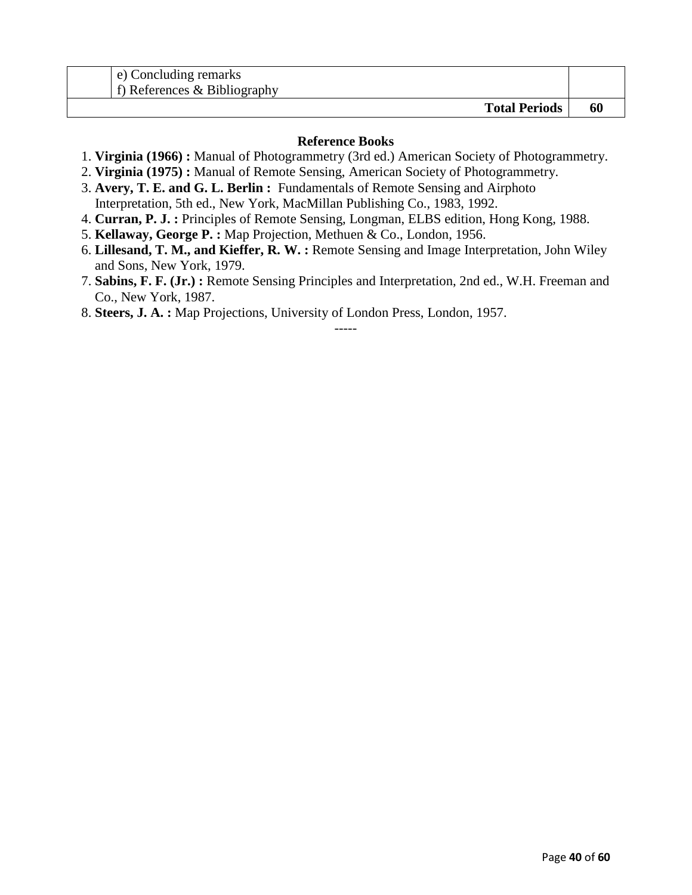| | | |
|---|---|---|
| | e) Concluding remarks<br>f) References & Bibliography | |
| | **Total Periods** | **60** |

**Reference Books**

1. **Virginia (1966) :** Manual of Photogrammetry (3rd ed.) American Society of Photogrammetry.
2. **Virginia (1975) :** Manual of Remote Sensing, American Society of Photogrammetry.
3. **Avery, T. E. and G. L. Berlin :** Fundamentals of Remote Sensing and Airphoto Interpretation, 5th ed., New York, MacMillan Publishing Co., 1983, 1992.
4. **Curran, P. J. :** Principles of Remote Sensing, Longman, ELBS edition, Hong Kong, 1988.
5. **Kellaway, George P. :** Map Projection, Methuen & Co., London, 1956.
6. **Lillesand, T. M., and Kieffer, R. W. :** Remote Sensing and Image Interpretation, John Wiley and Sons, New York, 1979.
7. **Sabins, F. F. (Jr.) :** Remote Sensing Principles and Interpretation, 2nd ed., W.H. Freeman and Co., New York, 1987.
8. **Steers, J. A. :** Map Projections, University of London Press, London, 1957.

-----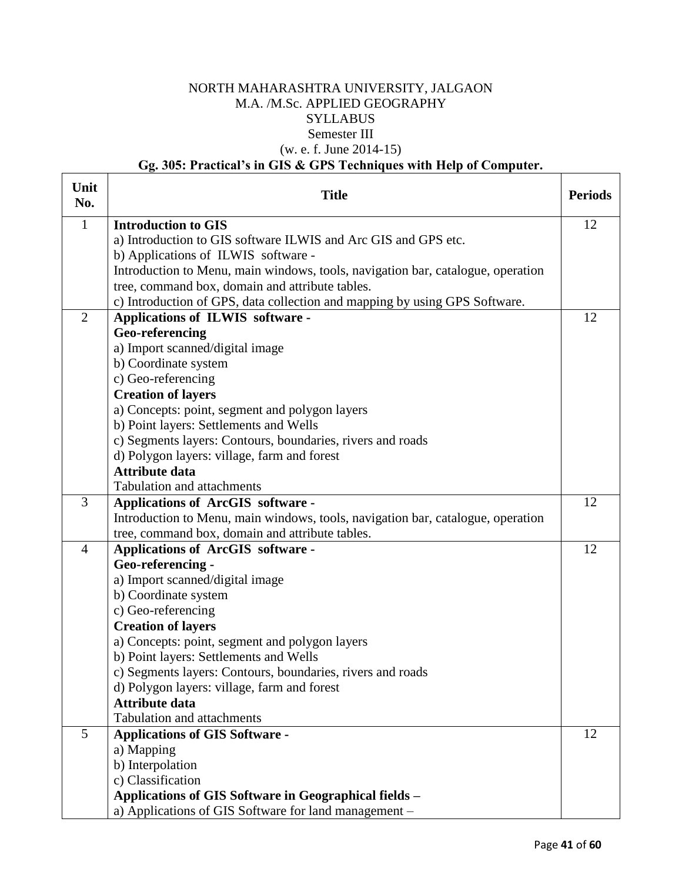NORTH MAHARASHTRA UNIVERSITY, JALGAON
M.A. /M.Sc. APPLIED GEOGRAPHY
SYLLABUS
Semester III
(w. e. f. June 2014-15)

**Gg. 305: Practical's in GIS & GPS Techniques with Help of Computer.**

| Unit No. | Title | Periods |
|---|---|---|
| 1 | **Introduction to GIS**<br>a) Introduction to GIS software ILWIS and Arc GIS and GPS etc.<br>b) Applications of ILWIS software -<br>Introduction to Menu, main windows, tools, navigation bar, catalogue, operation tree, command box, domain and attribute tables.<br>c) Introduction of GPS, data collection and mapping by using GPS Software. | 12 |
| 2 | **Applications of ILWIS software -**<br>**Geo-referencing**<br>a) Import scanned/digital image<br>b) Coordinate system<br>c) Geo-referencing<br>**Creation of layers**<br>a) Concepts: point, segment and polygon layers<br>b) Point layers: Settlements and Wells<br>c) Segments layers: Contours, boundaries, rivers and roads<br>d) Polygon layers: village, farm and forest<br>**Attribute data**<br>Tabulation and attachments | 12 |
| 3 | **Applications of ArcGIS software -**<br>Introduction to Menu, main windows, tools, navigation bar, catalogue, operation tree, command box, domain and attribute tables. | 12 |
| 4 | **Applications of ArcGIS software -**<br>**Geo-referencing -**<br>a) Import scanned/digital image<br>b) Coordinate system<br>c) Geo-referencing<br>**Creation of layers**<br>a) Concepts: point, segment and polygon layers<br>b) Point layers: Settlements and Wells<br>c) Segments layers: Contours, boundaries, rivers and roads<br>d) Polygon layers: village, farm and forest<br>**Attribute data**<br>Tabulation and attachments | 12 |
| 5 | **Applications of GIS Software -**<br>a) Mapping<br>b) Interpolation<br>c) Classification<br>**Applications of GIS Software in Geographical fields –**<br>a) Applications of GIS Software for land management – | 12 |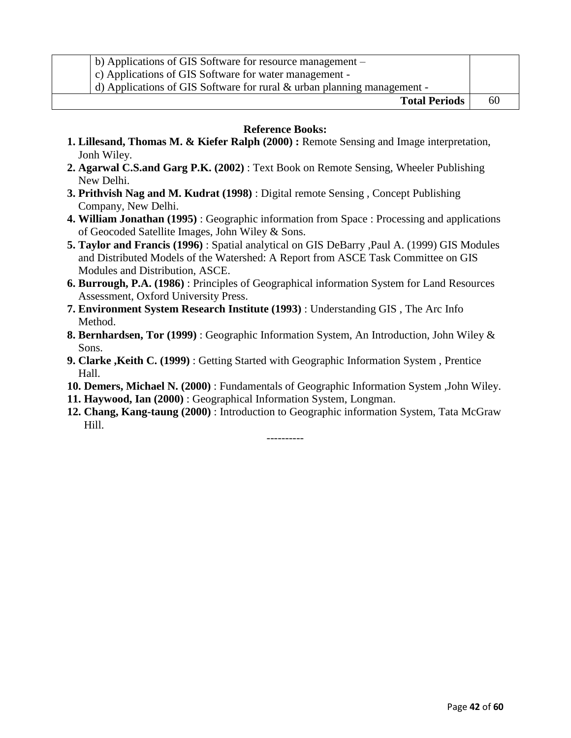| | | |
|---|---|---|
| | b) Applications of GIS Software for resource management –<br>c) Applications of GIS Software for water management -<br>d) Applications of GIS Software for rural & urban planning management - | |
| | **Total Periods** | 60 |

**Reference Books:**

1. **Lillesand, Thomas M. & Kiefer Ralph (2000) :** Remote Sensing and Image interpretation, Jonh Wiley.
2. **Agarwal C.S.and Garg P.K. (2002)** : Text Book on Remote Sensing, Wheeler Publishing New Delhi.
3. **Prithvish Nag and M. Kudrat (1998)** : Digital remote Sensing , Concept Publishing Company, New Delhi.
4. **William Jonathan (1995)** : Geographic information from Space : Processing and applications of Geocoded Satellite Images, John Wiley & Sons.
5. **Taylor and Francis (1996)** : Spatial analytical on GIS DeBarry ,Paul A. (1999) GIS Modules and Distributed Models of the Watershed: A Report from ASCE Task Committee on GIS Modules and Distribution, ASCE.
6. **Burrough, P.A. (1986)** : Principles of Geographical information System for Land Resources Assessment, Oxford University Press.
7. **Environment System Research Institute (1993)** : Understanding GIS , The Arc Info Method.
8. **Bernhardsen, Tor (1999)** : Geographic Information System, An Introduction, John Wiley & Sons.
9. **Clarke ,Keith C. (1999)** : Getting Started with Geographic Information System , Prentice Hall.
10. **Demers, Michael N. (2000)** : Fundamentals of Geographic Information System ,John Wiley.
11. **Haywood, Ian (2000)** : Geographical Information System, Longman.
12. **Chang, Kang-taung (2000)** : Introduction to Geographic information System, Tata McGraw Hill.

----------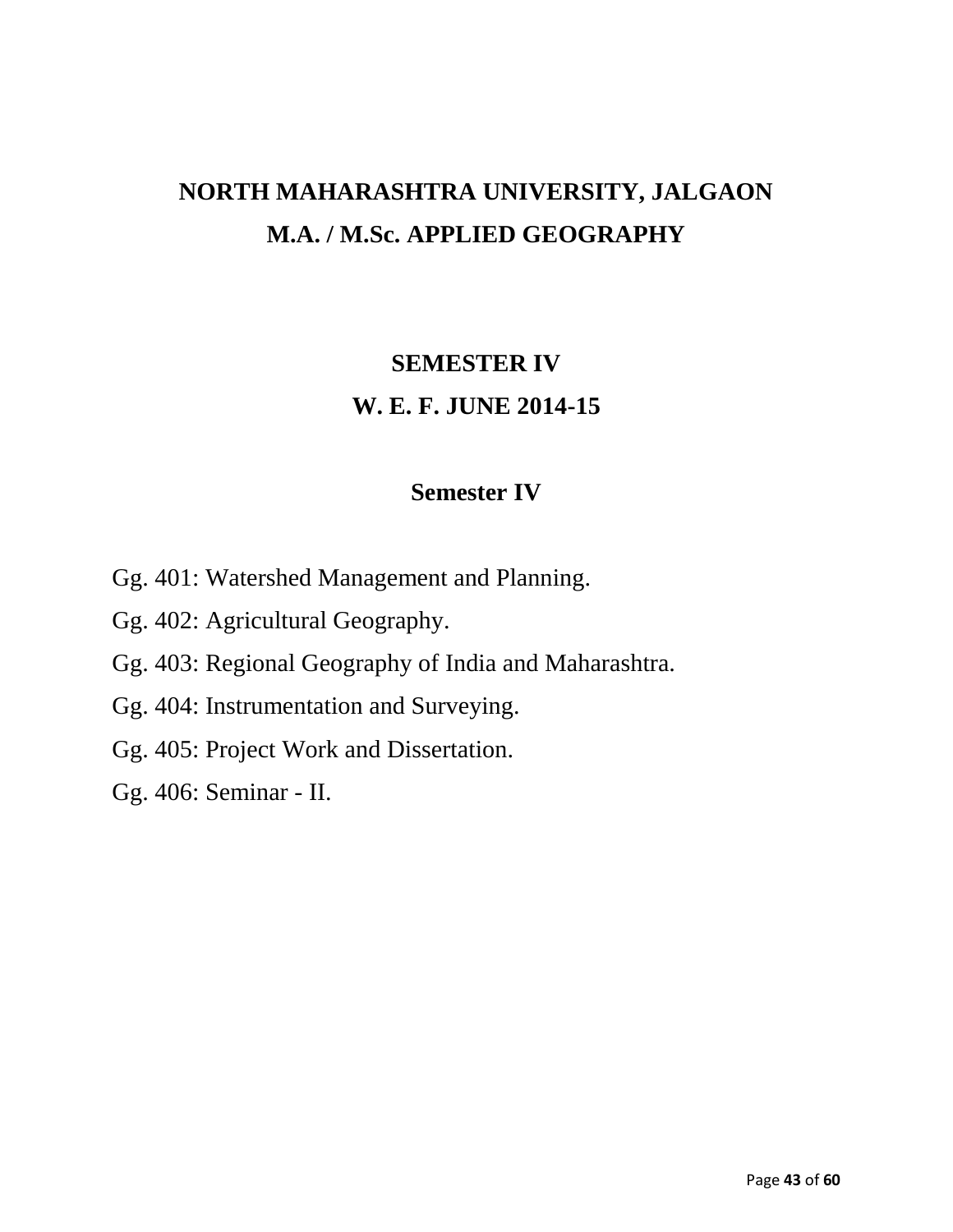# NORTH MAHARASHTRA UNIVERSITY, JALGAON

# M.A. / M.Sc. APPLIED GEOGRAPHY

## SEMESTER IV

## W. E. F. JUNE 2014-15

### Semester IV

Gg. 401: Watershed Management and Planning.

Gg. 402: Agricultural Geography.

Gg. 403: Regional Geography of India and Maharashtra.

Gg. 404: Instrumentation and Surveying.

Gg. 405: Project Work and Dissertation.

Gg. 406: Seminar - II.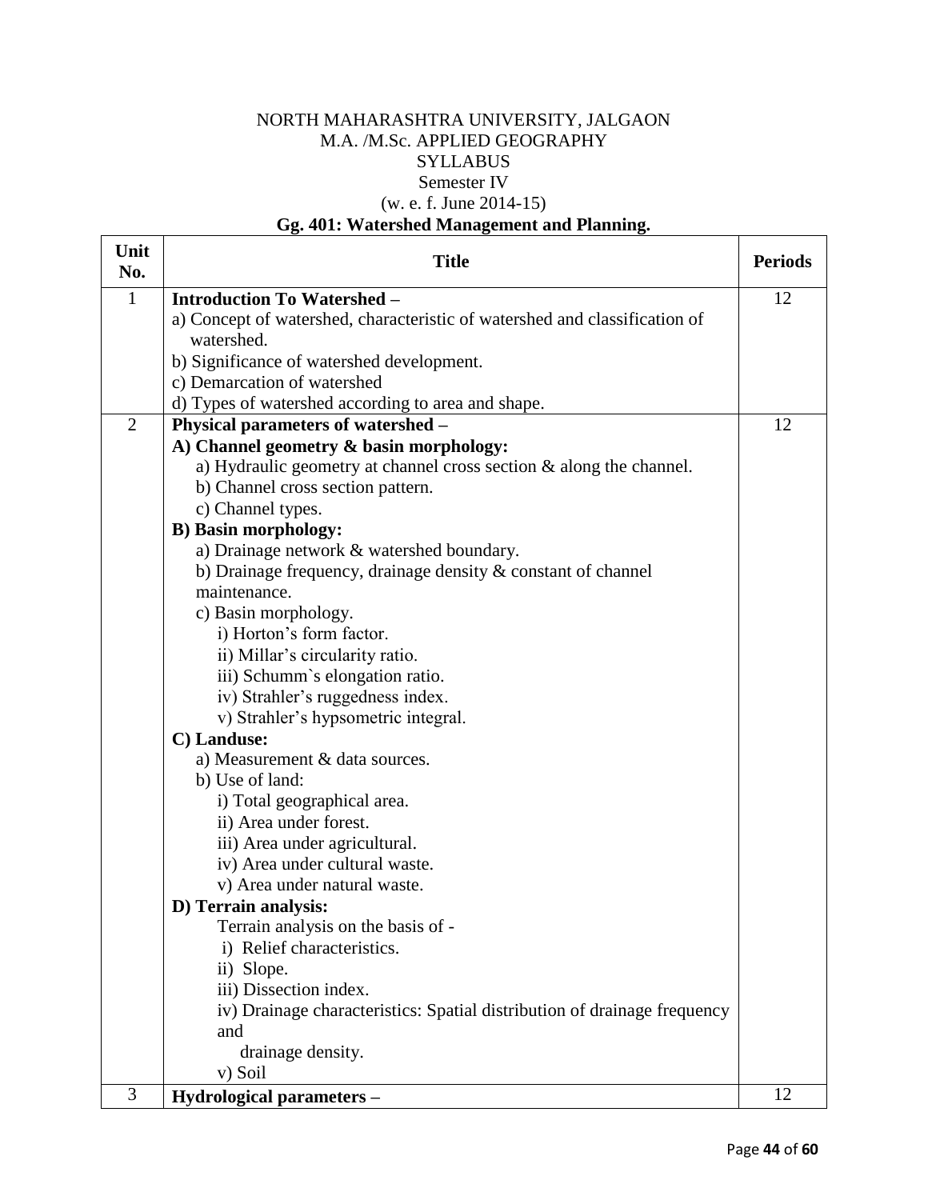NORTH MAHARASHTRA UNIVERSITY, JALGAON
M.A. /M.Sc. APPLIED GEOGRAPHY
SYLLABUS
Semester IV
(w. e. f. June 2014-15)

**Gg. 401: Watershed Management and Planning.**

| Unit No. | Title | Periods |
|---|---|---|
| 1 | **Introduction To Watershed –**<br>a) Concept of watershed, characteristic of watershed and classification of watershed.<br>b) Significance of watershed development.<br>c) Demarcation of watershed<br>d) Types of watershed according to area and shape. | 12 |
| 2 | **Physical parameters of watershed –**<br>**A) Channel geometry & basin morphology:**<br>a) Hydraulic geometry at channel cross section & along the channel.<br>b) Channel cross section pattern.<br>c) Channel types.<br>**B) Basin morphology:**<br>a) Drainage network & watershed boundary.<br>b) Drainage frequency, drainage density & constant of channel maintenance.<br>c) Basin morphology.<br>i) Horton's form factor.<br>ii) Millar's circularity ratio.<br>iii) Schumm`s elongation ratio.<br>iv) Strahler's ruggedness index.<br>v) Strahler's hypsometric integral.<br>**C) Landuse:**<br>a) Measurement & data sources.<br>b) Use of land:<br>i) Total geographical area.<br>ii) Area under forest.<br>iii) Area under agricultural.<br>iv) Area under cultural waste.<br>v) Area under natural waste.<br>**D) Terrain analysis:**<br>Terrain analysis on the basis of -<br>i) Relief characteristics.<br>ii) Slope.<br>iii) Dissection index.<br>iv) Drainage characteristics: Spatial distribution of drainage frequency and drainage density.<br>v) Soil | 12 |
| 3 | **Hydrological parameters –** | 12 |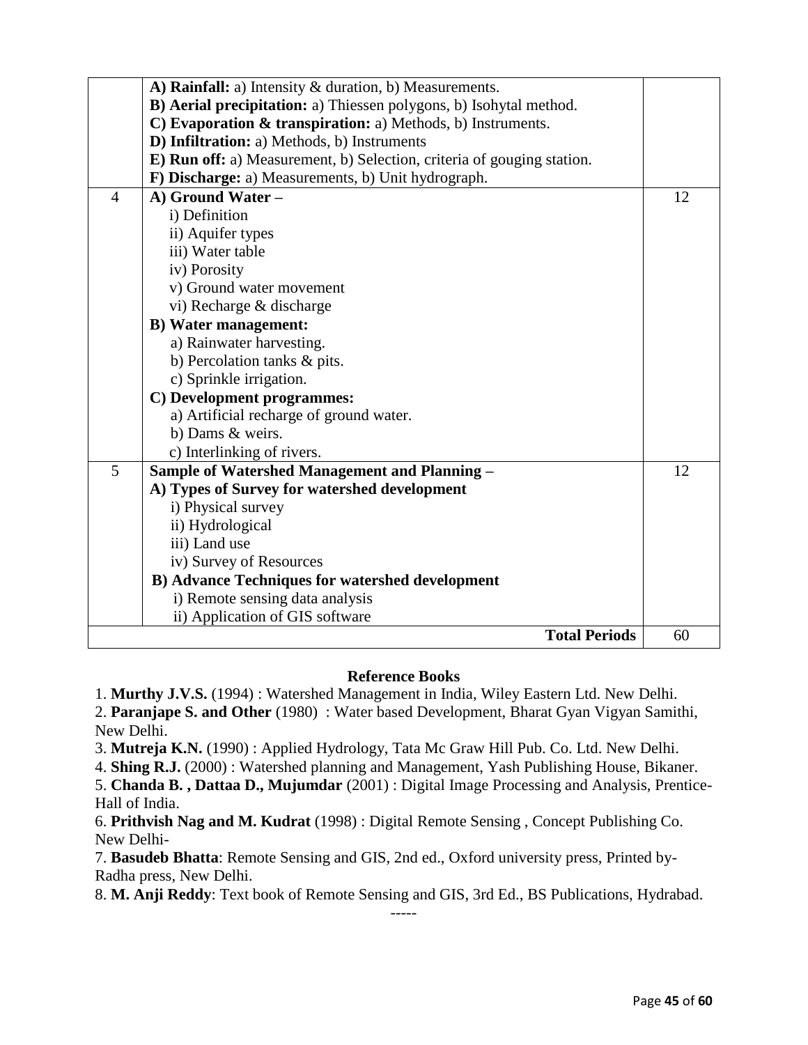| | | |
|---|---|---|
| | **A) Rainfall:** a) Intensity & duration, b) Measurements.<br>**B) Aerial precipitation:** a) Thiessen polygons, b) Isohytal method.<br>**C) Evaporation & transpiration:** a) Methods, b) Instruments.<br>**D) Infiltration:** a) Methods, b) Instruments<br>**E) Run off:** a) Measurement, b) Selection, criteria of gouging station.<br>**F) Discharge:** a) Measurements, b) Unit hydrograph. | |
| 4 | **A) Ground Water –**<br>i) Definition<br>ii) Aquifer types<br>iii) Water table<br>iv) Porosity<br>v) Ground water movement<br>vi) Recharge & discharge<br>**B) Water management:**<br>a) Rainwater harvesting.<br>b) Percolation tanks & pits.<br>c) Sprinkle irrigation.<br>**C) Development programmes:**<br>a) Artificial recharge of ground water.<br>b) Dams & weirs.<br>c) Interlinking of rivers. | 12 |
| 5 | **Sample of Watershed Management and Planning –**<br>**A) Types of Survey for watershed development**<br>i) Physical survey<br>ii) Hydrological<br>iii) Land use<br>iv) Survey of Resources<br>**B) Advance Techniques for watershed development**<br>i) Remote sensing data analysis<br>ii) Application of GIS software | 12 |
| | **Total Periods** | 60 |

**Reference Books**

1. **Murthy J.V.S.** (1994) : Watershed Management in India, Wiley Eastern Ltd. New Delhi.
2. **Paranjape S. and Other** (1980) : Water based Development, Bharat Gyan Vigyan Samithi, New Delhi.
3. **Mutreja K.N.** (1990) : Applied Hydrology, Tata Mc Graw Hill Pub. Co. Ltd. New Delhi.
4. **Shing R.J.** (2000) : Watershed planning and Management, Yash Publishing House, Bikaner.
5. **Chanda B. , Dattaa D., Mujumdar** (2001) : Digital Image Processing and Analysis, Prentice-Hall of India.
6. **Prithvish Nag and M. Kudrat** (1998) : Digital Remote Sensing , Concept Publishing Co. New Delhi-
7. **Basudeb Bhatta**: Remote Sensing and GIS, 2nd ed., Oxford university press, Printed by-Radha press, New Delhi.
8. **M. Anji Reddy**: Text book of Remote Sensing and GIS, 3rd Ed., BS Publications, Hydrabad.

-----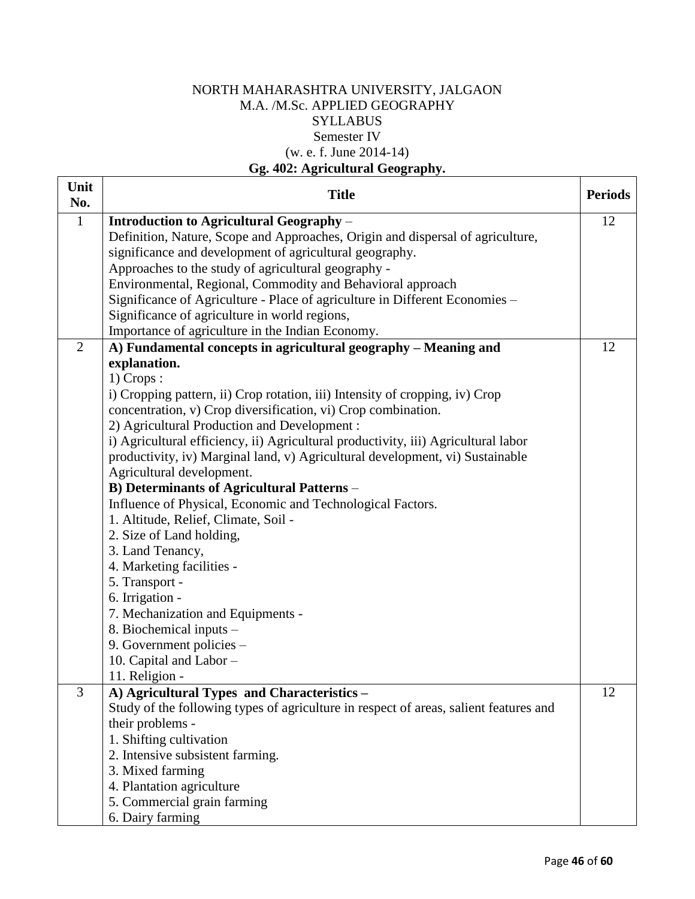NORTH MAHARASHTRA UNIVERSITY, JALGAON
M.A. /M.Sc. APPLIED GEOGRAPHY
SYLLABUS
Semester IV
(w. e. f. June 2014-14)

**Gg. 402: Agricultural Geography.**

| Unit No. | Title | Periods |
|---|---|---|
| 1 | **Introduction to Agricultural Geography** – <br>Definition, Nature, Scope and Approaches, Origin and dispersal of agriculture, significance and development of agricultural geography.<br>Approaches to the study of agricultural geography -<br>Environmental, Regional, Commodity and Behavioral approach<br>Significance of Agriculture - Place of agriculture in Different Economies –<br>Significance of agriculture in world regions,<br>Importance of agriculture in the Indian Economy. | 12 |
| 2 | **A) Fundamental concepts in agricultural geography – Meaning and explanation.**<br>1) Crops :<br>i) Cropping pattern, ii) Crop rotation, iii) Intensity of cropping, iv) Crop concentration, v) Crop diversification, vi) Crop combination.<br>2) Agricultural Production and Development :<br>i) Agricultural efficiency, ii) Agricultural productivity, iii) Agricultural labor productivity, iv) Marginal land, v) Agricultural development, vi) Sustainable Agricultural development.<br>**B) Determinants of Agricultural Patterns** –<br>Influence of Physical, Economic and Technological Factors.<br>1. Altitude, Relief, Climate, Soil -<br>2. Size of Land holding,<br>3. Land Tenancy,<br>4. Marketing facilities -<br>5. Transport -<br>6. Irrigation -<br>7. Mechanization and Equipments -<br>8. Biochemical inputs –<br>9. Government policies –<br>10. Capital and Labor –<br>11. Religion - | 12 |
| 3 | **A) Agricultural Types and Characteristics –**<br>Study of the following types of agriculture in respect of areas, salient features and their problems -<br>1. Shifting cultivation<br>2. Intensive subsistent farming.<br>3. Mixed farming<br>4. Plantation agriculture<br>5. Commercial grain farming<br>6. Dairy farming | 12 |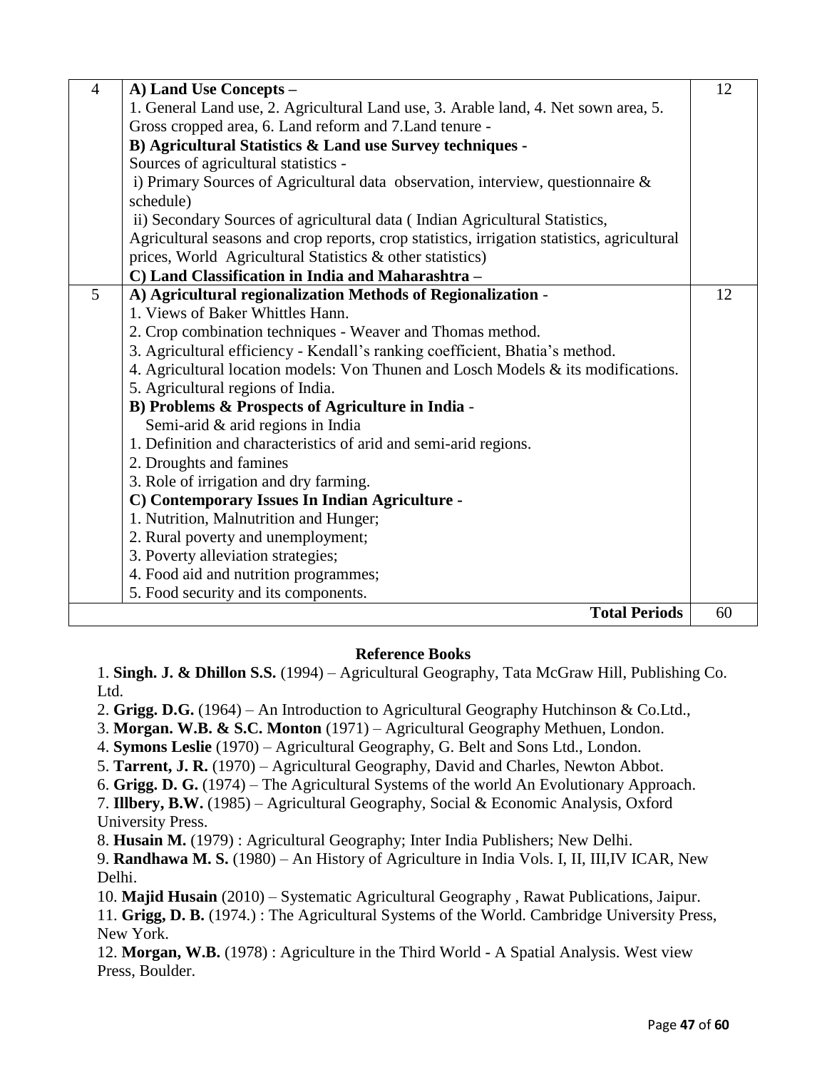| 4 | **A) Land Use Concepts –**<br>1. General Land use, 2. Agricultural Land use, 3. Arable land, 4. Net sown area, 5. Gross cropped area, 6. Land reform and 7.Land tenure -<br>**B) Agricultural Statistics & Land use Survey techniques -**<br>Sources of agricultural statistics -<br>i) Primary Sources of Agricultural data observation, interview, questionnaire & schedule)<br>ii) Secondary Sources of agricultural data ( Indian Agricultural Statistics, Agricultural seasons and crop reports, crop statistics, irrigation statistics, agricultural prices, World Agricultural Statistics & other statistics)<br>**C) Land Classification in India and Maharashtra –** | 12 |
|---|---|---|
| 5 | **A) Agricultural regionalization Methods of Regionalization** -<br>1. Views of Baker Whittles Hann.<br>2. Crop combination techniques - Weaver and Thomas method.<br>3. Agricultural efficiency - Kendall's ranking coefficient, Bhatia's method.<br>4. Agricultural location models: Von Thunen and Losch Models & its modifications.<br>5. Agricultural regions of India.<br>**B) Problems & Prospects of Agriculture in India** -<br>Semi-arid & arid regions in India<br>1. Definition and characteristics of arid and semi-arid regions.<br>2. Droughts and famines<br>3. Role of irrigation and dry farming.<br>**C) Contemporary Issues In Indian Agriculture -**<br>1. Nutrition, Malnutrition and Hunger;<br>2. Rural poverty and unemployment;<br>3. Poverty alleviation strategies;<br>4. Food aid and nutrition programmes;<br>5. Food security and its components. | 12 |
| | **Total Periods** | 60 |

## Reference Books

1. **Singh. J. & Dhillon S.S.** (1994) – Agricultural Geography, Tata McGraw Hill, Publishing Co. Ltd.
2. **Grigg. D.G.** (1964) – An Introduction to Agricultural Geography Hutchinson & Co.Ltd.,
3. **Morgan. W.B. & S.C. Monton** (1971) – Agricultural Geography Methuen, London.
4. **Symons Leslie** (1970) – Agricultural Geography, G. Belt and Sons Ltd., London.
5. **Tarrent, J. R.** (1970) – Agricultural Geography, David and Charles, Newton Abbot.
6. **Grigg. D. G.** (1974) – The Agricultural Systems of the world An Evolutionary Approach.
7. **Illbery, B.W.** (1985) – Agricultural Geography, Social & Economic Analysis, Oxford University Press.
8. **Husain M.** (1979) : Agricultural Geography; Inter India Publishers; New Delhi.
9. **Randhawa M. S.** (1980) – An History of Agriculture in India Vols. I, II, III,IV ICAR, New Delhi.
10. **Majid Husain** (2010) – Systematic Agricultural Geography , Rawat Publications, Jaipur.
11. **Grigg, D. B.** (1974.) : The Agricultural Systems of the World. Cambridge University Press, New York.
12. **Morgan, W.B.** (1978) : Agriculture in the Third World - A Spatial Analysis. West view Press, Boulder.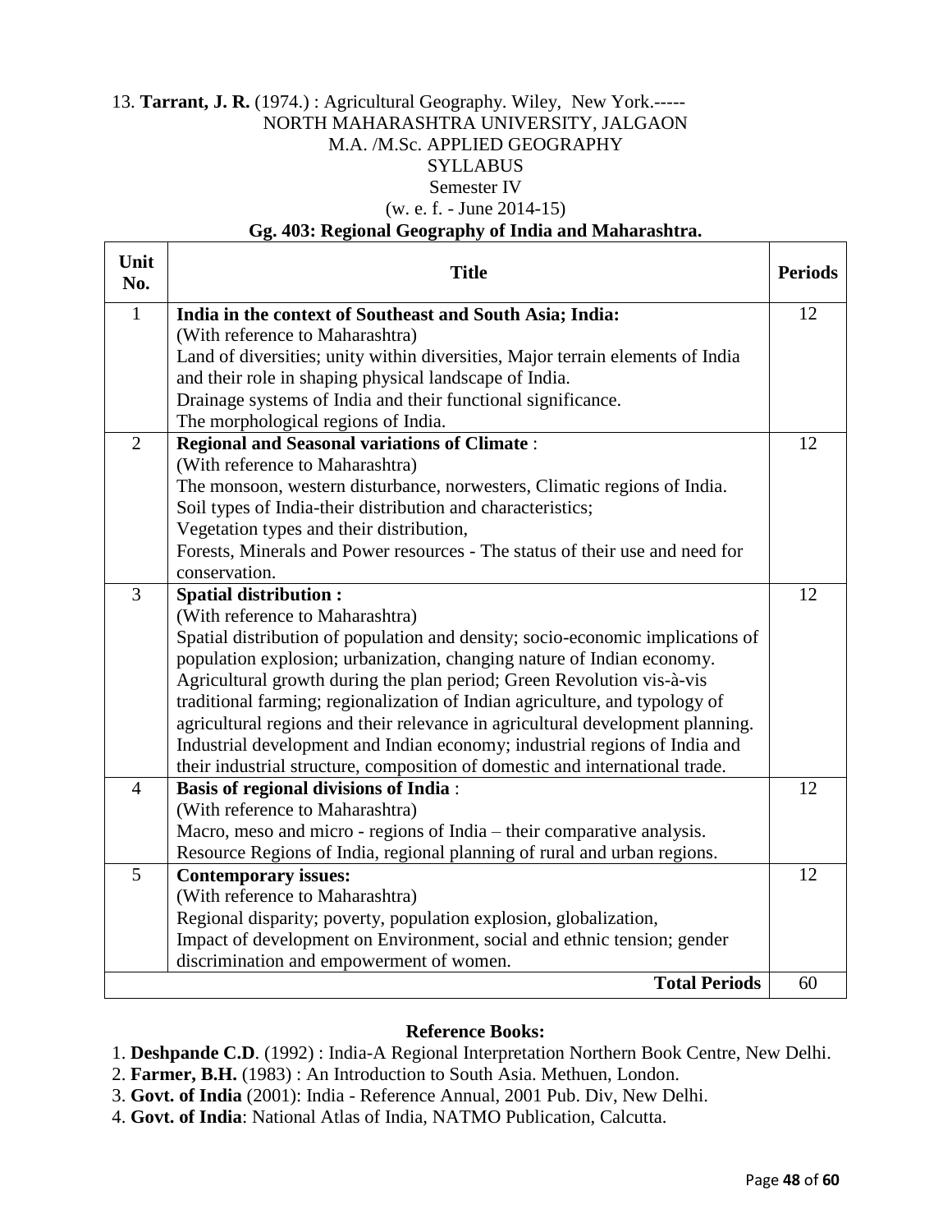13. **Tarrant, J. R.** (1974.) : Agricultural Geography. Wiley, New York.-----

NORTH MAHARASHTRA UNIVERSITY, JALGAON

M.A. /M.Sc. APPLIED GEOGRAPHY

SYLLABUS

Semester IV

(w. e. f. - June 2014-15)

**Gg. 403: Regional Geography of India and Maharashtra.**

| Unit No. | Title | Periods |
|---|---|---|
| 1 | **India in the context of Southeast and South Asia; India:**<br>(With reference to Maharashtra)<br>Land of diversities; unity within diversities, Major terrain elements of India and their role in shaping physical landscape of India.<br>Drainage systems of India and their functional significance.<br>The morphological regions of India. | 12 |
| 2 | **Regional and Seasonal variations of Climate** :<br>(With reference to Maharashtra)<br>The monsoon, western disturbance, norwesters, Climatic regions of India.<br>Soil types of India-their distribution and characteristics;<br>Vegetation types and their distribution,<br>Forests, Minerals and Power resources - The status of their use and need for conservation. | 12 |
| 3 | **Spatial distribution :**<br>(With reference to Maharashtra)<br>Spatial distribution of population and density; socio-economic implications of population explosion; urbanization, changing nature of Indian economy.<br>Agricultural growth during the plan period; Green Revolution vis-à-vis traditional farming; regionalization of Indian agriculture, and typology of agricultural regions and their relevance in agricultural development planning.<br>Industrial development and Indian economy; industrial regions of India and their industrial structure, composition of domestic and international trade. | 12 |
| 4 | **Basis of regional divisions of India** :<br>(With reference to Maharashtra)<br>Macro, meso and micro - regions of India – their comparative analysis.<br>Resource Regions of India, regional planning of rural and urban regions. | 12 |
| 5 | **Contemporary issues:**<br>(With reference to Maharashtra)<br>Regional disparity; poverty, population explosion, globalization,<br>Impact of development on Environment, social and ethnic tension; gender discrimination and empowerment of women. | 12 |
| | **Total Periods** | 60 |

**Reference Books:**

1. **Deshpande C.D**. (1992) : India-A Regional Interpretation Northern Book Centre, New Delhi.
2. **Farmer, B.H.** (1983) : An Introduction to South Asia. Methuen, London.
3. **Govt. of India** (2001): India - Reference Annual, 2001 Pub. Div, New Delhi.
4. **Govt. of India**: National Atlas of India, NATMO Publication, Calcutta.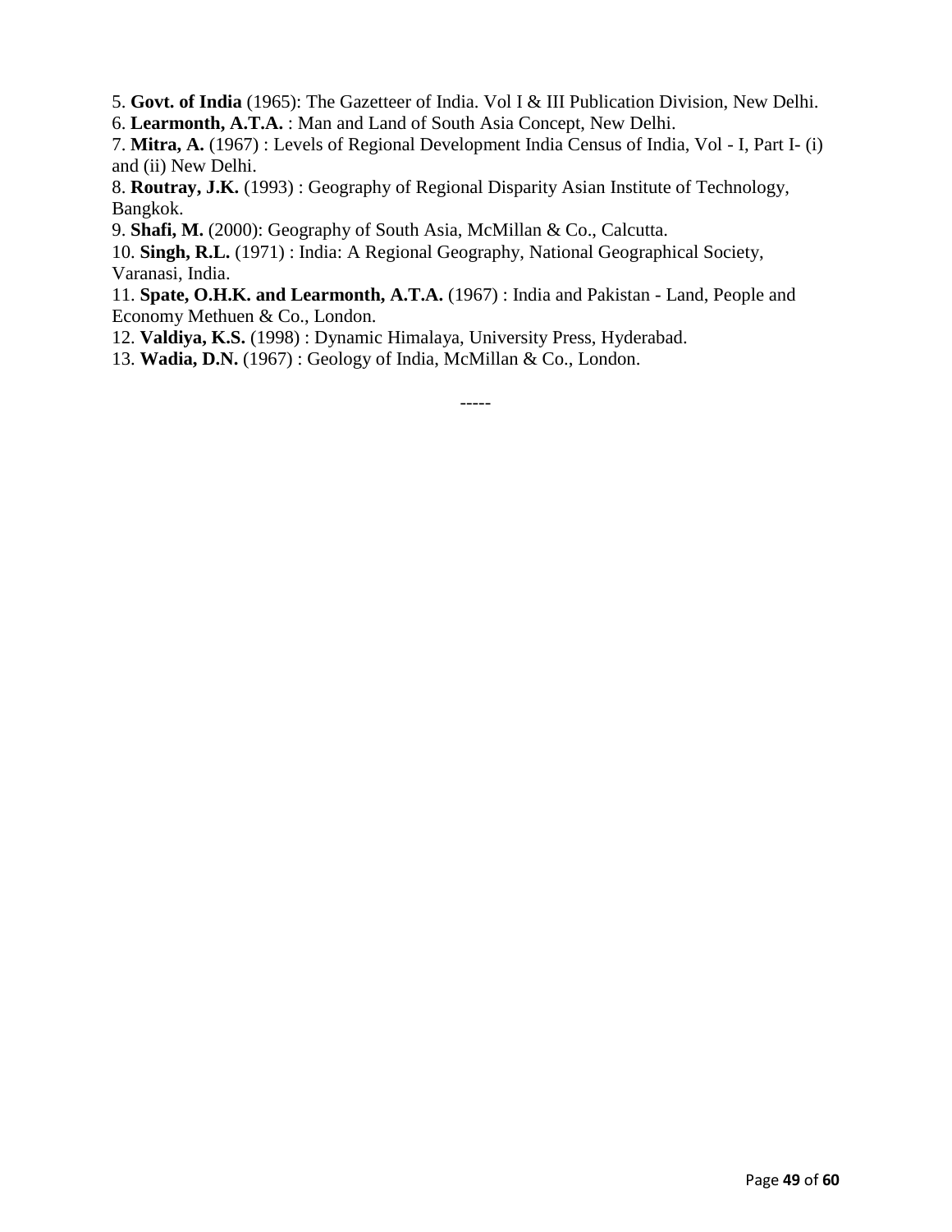5. **Govt. of India** (1965): The Gazetteer of India. Vol I & III Publication Division, New Delhi.
6. **Learmonth, A.T.A.** : Man and Land of South Asia Concept, New Delhi.
7. **Mitra, A.** (1967) : Levels of Regional Development India Census of India, Vol - I, Part I- (i) and (ii) New Delhi.
8. **Routray, J.K.** (1993) : Geography of Regional Disparity Asian Institute of Technology, Bangkok.
9. **Shafi, M.** (2000): Geography of South Asia, McMillan & Co., Calcutta.
10. **Singh, R.L.** (1971) : India: A Regional Geography, National Geographical Society, Varanasi, India.
11. **Spate, O.H.K. and Learmonth, A.T.A.** (1967) : India and Pakistan - Land, People and Economy Methuen & Co., London.
12. **Valdiya, K.S.** (1998) : Dynamic Himalaya, University Press, Hyderabad.
13. **Wadia, D.N.** (1967) : Geology of India, McMillan & Co., London.

-----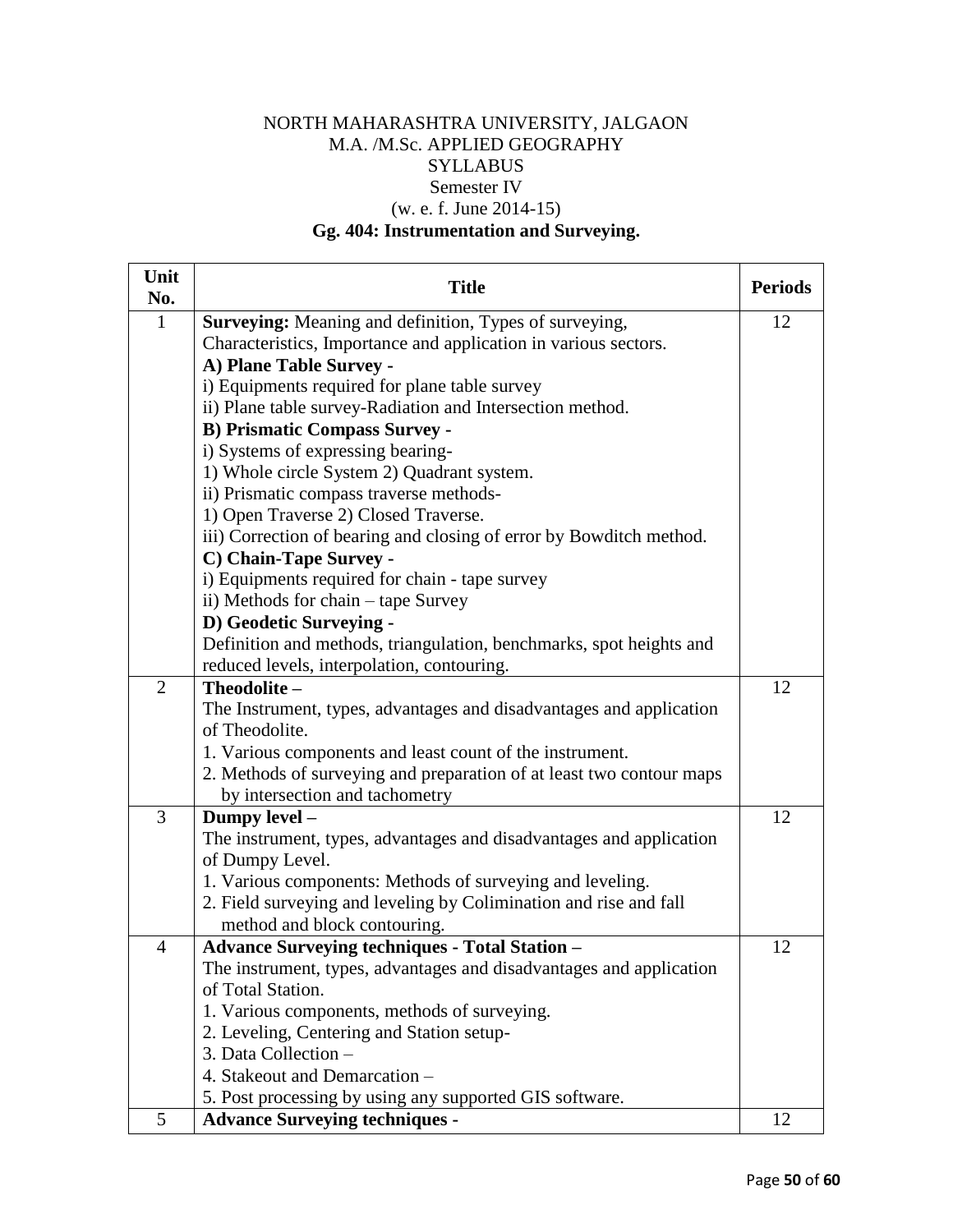NORTH MAHARASHTRA UNIVERSITY, JALGAON
M.A. /M.Sc. APPLIED GEOGRAPHY
SYLLABUS
Semester IV
(w. e. f. June 2014-15)

**Gg. 404: Instrumentation and Surveying.**

| Unit No. | Title | Periods |
|---|---|---|
| 1 | **Surveying:** Meaning and definition, Types of surveying, Characteristics, Importance and application in various sectors.<br>**A) Plane Table Survey -**<br>i) Equipments required for plane table survey<br>ii) Plane table survey-Radiation and Intersection method.<br>**B) Prismatic Compass Survey -**<br>i) Systems of expressing bearing-<br>1) Whole circle System 2) Quadrant system.<br>ii) Prismatic compass traverse methods-<br>1) Open Traverse 2) Closed Traverse.<br>iii) Correction of bearing and closing of error by Bowditch method.<br>**C) Chain-Tape Survey -**<br>i) Equipments required for chain - tape survey<br>ii) Methods for chain – tape Survey<br>**D) Geodetic Surveying -**<br>Definition and methods, triangulation, benchmarks, spot heights and reduced levels, interpolation, contouring. | 12 |
| 2 | **Theodolite –**<br>The Instrument, types, advantages and disadvantages and application of Theodolite.<br>1. Various components and least count of the instrument.<br>2. Methods of surveying and preparation of at least two contour maps by intersection and tachometry | 12 |
| 3 | **Dumpy level –**<br>The instrument, types, advantages and disadvantages and application of Dumpy Level.<br>1. Various components: Methods of surveying and leveling.<br>2. Field surveying and leveling by Colimination and rise and fall method and block contouring. | 12 |
| 4 | **Advance Surveying techniques - Total Station –**<br>The instrument, types, advantages and disadvantages and application of Total Station.<br>1. Various components, methods of surveying.<br>2. Leveling, Centering and Station setup-<br>3. Data Collection –<br>4. Stakeout and Demarcation –<br>5. Post processing by using any supported GIS software. | 12 |
| 5 | **Advance Surveying techniques -** | 12 |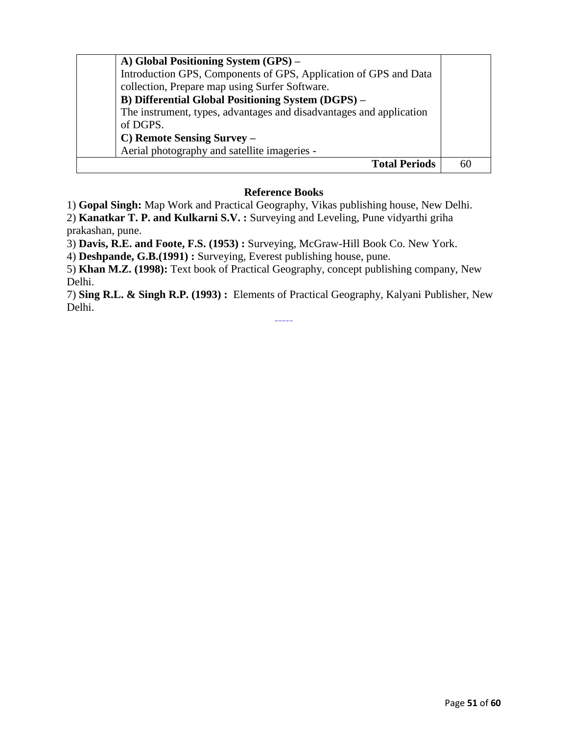| | | |
|---|---|---|
| | **A) Global Positioning System (GPS) –**<br>Introduction GPS, Components of GPS, Application of GPS and Data collection, Prepare map using Surfer Software.<br>**B) Differential Global Positioning System (DGPS) –**<br>The instrument, types, advantages and disadvantages and application of DGPS.<br>**C) Remote Sensing Survey –**<br>Aerial photography and satellite imageries - | |
| | **Total Periods** | 60 |

### Reference Books

1) **Gopal Singh:** Map Work and Practical Geography, Vikas publishing house, New Delhi.
2) **Kanatkar T. P. and Kulkarni S.V. :** Surveying and Leveling, Pune vidyarthi griha prakashan, pune.
3) **Davis, R.E. and Foote, F.S. (1953) :** Surveying, McGraw-Hill Book Co. New York.
4) **Deshpande, G.B.(1991) :** Surveying, Everest publishing house, pune.
5) **Khan M.Z. (1998):** Text book of Practical Geography, concept publishing company, New Delhi.
7) **Sing R.L. & Singh R.P. (1993) :** Elements of Practical Geography, Kalyani Publisher, New Delhi.

-----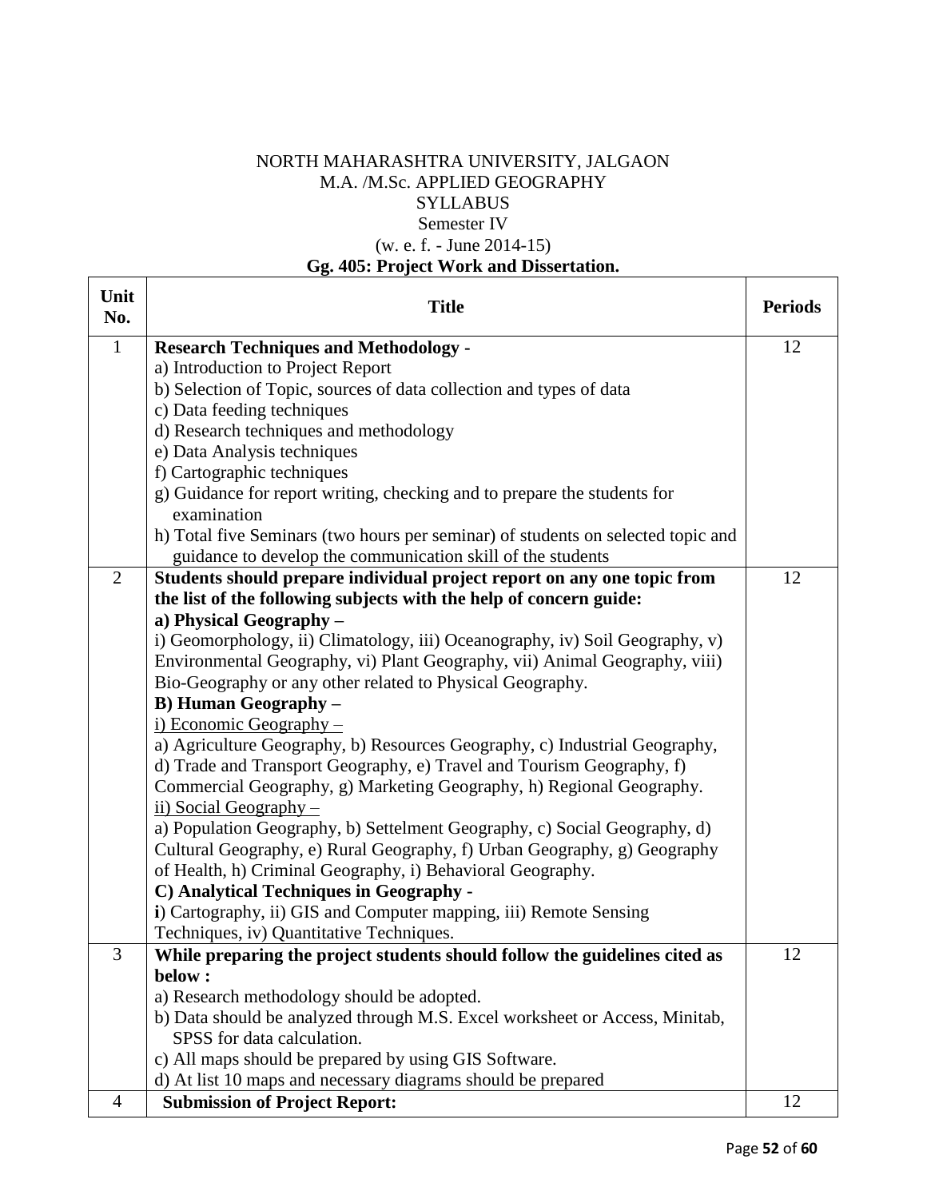NORTH MAHARASHTRA UNIVERSITY, JALGAON
M.A. /M.Sc. APPLIED GEOGRAPHY
SYLLABUS
Semester IV
(w. e. f. - June 2014-15)

**Gg. 405: Project Work and Dissertation.**

| Unit No. | Title | Periods |
|---|---|---|
| 1 | **Research Techniques and Methodology -**<br>a) Introduction to Project Report<br>b) Selection of Topic, sources of data collection and types of data<br>c) Data feeding techniques<br>d) Research techniques and methodology<br>e) Data Analysis techniques<br>f) Cartographic techniques<br>g) Guidance for report writing, checking and to prepare the students for examination<br>h) Total five Seminars (two hours per seminar) of students on selected topic and guidance to develop the communication skill of the students | 12 |
| 2 | **Students should prepare individual project report on any one topic from the list of the following subjects with the help of concern guide:**<br>**a) Physical Geography –**<br>i) Geomorphology, ii) Climatology, iii) Oceanography, iv) Soil Geography, v) Environmental Geography, vi) Plant Geography, vii) Animal Geography, viii) Bio-Geography or any other related to Physical Geography.<br>**B) Human Geography –**<br>i) Economic Geography –<br>a) Agriculture Geography, b) Resources Geography, c) Industrial Geography, d) Trade and Transport Geography, e) Travel and Tourism Geography, f) Commercial Geography, g) Marketing Geography, h) Regional Geography.<br>ii) Social Geography –<br>a) Population Geography, b) Settelment Geography, c) Social Geography, d) Cultural Geography, e) Rural Geography, f) Urban Geography, g) Geography of Health, h) Criminal Geography, i) Behavioral Geography.<br>**C) Analytical Techniques in Geography -**<br>**i**) Cartography, ii) GIS and Computer mapping, iii) Remote Sensing Techniques, iv) Quantitative Techniques. | 12 |
| 3 | **While preparing the project students should follow the guidelines cited as below :**<br>a) Research methodology should be adopted.<br>b) Data should be analyzed through M.S. Excel worksheet or Access, Minitab, SPSS for data calculation.<br>c) All maps should be prepared by using GIS Software.<br>d) At list 10 maps and necessary diagrams should be prepared | 12 |
| 4 | **Submission of Project Report:** | 12 |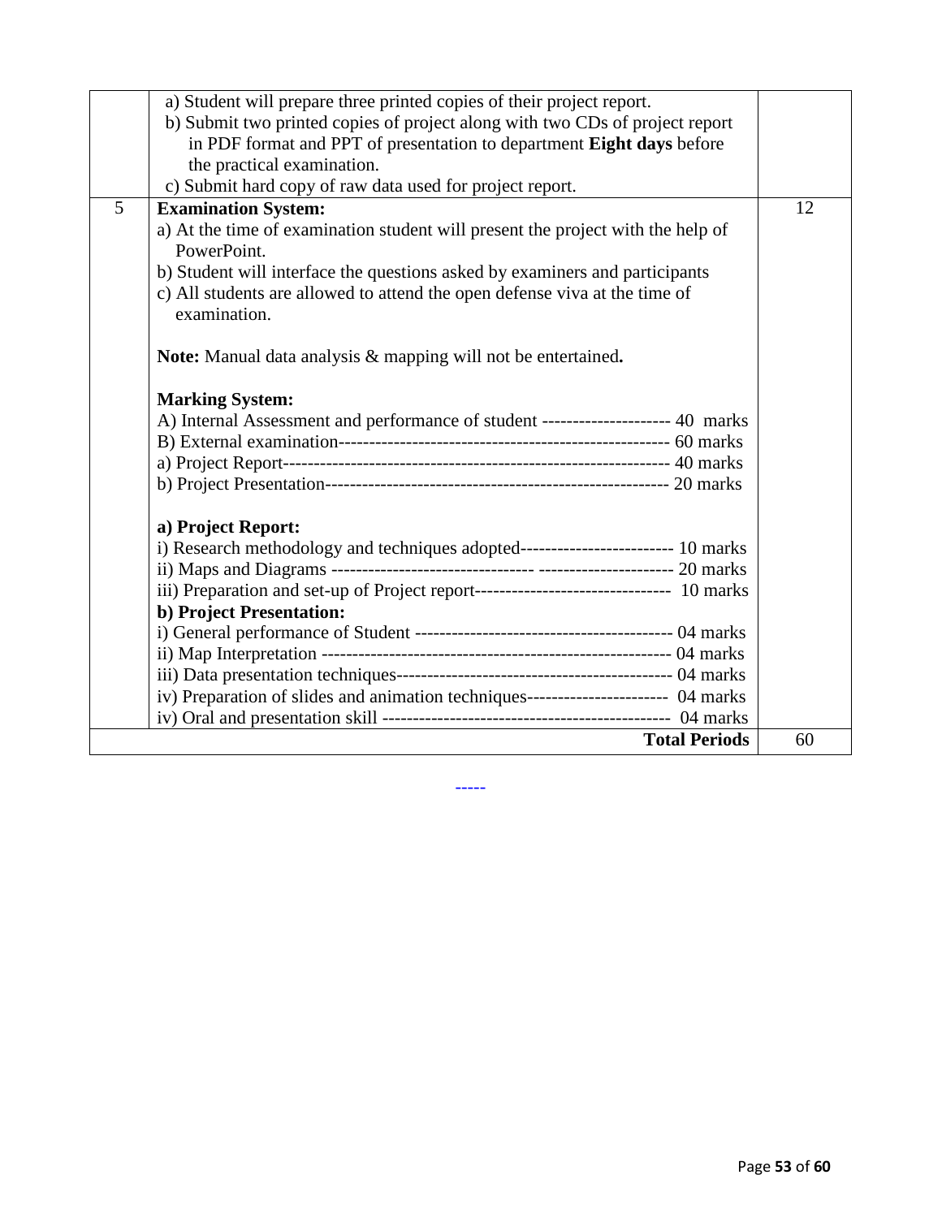| | | |
|---|---|---|
| | a) Student will prepare three printed copies of their project report.<br>b) Submit two printed copies of project along with two CDs of project report in PDF format and PPT of presentation to department **Eight days** before the practical examination.<br>c) Submit hard copy of raw data used for project report. | |
| 5 | **Examination System:**<br>a) At the time of examination student will present the project with the help of PowerPoint.<br>b) Student will interface the questions asked by examiners and participants<br>c) All students are allowed to attend the open defense viva at the time of examination.<br><br>**Note:** Manual data analysis & mapping will not be entertained**.**<br><br>**Marking System:**<br>A) Internal Assessment and performance of student --------------------- 40 marks<br>B) External examination------------------------------------------------------ 60 marks<br>a) Project Report--------------------------------------------------------------- 40 marks<br>b) Project Presentation-------------------------------------------------------- 20 marks<br><br>**a) Project Report:**<br>i) Research methodology and techniques adopted------------------------- 10 marks<br>ii) Maps and Diagrams -------------------------------- --------------------- 20 marks<br>iii) Preparation and set-up of Project report-------------------------------- 10 marks<br>**b) Project Presentation:**<br>i) General performance of Student ------------------------------------------ 04 marks<br>ii) Map Interpretation --------------------------------------------------------- 04 marks<br>iii) Data presentation techniques-------------------------------------------- 04 marks<br>iv) Preparation of slides and animation techniques----------------------- 04 marks<br>iv) Oral and presentation skill ---------------------------------------------- 04 marks | 12 |
| | **Total Periods** | 60 |

-----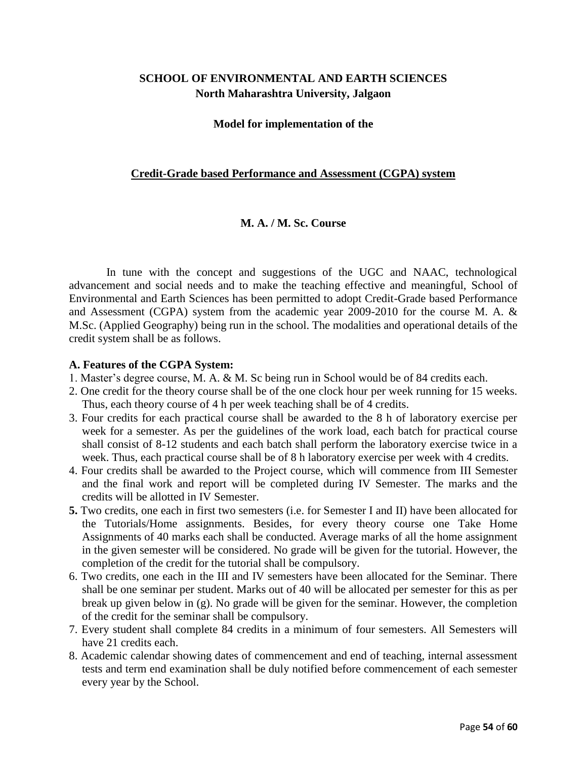## SCHOOL OF ENVIRONMENTAL AND EARTH SCIENCES
**North Maharashtra University, Jalgaon**

**Model for implementation of the**

**<u>Credit-Grade based Performance and Assessment (CGPA) system</u>**

**M. A. / M. Sc. Course**

In tune with the concept and suggestions of the UGC and NAAC, technological advancement and social needs and to make the teaching effective and meaningful, School of Environmental and Earth Sciences has been permitted to adopt Credit-Grade based Performance and Assessment (CGPA) system from the academic year 2009-2010 for the course M. A. & M.Sc. (Applied Geography) being run in the school. The modalities and operational details of the credit system shall be as follows.

### A. Features of the CGPA System:

1. Master's degree course, M. A. & M. Sc being run in School would be of 84 credits each.
2. One credit for the theory course shall be of the one clock hour per week running for 15 weeks. Thus, each theory course of 4 h per week teaching shall be of 4 credits.
3. Four credits for each practical course shall be awarded to the 8 h of laboratory exercise per week for a semester. As per the guidelines of the work load, each batch for practical course shall consist of 8-12 students and each batch shall perform the laboratory exercise twice in a week. Thus, each practical course shall be of 8 h laboratory exercise per week with 4 credits.
4. Four credits shall be awarded to the Project course, which will commence from III Semester and the final work and report will be completed during IV Semester. The marks and the credits will be allotted in IV Semester.
5. Two credits, one each in first two semesters (i.e. for Semester I and II) have been allocated for the Tutorials/Home assignments. Besides, for every theory course one Take Home Assignments of 40 marks each shall be conducted. Average marks of all the home assignment in the given semester will be considered. No grade will be given for the tutorial. However, the completion of the credit for the tutorial shall be compulsory.
6. Two credits, one each in the III and IV semesters have been allocated for the Seminar. There shall be one seminar per student. Marks out of 40 will be allocated per semester for this as per break up given below in (g). No grade will be given for the seminar. However, the completion of the credit for the seminar shall be compulsory.
7. Every student shall complete 84 credits in a minimum of four semesters. All Semesters will have 21 credits each.
8. Academic calendar showing dates of commencement and end of teaching, internal assessment tests and term end examination shall be duly notified before commencement of each semester every year by the School.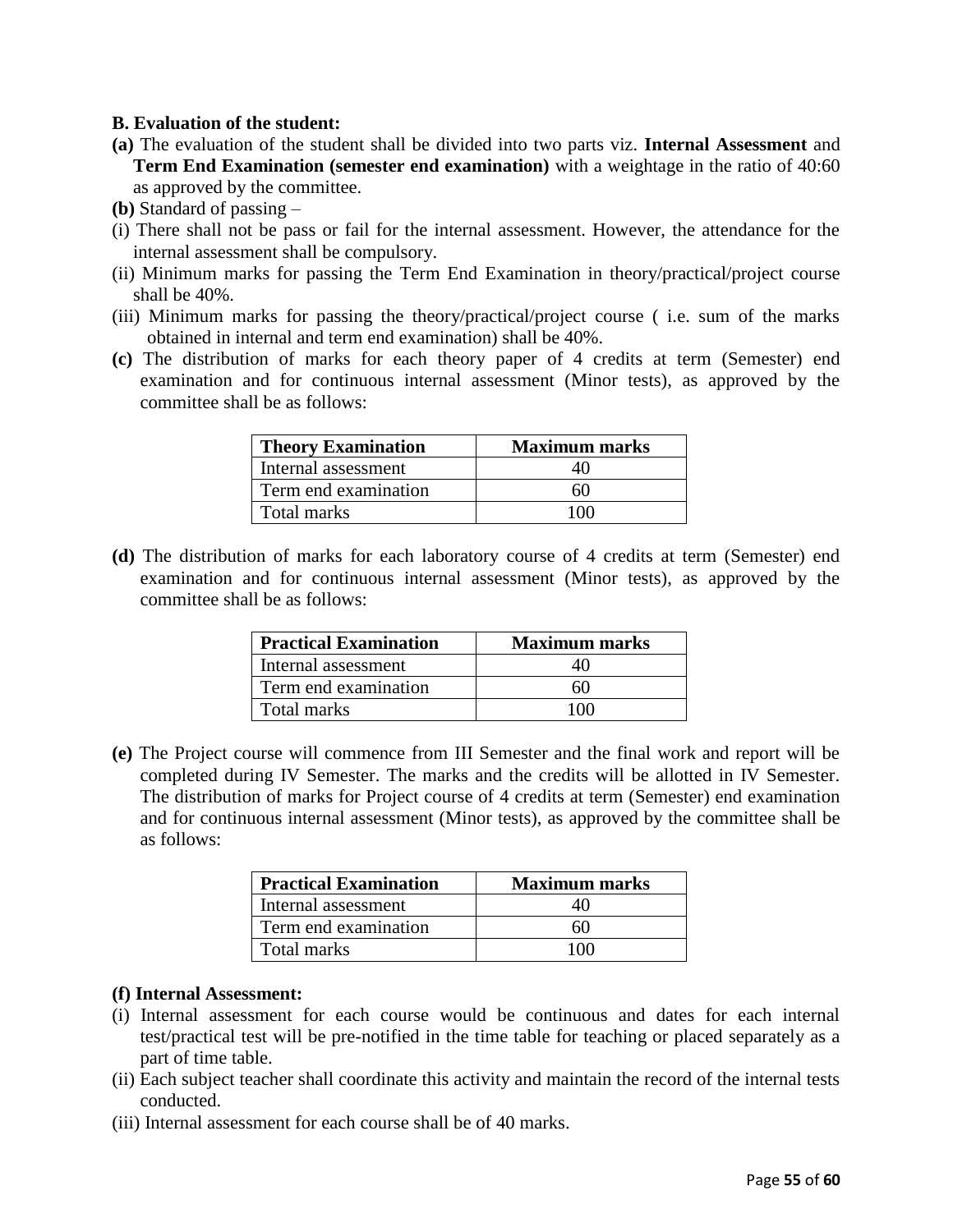**B. Evaluation of the student:**

**(a)** The evaluation of the student shall be divided into two parts viz. **Internal Assessment** and **Term End Examination (semester end examination)** with a weightage in the ratio of 40:60 as approved by the committee.

**(b)** Standard of passing –

(i) There shall not be pass or fail for the internal assessment. However, the attendance for the internal assessment shall be compulsory.

(ii) Minimum marks for passing the Term End Examination in theory/practical/project course shall be 40%.

(iii) Minimum marks for passing the theory/practical/project course ( i.e. sum of the marks obtained in internal and term end examination) shall be 40%.

**(c)** The distribution of marks for each theory paper of 4 credits at term (Semester) end examination and for continuous internal assessment (Minor tests), as approved by the committee shall be as follows:

| Theory Examination | Maximum marks |
|---|---|
| Internal assessment | 40 |
| Term end examination | 60 |
| Total marks | 100 |

**(d)** The distribution of marks for each laboratory course of 4 credits at term (Semester) end examination and for continuous internal assessment (Minor tests), as approved by the committee shall be as follows:

| Practical Examination | Maximum marks |
|---|---|
| Internal assessment | 40 |
| Term end examination | 60 |
| Total marks | 100 |

**(e)** The Project course will commence from III Semester and the final work and report will be completed during IV Semester. The marks and the credits will be allotted in IV Semester. The distribution of marks for Project course of 4 credits at term (Semester) end examination and for continuous internal assessment (Minor tests), as approved by the committee shall be as follows:

| Practical Examination | Maximum marks |
|---|---|
| Internal assessment | 40 |
| Term end examination | 60 |
| Total marks | 100 |

**(f) Internal Assessment:**

(i) Internal assessment for each course would be continuous and dates for each internal test/practical test will be pre-notified in the time table for teaching or placed separately as a part of time table.

(ii) Each subject teacher shall coordinate this activity and maintain the record of the internal tests conducted.

(iii) Internal assessment for each course shall be of 40 marks.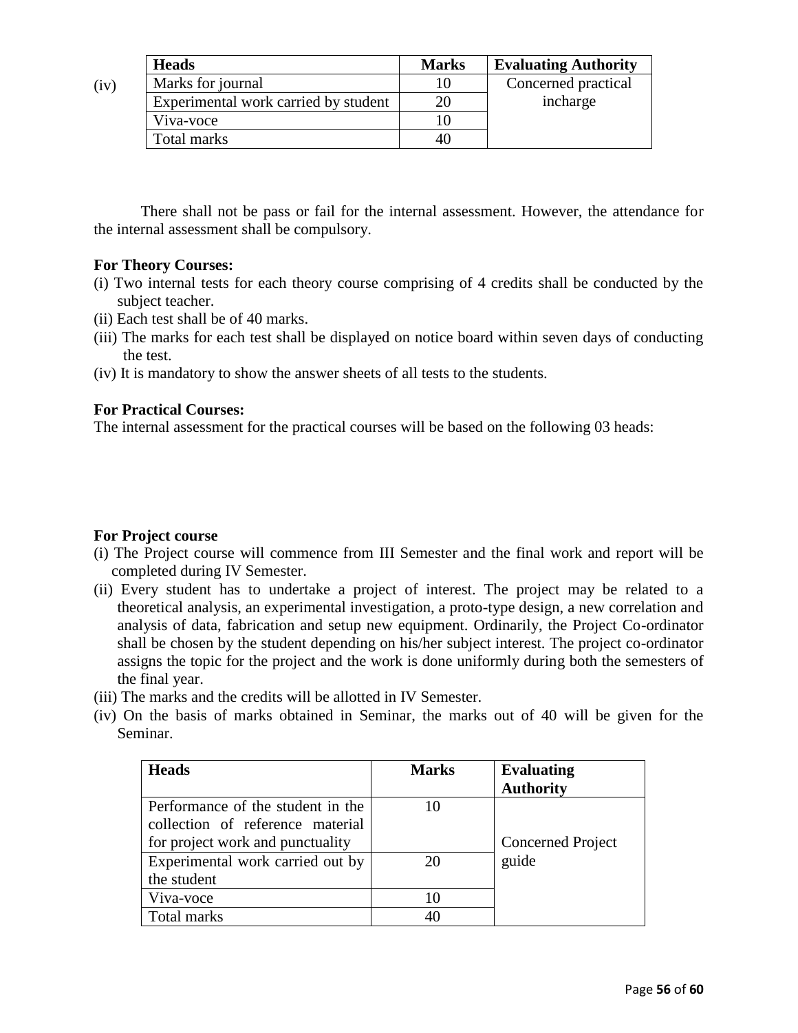(iv)

| Heads | Marks | Evaluating Authority |
|---|---|---|
| Marks for journal | 10 | Concerned practical incharge |
| Experimental work carried by student | 20 | |
| Viva-voce | 10 | |
| Total marks | 40 | |

There shall not be pass or fail for the internal assessment. However, the attendance for the internal assessment shall be compulsory.

**For Theory Courses:**

(i) Two internal tests for each theory course comprising of 4 credits shall be conducted by the subject teacher.

(ii) Each test shall be of 40 marks.

(iii) The marks for each test shall be displayed on notice board within seven days of conducting the test.

(iv) It is mandatory to show the answer sheets of all tests to the students.

**For Practical Courses:**

The internal assessment for the practical courses will be based on the following 03 heads:

**For Project course**

(i) The Project course will commence from III Semester and the final work and report will be completed during IV Semester.

(ii) Every student has to undertake a project of interest. The project may be related to a theoretical analysis, an experimental investigation, a proto-type design, a new correlation and analysis of data, fabrication and setup new equipment. Ordinarily, the Project Co-ordinator shall be chosen by the student depending on his/her subject interest. The project co-ordinator assigns the topic for the project and the work is done uniformly during both the semesters of the final year.

(iii) The marks and the credits will be allotted in IV Semester.

(iv) On the basis of marks obtained in Seminar, the marks out of 40 will be given for the Seminar.

| Heads | Marks | Evaluating Authority |
|---|---|---|
| Performance of the student in the collection of reference material for project work and punctuality | 10 | Concerned Project guide |
| Experimental work carried out by the student | 20 | |
| Viva-voce | 10 | |
| Total marks | 40 | |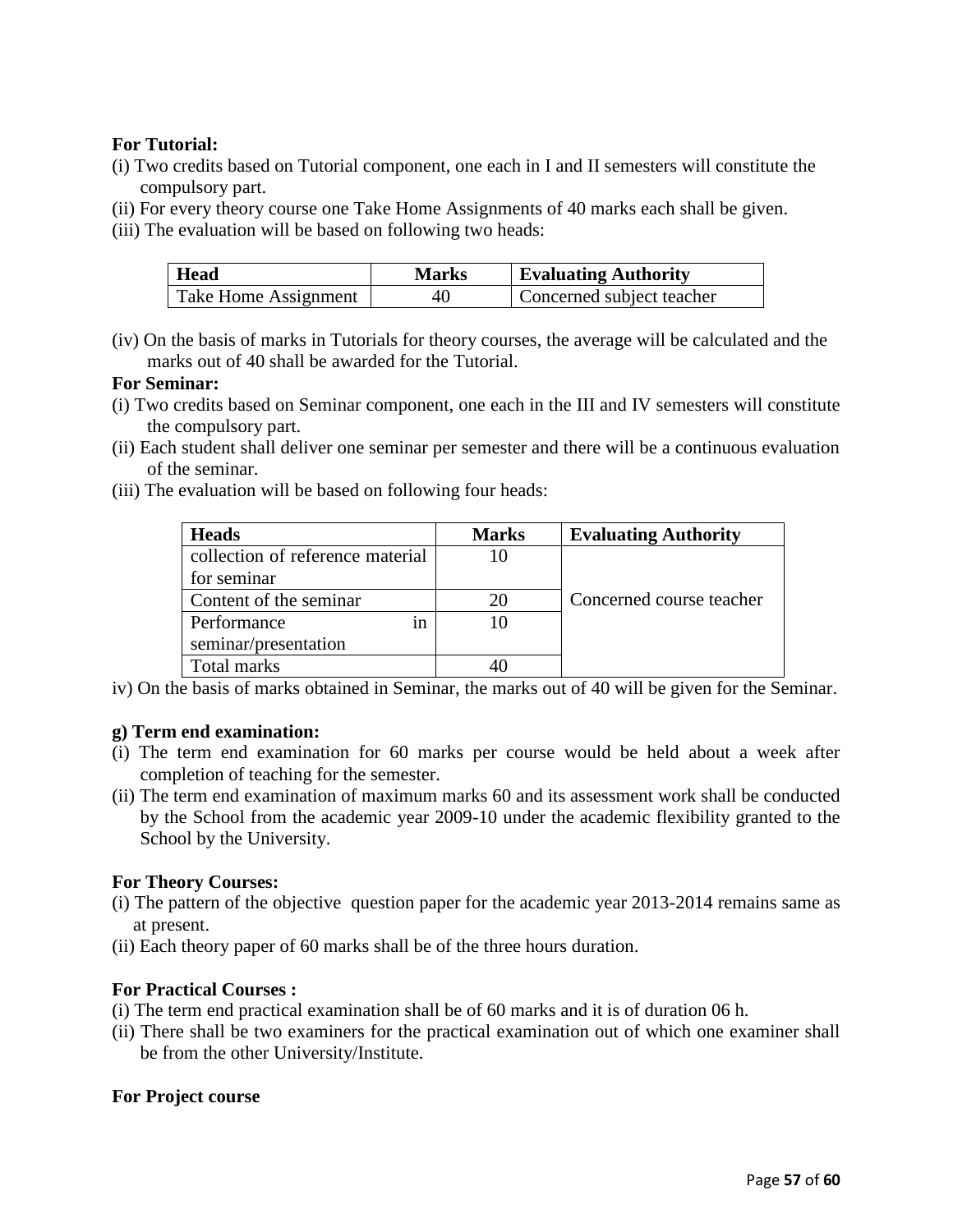**For Tutorial:**

(i) Two credits based on Tutorial component, one each in I and II semesters will constitute the compulsory part.

(ii) For every theory course one Take Home Assignments of 40 marks each shall be given.

(iii) The evaluation will be based on following two heads:

| Head | Marks | Evaluating Authority |
|---|---|---|
| Take Home Assignment | 40 | Concerned subject teacher |

(iv) On the basis of marks in Tutorials for theory courses, the average will be calculated and the marks out of 40 shall be awarded for the Tutorial.

**For Seminar:**

(i) Two credits based on Seminar component, one each in the III and IV semesters will constitute the compulsory part.

(ii) Each student shall deliver one seminar per semester and there will be a continuous evaluation of the seminar.

(iii) The evaluation will be based on following four heads:

| Heads | Marks | Evaluating Authority |
|---|---|---|
| collection of reference material for seminar | 10 | Concerned course teacher |
| Content of the seminar | 20 | |
| Performance in seminar/presentation | 10 | |
| Total marks | 40 | |

iv) On the basis of marks obtained in Seminar, the marks out of 40 will be given for the Seminar.

**g) Term end examination:**

(i) The term end examination for 60 marks per course would be held about a week after completion of teaching for the semester.

(ii) The term end examination of maximum marks 60 and its assessment work shall be conducted by the School from the academic year 2009-10 under the academic flexibility granted to the School by the University.

**For Theory Courses:**

(i) The pattern of the objective question paper for the academic year 2013-2014 remains same as at present.

(ii) Each theory paper of 60 marks shall be of the three hours duration.

**For Practical Courses :**

(i) The term end practical examination shall be of 60 marks and it is of duration 06 h.

(ii) There shall be two examiners for the practical examination out of which one examiner shall be from the other University/Institute.

**For Project course**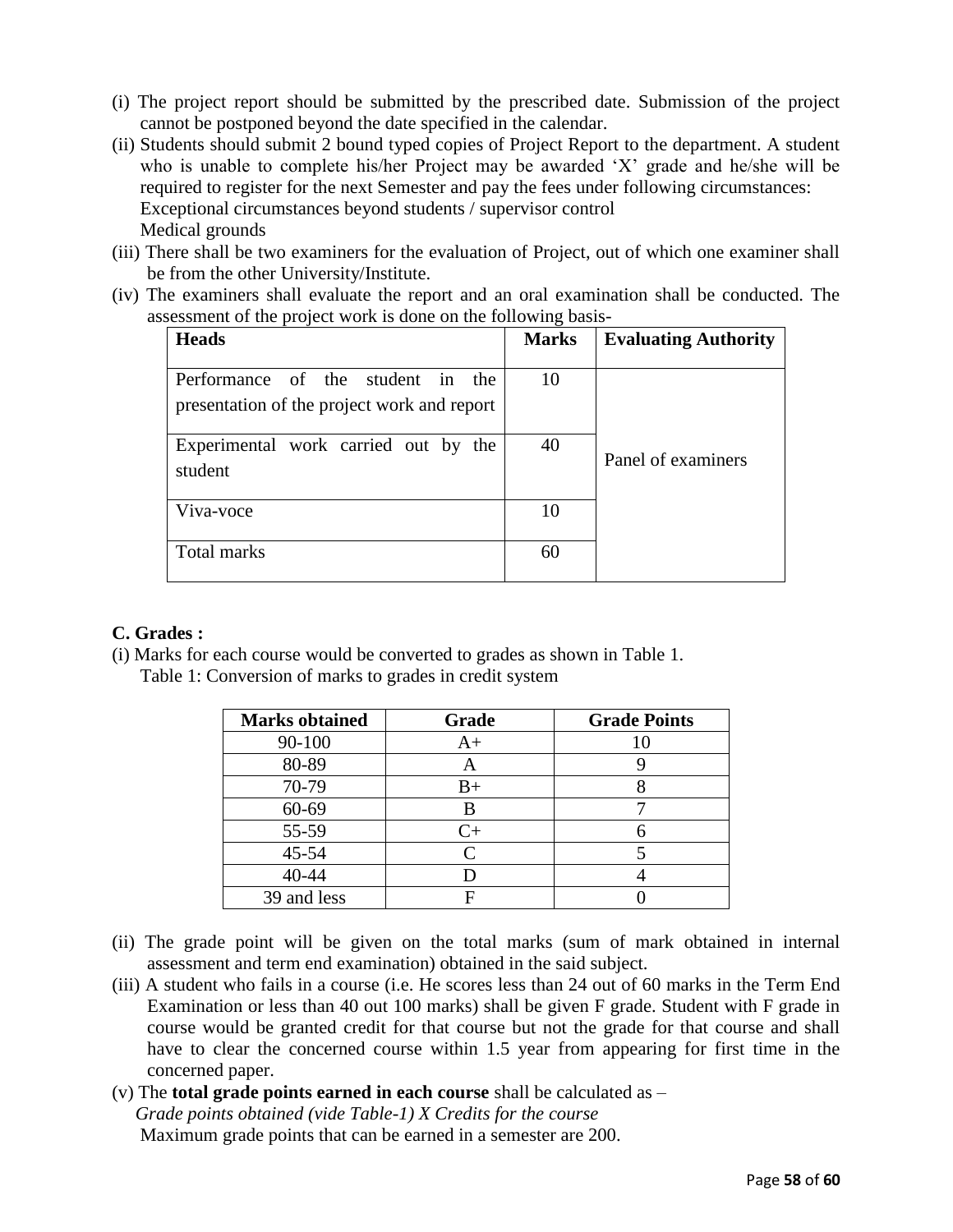(i) The project report should be submitted by the prescribed date. Submission of the project cannot be postponed beyond the date specified in the calendar.

(ii) Students should submit 2 bound typed copies of Project Report to the department. A student who is unable to complete his/her Project may be awarded 'X' grade and he/she will be required to register for the next Semester and pay the fees under following circumstances:
Exceptional circumstances beyond students / supervisor control
Medical grounds

(iii) There shall be two examiners for the evaluation of Project, out of which one examiner shall be from the other University/Institute.

(iv) The examiners shall evaluate the report and an oral examination shall be conducted. The assessment of the project work is done on the following basis-

| **Heads** | **Marks** | **Evaluating Authority** |
|---|---|---|
| Performance of the student in the presentation of the project work and report | 10 | Panel of examiners |
| Experimental work carried out by the student | 40 | |
| Viva-voce | 10 | |
| Total marks | 60 | |

**C. Grades :**

(i) Marks for each course would be converted to grades as shown in Table 1.

Table 1: Conversion of marks to grades in credit system

| **Marks obtained** | **Grade** | **Grade Points** |
|---|---|---|
| 90-100 | A+ | 10 |
| 80-89 | A | 9 |
| 70-79 | B+ | 8 |
| 60-69 | B | 7 |
| 55-59 | C+ | 6 |
| 45-54 | C | 5 |
| 40-44 | D | 4 |
| 39 and less | F | 0 |

(ii) The grade point will be given on the total marks (sum of mark obtained in internal assessment and term end examination) obtained in the said subject.

(iii) A student who fails in a course (i.e. He scores less than 24 out of 60 marks in the Term End Examination or less than 40 out 100 marks) shall be given F grade. Student with F grade in course would be granted credit for that course but not the grade for that course and shall have to clear the concerned course within 1.5 year from appearing for first time in the concerned paper.

(v) The **total grade points earned in each course** shall be calculated as –
*Grade points obtained (vide Table-1) X Credits for the course*
Maximum grade points that can be earned in a semester are 200.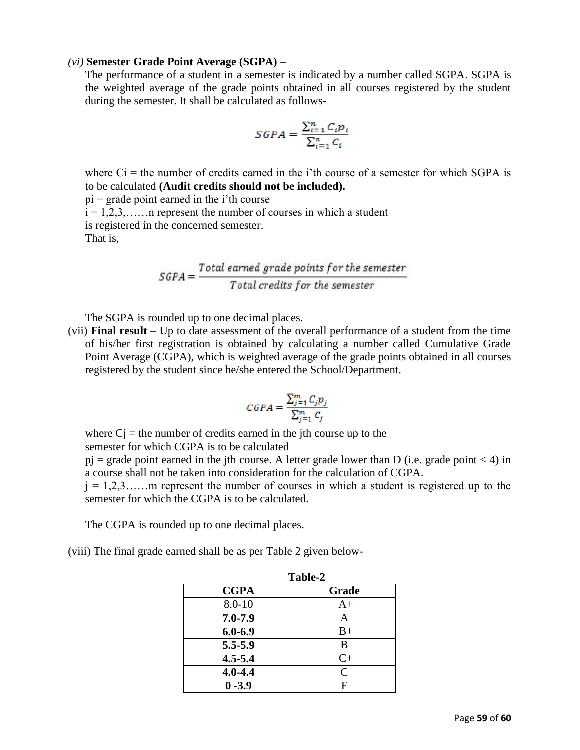*(vi)* **Semester Grade Point Average (SGPA)** –

The performance of a student in a semester is indicated by a number called SGPA. SGPA is the weighted average of the grade points obtained in all courses registered by the student during the semester. It shall be calculated as follows-

$$SGPA = \frac{\sum_{i=1}^{n} C_i p_i}{\sum_{i=1}^{n} C_i}$$

where Ci = the number of credits earned in the i'th course of a semester for which SGPA is to be calculated **(Audit credits should not be included).**

pi = grade point earned in the i'th course

i = 1,2,3,……n represent the number of courses in which a student is registered in the concerned semester.

That is,

$$SGPA = \frac{\text{Total earned grade points for the semester}}{\text{Total credits for the semester}}$$

The SGPA is rounded up to one decimal places.

(vii) **Final result** – Up to date assessment of the overall performance of a student from the time of his/her first registration is obtained by calculating a number called Cumulative Grade Point Average (CGPA), which is weighted average of the grade points obtained in all courses registered by the student since he/she entered the School/Department.

$$CGPA = \frac{\sum_{j=1}^{m} C_j p_j}{\sum_{j=1}^{m} C_j}$$

where Cj = the number of credits earned in the jth course up to the semester for which CGPA is to be calculated

pj = grade point earned in the jth course. A letter grade lower than D (i.e. grade point < 4) in a course shall not be taken into consideration for the calculation of CGPA.

j = 1,2,3……m represent the number of courses in which a student is registered up to the semester for which the CGPA is to be calculated.

The CGPA is rounded up to one decimal places.

(viii) The final grade earned shall be as per Table 2 given below-

**Table-2**

| CGPA | Grade |
|---|---|
| 8.0-10 | A+ |
| **7.0-7.9** | A |
| **6.0-6.9** | B+ |
| **5.5-5.9** | B |
| **4.5-5.4** | C+ |
| **4.0-4.4** | C |
| **0 -3.9** | F |